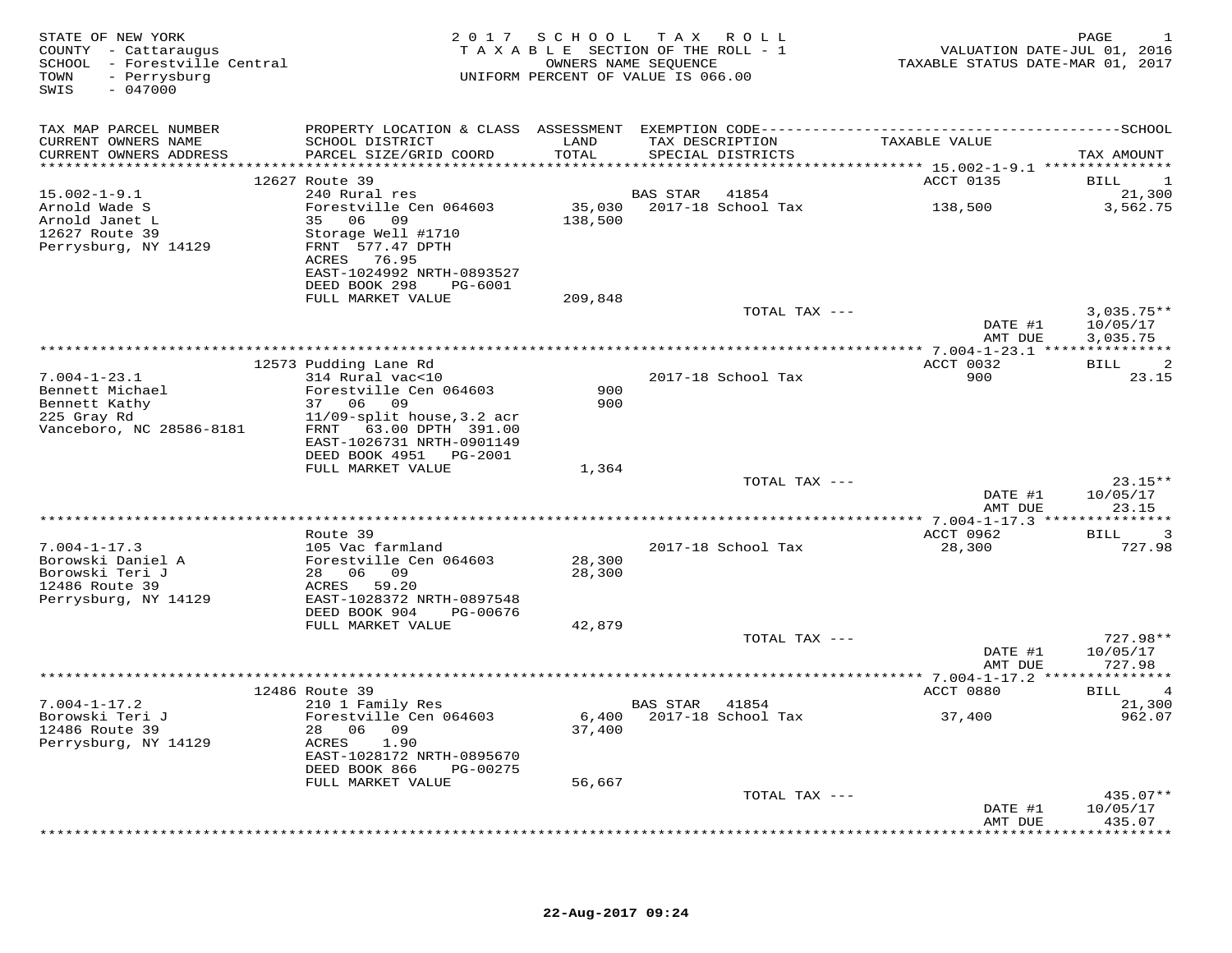STATE OF NEW YORK
COUNTY - Cattaraugus
SCHOOL - Forestville Central
TOWN - Perrysburg
SWIS - 047000

2 0 1 7 S C H O O L T A X R O L L
T A X A B L E SECTION OF THE ROLL - 1
OWNERS NAME SEQUENCE
UNIFORM PERCENT OF VALUE IS 066.00

VALUATION DATE-JUL 01, 2016
TAXABLE STATUS DATE-MAR 01, 2017

| TAX MAP PARCEL NUMBER / CURRENT OWNERS NAME / CURRENT OWNERS ADDRESS | PROPERTY LOCATION & CLASS / SCHOOL DISTRICT / PARCEL SIZE/GRID COORD | ASSESSMENT LAND / TOTAL | EXEMPTION CODE / TAX DESCRIPTION / SPECIAL DISTRICTS | TAXABLE VALUE | TAX AMOUNT |
|---|---|---|---|---|---|
| **15.002-1-9.1** | 12627 Route 39 | | | ACCT 0135 | BILL 1 |
| 15.002-1-9.1 | 240 Rural res | | BAS STAR 41854 | | 21,300 |
| Arnold Wade S | Forestville Cen 064603 | 35,030 | 2017-18 School Tax | 138,500 | 3,562.75 |
| Arnold Janet L | 35 06 09 | 138,500 | | | |
| 12627 Route 39 | Storage Well #1710 | | | | |
| Perrysburg, NY 14129 | FRNT 577.47 DPTH | | | | |
| | ACRES 76.95 | | | | |
| | EAST-1024992 NRTH-0893527 | | | | |
| | DEED BOOK 298 PG-6001 | | | | |
| | FULL MARKET VALUE | 209,848 | | | |
| | | | TOTAL TAX --- | | 3,035.75** |
| | | | | DATE #1 | 10/05/17 |
| | | | | AMT DUE | 3,035.75 |
| **7.004-1-23.1** | 12573 Pudding Lane Rd | | | ACCT 0032 | BILL 2 |
| 7.004-1-23.1 | 314 Rural vac<10 | | 2017-18 School Tax | 900 | 23.15 |
| Bennett Michael | Forestville Cen 064603 | 900 | | | |
| Bennett Kathy | 37 06 09 | 900 | | | |
| 225 Gray Rd | 11/09-split house,3.2 acr | | | | |
| Vanceboro, NC 28586-8181 | FRNT 63.00 DPTH 391.00 | | | | |
| | EAST-1026731 NRTH-0901149 | | | | |
| | DEED BOOK 4951 PG-2001 | | | | |
| | FULL MARKET VALUE | 1,364 | | | |
| | | | TOTAL TAX --- | | 23.15** |
| | | | | DATE #1 | 10/05/17 |
| | | | | AMT DUE | 23.15 |
| **7.004-1-17.3** | Route 39 | | | ACCT 0962 | BILL 3 |
| 7.004-1-17.3 | 105 Vac farmland | | 2017-18 School Tax | 28,300 | 727.98 |
| Borowski Daniel A | Forestville Cen 064603 | 28,300 | | | |
| Borowski Teri J | 28 06 09 | 28,300 | | | |
| 12486 Route 39 | ACRES 59.20 | | | | |
| Perrysburg, NY 14129 | EAST-1028372 NRTH-0897548 | | | | |
| | DEED BOOK 904 PG-00676 | | | | |
| | FULL MARKET VALUE | 42,879 | | | |
| | | | TOTAL TAX --- | | 727.98** |
| | | | | DATE #1 | 10/05/17 |
| | | | | AMT DUE | 727.98 |
| **7.004-1-17.2** | 12486 Route 39 | | | ACCT 0880 | BILL 4 |
| 7.004-1-17.2 | 210 1 Family Res | | BAS STAR 41854 | | 21,300 |
| Borowski Teri J | Forestville Cen 064603 | 6,400 | 2017-18 School Tax | 37,400 | 962.07 |
| 12486 Route 39 | 28 06 09 | 37,400 | | | |
| Perrysburg, NY 14129 | ACRES 1.90 | | | | |
| | EAST-1028172 NRTH-0895670 | | | | |
| | DEED BOOK 866 PG-00275 | | | | |
| | FULL MARKET VALUE | 56,667 | | | |
| | | | TOTAL TAX --- | | 435.07** |
| | | | | DATE #1 | 10/05/17 |
| | | | | AMT DUE | 435.07 |

22-Aug-2017 09:24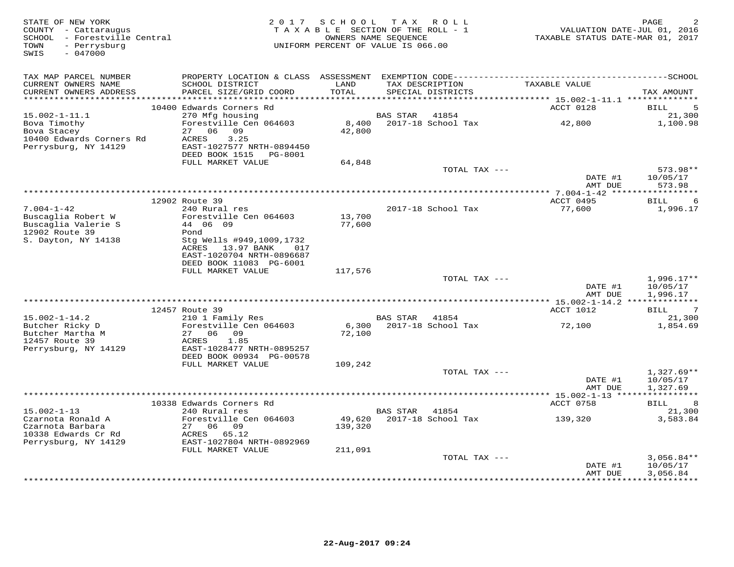STATE OF NEW YORK
COUNTY - Cattaraugus
SCHOOL - Forestville Central
TOWN - Perrysburg
SWIS - 047000

**2017 SCHOOL TAX ROLL**
TAXABLE SECTION OF THE ROLL - 1
OWNERS NAME SEQUENCE
UNIFORM PERCENT OF VALUE IS 066.00

VALUATION DATE-JUL 01, 2016
TAXABLE STATUS DATE-MAR 01, 2017

| TAX MAP PARCEL NUMBER / CURRENT OWNERS NAME / CURRENT OWNERS ADDRESS | PROPERTY LOCATION & CLASS / SCHOOL DISTRICT / PARCEL SIZE/GRID COORD | ASSESSMENT LAND / TOTAL | EXEMPTION CODE / TAX DESCRIPTION / SPECIAL DISTRICTS | TAXABLE VALUE | TAX AMOUNT |
|---|---|---|---|---|---|
| **15.002-1-11.1** | 10400 Edwards Corners Rd | | | ACCT 0128 | BILL 5 |
| 15.002-1-11.1 | 270 Mfg housing | | BAS STAR 41854 | | 21,300 |
| Bova Timothy | Forestville Cen 064603 | 8,400 | 2017-18 School Tax | 42,800 | 1,100.98 |
| Bova Stacey | 27 06 09 | 42,800 | | | |
| 10400 Edwards Corners Rd | ACRES 3.25 | | | | |
| Perrysburg, NY 14129 | EAST-1027577 NRTH-0894450 | | | | |
| | DEED BOOK 1515 PG-8001 | | | | |
| | FULL MARKET VALUE | 64,848 | | | |
| | | | TOTAL TAX --- | | 573.98** |
| | | | | DATE #1 | 10/05/17 |
| | | | | AMT DUE | 573.98 |
| **7.004-1-42** | 12902 Route 39 | | | ACCT 0495 | BILL 6 |
| 7.004-1-42 | 240 Rural res | | 2017-18 School Tax | 77,600 | 1,996.17 |
| Buscaglia Robert W | Forestville Cen 064603 | 13,700 | | | |
| Buscaglia Valerie S | 44 06 09 | 77,600 | | | |
| 12902 Route 39 | Pond | | | | |
| S. Dayton, NY 14138 | Stg Wells #949,1009,1732 | | | | |
| | ACRES 13.97 BANK 017 | | | | |
| | EAST-1020704 NRTH-0896687 | | | | |
| | DEED BOOK 11083 PG-6001 | | | | |
| | FULL MARKET VALUE | 117,576 | | | |
| | | | TOTAL TAX --- | | 1,996.17** |
| | | | | DATE #1 | 10/05/17 |
| | | | | AMT DUE | 1,996.17 |
| **15.002-1-14.2** | 12457 Route 39 | | | ACCT 1012 | BILL 7 |
| 15.002-1-14.2 | 210 1 Family Res | | BAS STAR 41854 | | 21,300 |
| Butcher Ricky D | Forestville Cen 064603 | 6,300 | 2017-18 School Tax | 72,100 | 1,854.69 |
| Butcher Martha M | 27 06 09 | 72,100 | | | |
| 12457 Route 39 | ACRES 1.85 | | | | |
| Perrysburg, NY 14129 | EAST-1028477 NRTH-0895257 | | | | |
| | DEED BOOK 00934 PG-00578 | | | | |
| | FULL MARKET VALUE | 109,242 | | | |
| | | | TOTAL TAX --- | | 1,327.69** |
| | | | | DATE #1 | 10/05/17 |
| | | | | AMT DUE | 1,327.69 |
| **15.002-1-13** | 10338 Edwards Corners Rd | | | ACCT 0758 | BILL 8 |
| 15.002-1-13 | 240 Rural res | | BAS STAR 41854 | | 21,300 |
| Czarnota Ronald A | Forestville Cen 064603 | 49,620 | 2017-18 School Tax | 139,320 | 3,583.84 |
| Czarnota Barbara | 27 06 09 | 139,320 | | | |
| 10338 Edwards Cr Rd | ACRES 65.12 | | | | |
| Perrysburg, NY 14129 | EAST-1027804 NRTH-0892969 | | | | |
| | FULL MARKET VALUE | 211,091 | | | |
| | | | TOTAL TAX --- | | 3,056.84** |
| | | | | DATE #1 | 10/05/17 |
| | | | | AMT DUE | 3,056.84 |

22-Aug-2017 09:24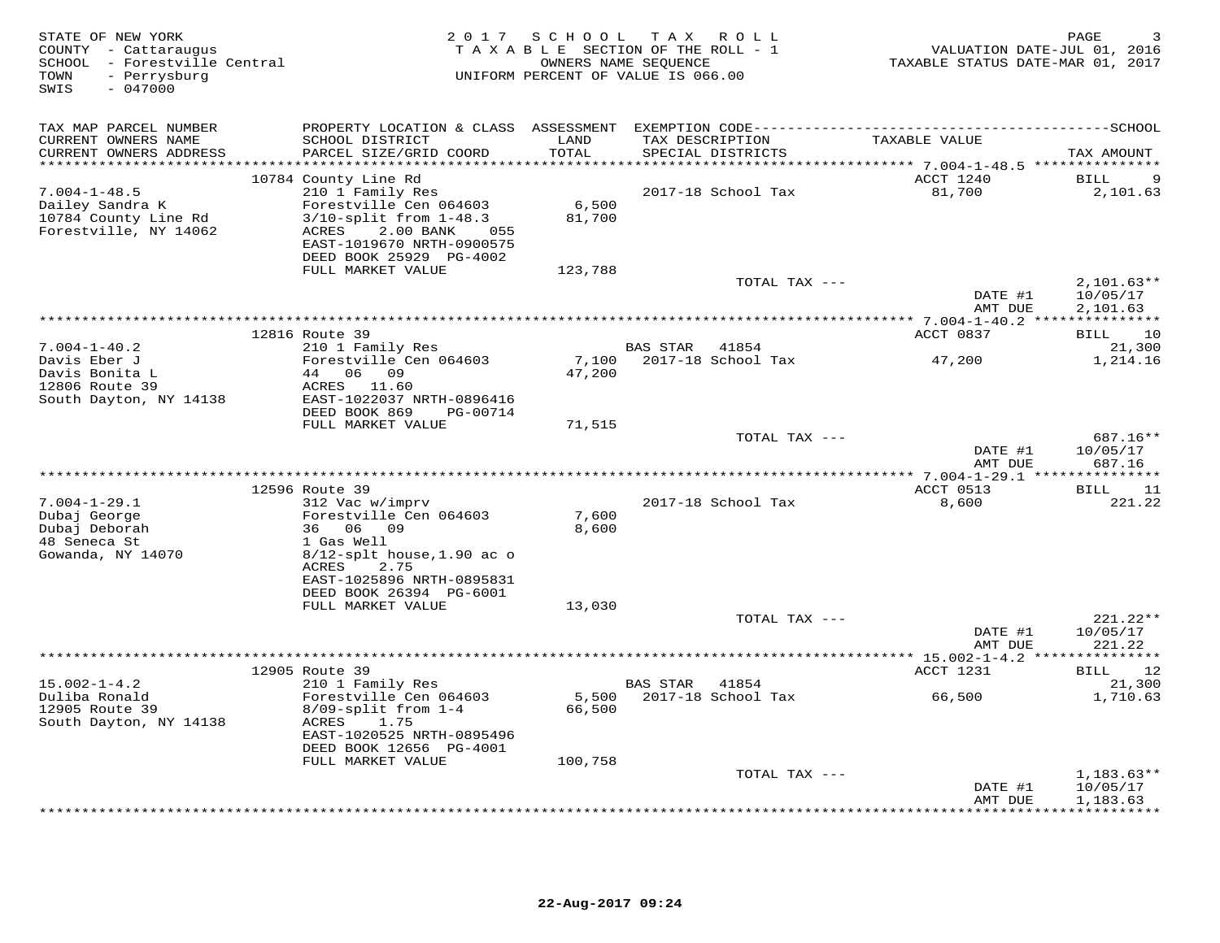STATE OF NEW YORK
COUNTY - Cattaraugus
SCHOOL - Forestville Central
TOWN - Perrysburg
SWIS - 047000

# 2017 SCHOOL TAX ROLL

TAXABLE SECTION OF THE ROLL - 1
OWNERS NAME SEQUENCE
UNIFORM PERCENT OF VALUE IS 066.00

VALUATION DATE-JUL 01, 2016
TAXABLE STATUS DATE-MAR 01, 2017

| TAX MAP PARCEL NUMBER / CURRENT OWNERS NAME / CURRENT OWNERS ADDRESS | PROPERTY LOCATION & CLASS / SCHOOL DISTRICT / PARCEL SIZE/GRID COORD | ASSESSMENT LAND / TOTAL | EXEMPTION CODE / TAX DESCRIPTION / SPECIAL DISTRICTS | TAXABLE VALUE | TAX AMOUNT |
|---|---|---|---|---|---|
| **7.004-1-48.5** | 10784 County Line Rd | | | ACCT 1240 | BILL 9 |
| 7.004-1-48.5 | 210 1 Family Res | | 2017-18 School Tax | 81,700 | 2,101.63 |
| Dailey Sandra K | Forestville Cen 064603 | 6,500 | | | |
| 10784 County Line Rd | 3/10-split from 1-48.3 | 81,700 | | | |
| Forestville, NY 14062 | ACRES 2.00 BANK 055 | | | | |
| | EAST-1019670 NRTH-0900575 | | | | |
| | DEED BOOK 25929 PG-4002 | | | | |
| | FULL MARKET VALUE | 123,788 | | | |
| | | | TOTAL TAX --- | | 2,101.63** |
| | | | | DATE #1 | 10/05/17 |
| | | | | AMT DUE | 2,101.63 |
| **7.004-1-40.2** | 12816 Route 39 | | | ACCT 0837 | BILL 10 |
| 7.004-1-40.2 | 210 1 Family Res | | BAS STAR 41854 | | 21,300 |
| Davis Eber J | Forestville Cen 064603 | 7,100 | 2017-18 School Tax | 47,200 | 1,214.16 |
| Davis Bonita L | 44 06 09 | 47,200 | | | |
| 12806 Route 39 | ACRES 11.60 | | | | |
| South Dayton, NY 14138 | EAST-1022037 NRTH-0896416 | | | | |
| | DEED BOOK 869 PG-00714 | | | | |
| | FULL MARKET VALUE | 71,515 | | | |
| | | | TOTAL TAX --- | | 687.16** |
| | | | | DATE #1 | 10/05/17 |
| | | | | AMT DUE | 687.16 |
| **7.004-1-29.1** | 12596 Route 39 | | | ACCT 0513 | BILL 11 |
| 7.004-1-29.1 | 312 Vac w/imprv | | 2017-18 School Tax | 8,600 | 221.22 |
| Dubaj George | Forestville Cen 064603 | 7,600 | | | |
| Dubaj Deborah | 36 06 09 | 8,600 | | | |
| 48 Seneca St | 1 Gas Well | | | | |
| Gowanda, NY 14070 | 8/12-splt house,1.90 ac o | | | | |
| | ACRES 2.75 | | | | |
| | EAST-1025896 NRTH-0895831 | | | | |
| | DEED BOOK 26394 PG-6001 | | | | |
| | FULL MARKET VALUE | 13,030 | | | |
| | | | TOTAL TAX --- | | 221.22** |
| | | | | DATE #1 | 10/05/17 |
| | | | | AMT DUE | 221.22 |
| **15.002-1-4.2** | 12905 Route 39 | | | ACCT 1231 | BILL 12 |
| 15.002-1-4.2 | 210 1 Family Res | | BAS STAR 41854 | | 21,300 |
| Duliba Ronald | Forestville Cen 064603 | 5,500 | 2017-18 School Tax | 66,500 | 1,710.63 |
| 12905 Route 39 | 8/09-split from 1-4 | 66,500 | | | |
| South Dayton, NY 14138 | ACRES 1.75 | | | | |
| | EAST-1020525 NRTH-0895496 | | | | |
| | DEED BOOK 12656 PG-4001 | | | | |
| | FULL MARKET VALUE | 100,758 | | | |
| | | | TOTAL TAX --- | | 1,183.63** |
| | | | | DATE #1 | 10/05/17 |
| | | | | AMT DUE | 1,183.63 |

22-Aug-2017 09:24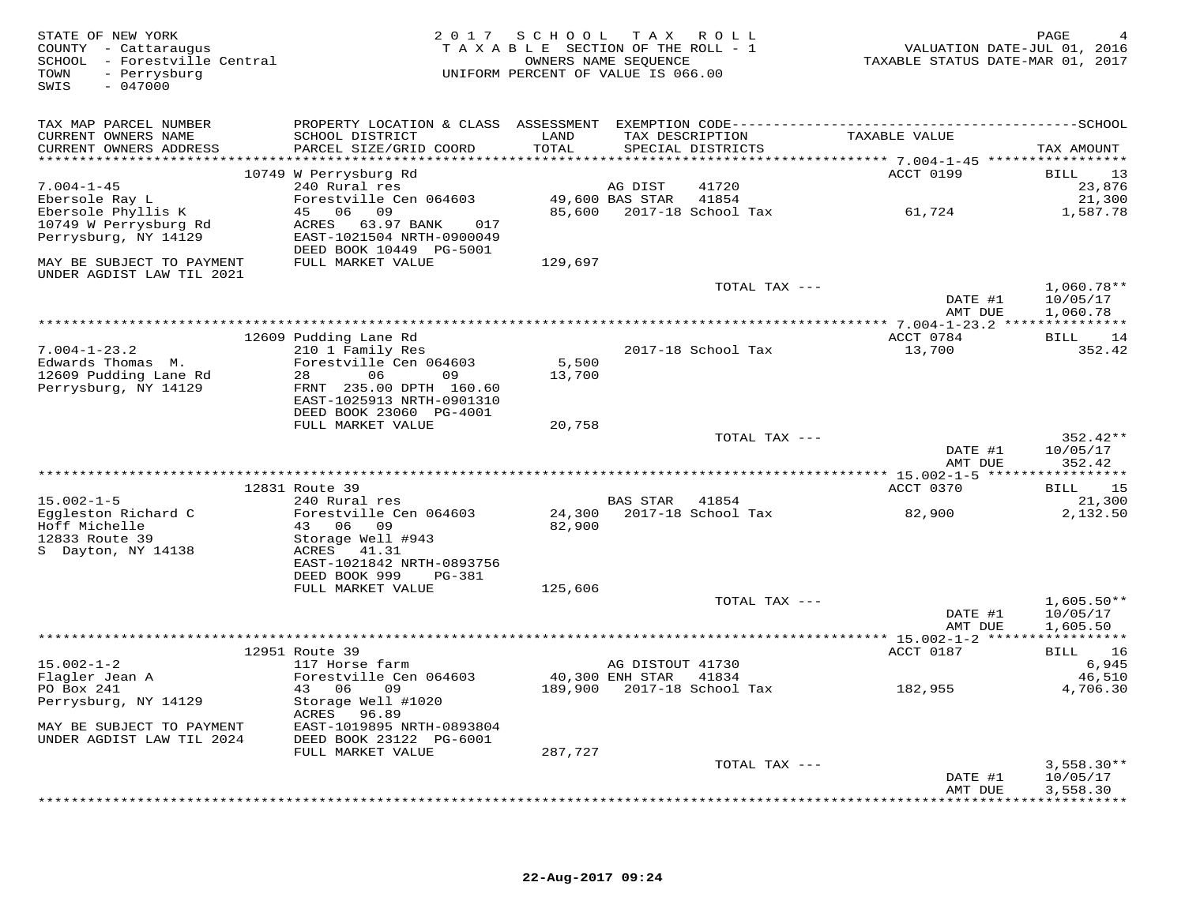STATE OF NEW YORK
COUNTY - Cattaraugus
SCHOOL - Forestville Central
TOWN - Perrysburg
SWIS - 047000

2017 SCHOOL TAX ROLL
TAXABLE SECTION OF THE ROLL - 1
OWNERS NAME SEQUENCE
UNIFORM PERCENT OF VALUE IS 066.00

VALUATION DATE-JUL 01, 2016
TAXABLE STATUS DATE-MAR 01, 2017

| TAX MAP PARCEL NUMBER / CURRENT OWNERS NAME / CURRENT OWNERS ADDRESS | PROPERTY LOCATION & CLASS / SCHOOL DISTRICT / PARCEL SIZE/GRID COORD | ASSESSMENT LAND / TOTAL | EXEMPTION CODE / TAX DESCRIPTION / SPECIAL DISTRICTS | TAXABLE VALUE | TAX AMOUNT |
|---|---|---|---|---|---|
| | 10749 W Perrysburg Rd | | | ACCT 0199 | BILL 13 |
| 7.004-1-45 | 240 Rural res | | AG DIST 41720 | | 23,876 |
| Ebersole Ray L | Forestville Cen 064603 | 49,600 | BAS STAR 41854 | | 21,300 |
| Ebersole Phyllis K | 45 06 09 | 85,600 | 2017-18 School Tax | 61,724 | 1,587.78 |
| 10749 W Perrysburg Rd | ACRES 63.97 BANK 017 | | | | |
| Perrysburg, NY 14129 | EAST-1021504 NRTH-0900049 | | | | |
| | DEED BOOK 10449 PG-5001 | | | | |
| MAY BE SUBJECT TO PAYMENT UNDER AGDIST LAW TIL 2021 | FULL MARKET VALUE | 129,697 | | | |
| | | | TOTAL TAX --- | | 1,060.78** |
| | | | | DATE #1 | 10/05/17 |
| | | | | AMT DUE | 1,060.78 |
| | 12609 Pudding Lane Rd | | | ACCT 0784 | BILL 14 |
| 7.004-1-23.2 | 210 1 Family Res | | 2017-18 School Tax | 13,700 | 352.42 |
| Edwards Thomas M. | Forestville Cen 064603 | 5,500 | | | |
| 12609 Pudding Lane Rd | 28 06 09 | 13,700 | | | |
| Perrysburg, NY 14129 | FRNT 235.00 DPTH 160.60 | | | | |
| | EAST-1025913 NRTH-0901310 | | | | |
| | DEED BOOK 23060 PG-4001 | | | | |
| | FULL MARKET VALUE | 20,758 | | | |
| | | | TOTAL TAX --- | | 352.42** |
| | | | | DATE #1 | 10/05/17 |
| | | | | AMT DUE | 352.42 |
| | 12831 Route 39 | | | ACCT 0370 | BILL 15 |
| 15.002-1-5 | 240 Rural res | | BAS STAR 41854 | | 21,300 |
| Eggleston Richard C | Forestville Cen 064603 | 24,300 | 2017-18 School Tax | 82,900 | 2,132.50 |
| Hoff Michelle | 43 06 09 | 82,900 | | | |
| 12833 Route 39 | Storage Well #943 | | | | |
| S Dayton, NY 14138 | ACRES 41.31 | | | | |
| | EAST-1021842 NRTH-0893756 | | | | |
| | DEED BOOK 999 PG-381 | | | | |
| | FULL MARKET VALUE | 125,606 | | | |
| | | | TOTAL TAX --- | | 1,605.50** |
| | | | | DATE #1 | 10/05/17 |
| | | | | AMT DUE | 1,605.50 |
| | 12951 Route 39 | | | ACCT 0187 | BILL 16 |
| 15.002-1-2 | 117 Horse farm | | AG DISTOUT 41730 | | 6,945 |
| Flagler Jean A | Forestville Cen 064603 | 40,300 | ENH STAR 41834 | | 46,510 |
| PO Box 241 | 43 06 09 | 189,900 | 2017-18 School Tax | 182,955 | 4,706.30 |
| Perrysburg, NY 14129 | Storage Well #1020 | | | | |
| | ACRES 96.89 | | | | |
| MAY BE SUBJECT TO PAYMENT | EAST-1019895 NRTH-0893804 | | | | |
| UNDER AGDIST LAW TIL 2024 | DEED BOOK 23122 PG-6001 | | | | |
| | FULL MARKET VALUE | 287,727 | | | |
| | | | TOTAL TAX --- | | 3,558.30** |
| | | | | DATE #1 | 10/05/17 |
| | | | | AMT DUE | 3,558.30 |

22-Aug-2017 09:24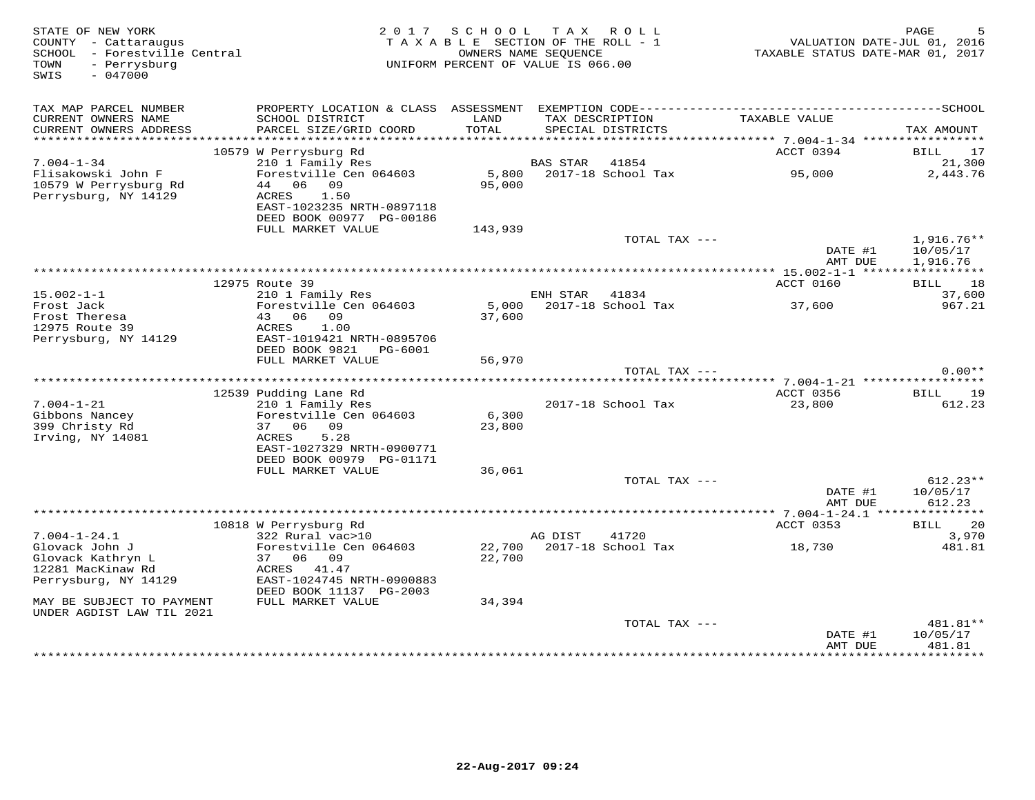STATE OF NEW YORK
COUNTY - Cattaraugus
SCHOOL - Forestville Central
TOWN - Perrysburg
SWIS - 047000

2017 SCHOOL TAX ROLL
TAXABLE SECTION OF THE ROLL - 1
OWNERS NAME SEQUENCE
UNIFORM PERCENT OF VALUE IS 066.00

VALUATION DATE-JUL 01, 2016
TAXABLE STATUS DATE-MAR 01, 2017

| TAX MAP PARCEL NUMBER / CURRENT OWNERS NAME / CURRENT OWNERS ADDRESS | PROPERTY LOCATION & CLASS / SCHOOL DISTRICT / PARCEL SIZE/GRID COORD | ASSESSMENT LAND / TOTAL | EXEMPTION CODE / TAX DESCRIPTION / SPECIAL DISTRICTS | TAXABLE VALUE | SCHOOL TAX AMOUNT |
|---|---|---|---|---|---|
| | 10579 W Perrysburg Rd | | | ACCT 0394 | BILL 17 |
| 7.004-1-34 | 210 1 Family Res | | BAS STAR 41854 | | 21,300 |
| Flisakowski John F | Forestville Cen 064603 | 5,800 | 2017-18 School Tax | 95,000 | 2,443.76 |
| 10579 W Perrysburg Rd | 44 06 09 | 95,000 | | | |
| Perrysburg, NY 14129 | ACRES 1.50 | | | | |
| | EAST-1023235 NRTH-0897118 | | | | |
| | DEED BOOK 00977 PG-00186 | | | | |
| | FULL MARKET VALUE | 143,939 | | | |
| | | | TOTAL TAX --- | | 1,916.76** |
| | | | | DATE #1 | 10/05/17 |
| | | | | AMT DUE | 1,916.76 |
| | 12975 Route 39 | | | ACCT 0160 | BILL 18 |
| 15.002-1-1 | 210 1 Family Res | | ENH STAR 41834 | | 37,600 |
| Frost Jack | Forestville Cen 064603 | 5,000 | 2017-18 School Tax | 37,600 | 967.21 |
| Frost Theresa | 43 06 09 | 37,600 | | | |
| 12975 Route 39 | ACRES 1.00 | | | | |
| Perrysburg, NY 14129 | EAST-1019421 NRTH-0895706 | | | | |
| | DEED BOOK 9821 PG-6001 | | | | |
| | FULL MARKET VALUE | 56,970 | | | |
| | | | TOTAL TAX --- | | 0.00** |
| | 12539 Pudding Lane Rd | | | ACCT 0356 | BILL 19 |
| 7.004-1-21 | 210 1 Family Res | | 2017-18 School Tax | 23,800 | 612.23 |
| Gibbons Nancey | Forestville Cen 064603 | 6,300 | | | |
| 399 Christy Rd | 37 06 09 | 23,800 | | | |
| Irving, NY 14081 | ACRES 5.28 | | | | |
| | EAST-1027329 NRTH-0900771 | | | | |
| | DEED BOOK 00979 PG-01171 | | | | |
| | FULL MARKET VALUE | 36,061 | | | |
| | | | TOTAL TAX --- | | 612.23** |
| | | | | DATE #1 | 10/05/17 |
| | | | | AMT DUE | 612.23 |
| | 10818 W Perrysburg Rd | | | ACCT 0353 | BILL 20 |
| 7.004-1-24.1 | 322 Rural vac>10 | | AG DIST 41720 | | 3,970 |
| Glovack John J | Forestville Cen 064603 | 22,700 | 2017-18 School Tax | 18,730 | 481.81 |
| Glovack Kathryn L | 37 06 09 | 22,700 | | | |
| 12281 MacKinaw Rd | ACRES 41.47 | | | | |
| Perrysburg, NY 14129 | EAST-1024745 NRTH-0900883 | | | | |
| | DEED BOOK 11137 PG-2003 | | | | |
| MAY BE SUBJECT TO PAYMENT UNDER AGDIST LAW TIL 2021 | FULL MARKET VALUE | 34,394 | | | |
| | | | TOTAL TAX --- | | 481.81** |
| | | | | DATE #1 | 10/05/17 |
| | | | | AMT DUE | 481.81 |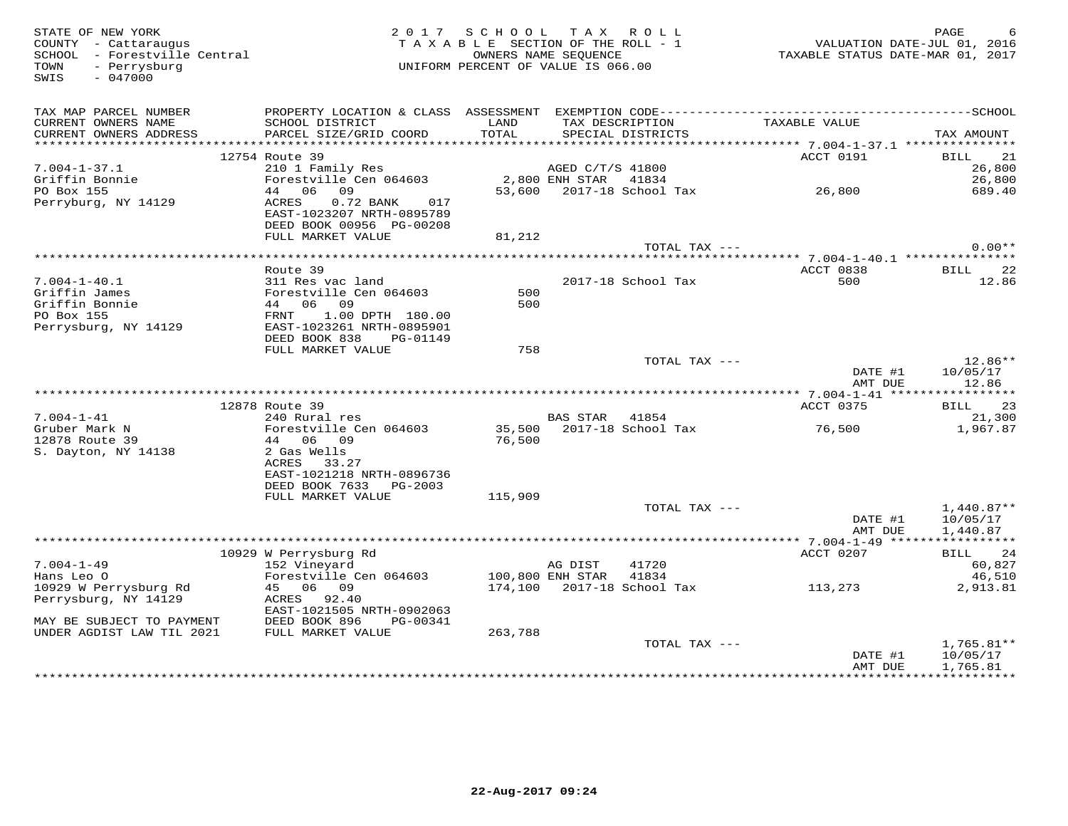STATE OF NEW YORK
COUNTY - Cattaraugus
SCHOOL - Forestville Central
TOWN - Perrysburg
SWIS - 047000

2017 SCHOOL TAX ROLL
TAXABLE SECTION OF THE ROLL - 1
OWNERS NAME SEQUENCE
UNIFORM PERCENT OF VALUE IS 066.00

VALUATION DATE-JUL 01, 2016
TAXABLE STATUS DATE-MAR 01, 2017

| TAX MAP PARCEL NUMBER / CURRENT OWNERS NAME / CURRENT OWNERS ADDRESS | PROPERTY LOCATION & CLASS / SCHOOL DISTRICT / PARCEL SIZE/GRID COORD | ASSESSMENT LAND / TOTAL | EXEMPTION CODE / TAX DESCRIPTION / SPECIAL DISTRICTS | TAXABLE VALUE | SCHOOL / TAX AMOUNT |
|---|---|---|---|---|---|
| 7.004-1-37.1 | 12754 Route 39 | | | ACCT 0191 | BILL 21 |
| Griffin Bonnie | 210 1 Family Res | | AGED C/T/S 41800 | | 26,800 |
| PO Box 155 | Forestville Cen 064603 | 2,800 | ENH STAR 41834 | | 26,800 |
| Perryburg, NY 14129 | 44 06 09 | 53,600 | 2017-18 School Tax | 26,800 | 689.40 |
| | ACRES 0.72 BANK 017 | | | | |
| | EAST-1023207 NRTH-0895789 | | | | |
| | DEED BOOK 00956 PG-00208 | | | | |
| | FULL MARKET VALUE | 81,212 | | | |
| | | | TOTAL TAX --- | | 0.00** |
| 7.004-1-40.1 | Route 39 | | | ACCT 0838 | BILL 22 |
| Griffin James | 311 Res vac land | | 2017-18 School Tax | 500 | 12.86 |
| Griffin Bonnie | Forestville Cen 064603 | 500 | | | |
| PO Box 155 | 44 06 09 | 500 | | | |
| Perrysburg, NY 14129 | FRNT 1.00 DPTH 180.00 | | | | |
| | EAST-1023261 NRTH-0895901 | | | | |
| | DEED BOOK 838 PG-01149 | | | | |
| | FULL MARKET VALUE | 758 | | | |
| | | | TOTAL TAX --- | | 12.86** |
| | | | | DATE #1 | 10/05/17 |
| | | | | AMT DUE | 12.86 |
| 7.004-1-41 | 12878 Route 39 | | | ACCT 0375 | BILL 23 |
| Gruber Mark N | 240 Rural res | | BAS STAR 41854 | | 21,300 |
| 12878 Route 39 | Forestville Cen 064603 | 35,500 | 2017-18 School Tax | 76,500 | 1,967.87 |
| S. Dayton, NY 14138 | 44 06 09 | 76,500 | | | |
| | 2 Gas Wells | | | | |
| | ACRES 33.27 | | | | |
| | EAST-1021218 NRTH-0896736 | | | | |
| | DEED BOOK 7633 PG-2003 | | | | |
| | FULL MARKET VALUE | 115,909 | | | |
| | | | TOTAL TAX --- | | 1,440.87** |
| | | | | DATE #1 | 10/05/17 |
| | | | | AMT DUE | 1,440.87 |
| 7.004-1-49 | 10929 W Perrysburg Rd | | | ACCT 0207 | BILL 24 |
| Hans Leo O | 152 Vineyard | | AG DIST 41720 | | 60,827 |
| 10929 W Perrysburg Rd | Forestville Cen 064603 | 100,800 | ENH STAR 41834 | | 46,510 |
| Perrysburg, NY 14129 | 45 06 09 | 174,100 | 2017-18 School Tax | 113,273 | 2,913.81 |
| | ACRES 92.40 | | | | |
| MAY BE SUBJECT TO PAYMENT | EAST-1021505 NRTH-0902063 | | | | |
| UNDER AGDIST LAW TIL 2021 | DEED BOOK 896 PG-00341 | | | | |
| | FULL MARKET VALUE | 263,788 | | | |
| | | | TOTAL TAX --- | | 1,765.81** |
| | | | | DATE #1 | 10/05/17 |
| | | | | AMT DUE | 1,765.81 |

22-Aug-2017 09:24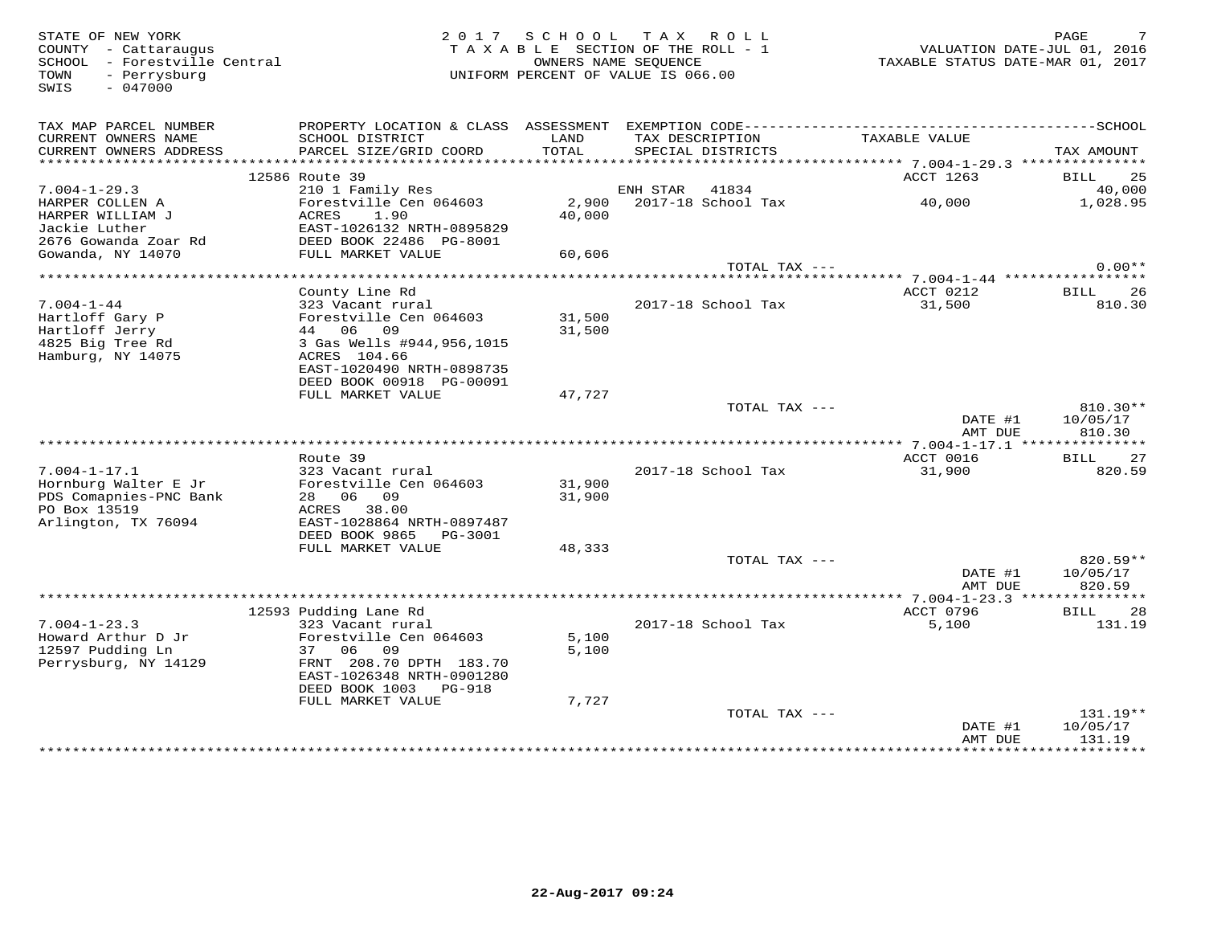STATE OF NEW YORK
COUNTY - Cattaraugus
SCHOOL - Forestville Central
TOWN - Perrysburg
SWIS - 047000

**2017 SCHOOL TAX ROLL**
TAXABLE SECTION OF THE ROLL - 1
OWNERS NAME SEQUENCE
UNIFORM PERCENT OF VALUE IS 066.00

VALUATION DATE-JUL 01, 2016
TAXABLE STATUS DATE-MAR 01, 2017

| TAX MAP PARCEL NUMBER / CURRENT OWNERS NAME / CURRENT OWNERS ADDRESS | PROPERTY LOCATION & CLASS / SCHOOL DISTRICT / PARCEL SIZE/GRID COORD | ASSESSMENT LAND / TOTAL | EXEMPTION CODE / TAX DESCRIPTION / SPECIAL DISTRICTS | TAXABLE VALUE | TAX AMOUNT |
|---|---|---|---|---|---|
| | 12586 Route 39 | | | ACCT 1263 | BILL 25 |
| 7.004-1-29.3 | 210 1 Family Res | | ENH STAR 41834 | | 40,000 |
| HARPER COLLEN A | Forestville Cen 064603 | 2,900 | 2017-18 School Tax | 40,000 | 1,028.95 |
| HARPER WILLIAM J | ACRES 1.90 | 40,000 | | | |
| Jackie Luther | EAST-1026132 NRTH-0895829 | | | | |
| 2676 Gowanda Zoar Rd | DEED BOOK 22486 PG-8001 | | | | |
| Gowanda, NY 14070 | FULL MARKET VALUE | 60,606 | | | |
| | | | TOTAL TAX --- | | 0.00** |
| | County Line Rd | | | ACCT 0212 | BILL 26 |
| 7.004-1-44 | 323 Vacant rural | | 2017-18 School Tax | 31,500 | 810.30 |
| Hartloff Gary P | Forestville Cen 064603 | 31,500 | | | |
| Hartloff Jerry | 44 06 09 | 31,500 | | | |
| 4825 Big Tree Rd | 3 Gas Wells #944,956,1015 | | | | |
| Hamburg, NY 14075 | ACRES 104.66 | | | | |
| | EAST-1020490 NRTH-0898735 | | | | |
| | DEED BOOK 00918 PG-00091 | | | | |
| | FULL MARKET VALUE | 47,727 | | | |
| | | | TOTAL TAX --- | | 810.30** |
| | | | | DATE #1 | 10/05/17 |
| | | | | AMT DUE | 810.30 |
| | Route 39 | | | ACCT 0016 | BILL 27 |
| 7.004-1-17.1 | 323 Vacant rural | | 2017-18 School Tax | 31,900 | 820.59 |
| Hornburg Walter E Jr | Forestville Cen 064603 | 31,900 | | | |
| PDS Comapnies-PNC Bank | 28 06 09 | 31,900 | | | |
| PO Box 13519 | ACRES 38.00 | | | | |
| Arlington, TX 76094 | EAST-1028864 NRTH-0897487 | | | | |
| | DEED BOOK 9865 PG-3001 | | | | |
| | FULL MARKET VALUE | 48,333 | | | |
| | | | TOTAL TAX --- | | 820.59** |
| | | | | DATE #1 | 10/05/17 |
| | | | | AMT DUE | 820.59 |
| | 12593 Pudding Lane Rd | | | ACCT 0796 | BILL 28 |
| 7.004-1-23.3 | 323 Vacant rural | | 2017-18 School Tax | 5,100 | 131.19 |
| Howard Arthur D Jr | Forestville Cen 064603 | 5,100 | | | |
| 12597 Pudding Ln | 37 06 09 | 5,100 | | | |
| Perrysburg, NY 14129 | FRNT 208.70 DPTH 183.70 | | | | |
| | EAST-1026348 NRTH-0901280 | | | | |
| | DEED BOOK 1003 PG-918 | | | | |
| | FULL MARKET VALUE | 7,727 | | | |
| | | | TOTAL TAX --- | | 131.19** |
| | | | | DATE #1 | 10/05/17 |
| | | | | AMT DUE | 131.19 |

22-Aug-2017 09:24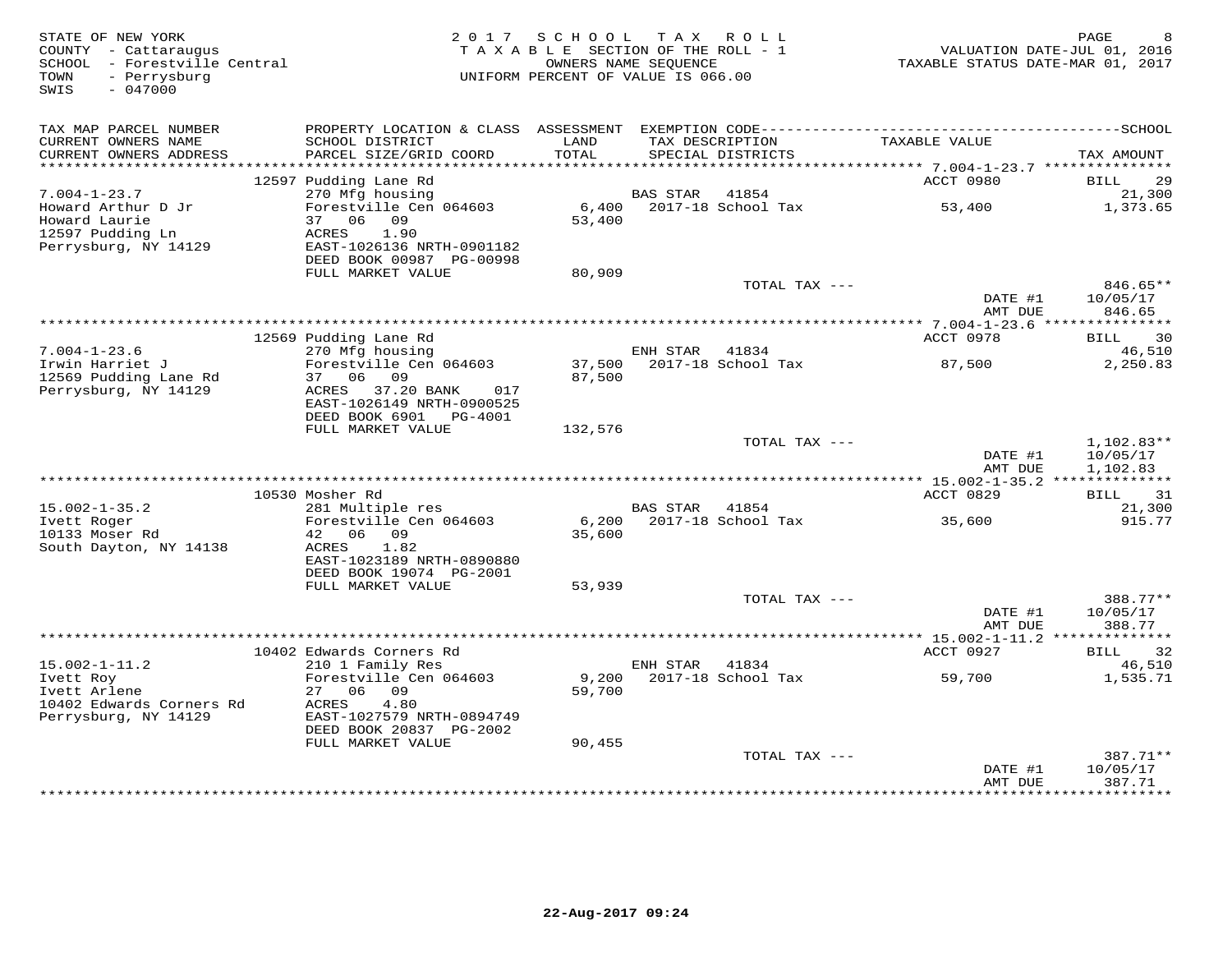STATE OF NEW YORK
COUNTY - Cattaraugus
SCHOOL - Forestville Central
TOWN - Perrysburg
SWIS - 047000

2017 SCHOOL TAX ROLL
TAXABLE SECTION OF THE ROLL - 1
OWNERS NAME SEQUENCE
UNIFORM PERCENT OF VALUE IS 066.00

VALUATION DATE-JUL 01, 2016
TAXABLE STATUS DATE-MAR 01, 2017

| TAX MAP PARCEL NUMBER / CURRENT OWNERS NAME / CURRENT OWNERS ADDRESS | PROPERTY LOCATION & CLASS / SCHOOL DISTRICT / PARCEL SIZE/GRID COORD | ASSESSMENT LAND / TOTAL | EXEMPTION CODE / TAX DESCRIPTION / SPECIAL DISTRICTS | TAXABLE VALUE | TAX AMOUNT |
|---|---|---|---|---|---|
| | 12597 Pudding Lane Rd | | | ACCT 0980 | BILL 29 |
| 7.004-1-23.7 | 270 Mfg housing | | BAS STAR 41854 | | 21,300 |
| Howard Arthur D Jr | Forestville Cen 064603 | 6,400 | 2017-18 School Tax | 53,400 | 1,373.65 |
| Howard Laurie | 37 06 09 | 53,400 | | | |
| 12597 Pudding Ln | ACRES 1.90 | | | | |
| Perrysburg, NY 14129 | EAST-1026136 NRTH-0901182 | | | | |
| | DEED BOOK 00987 PG-00998 | | | | |
| | FULL MARKET VALUE | 80,909 | | | |
| | | | TOTAL TAX --- | | 846.65** |
| | | | | DATE #1 | 10/05/17 |
| | | | | AMT DUE | 846.65 |
| | 12569 Pudding Lane Rd | | | ACCT 0978 | BILL 30 |
| 7.004-1-23.6 | 270 Mfg housing | | ENH STAR 41834 | | 46,510 |
| Irwin Harriet J | Forestville Cen 064603 | 37,500 | 2017-18 School Tax | 87,500 | 2,250.83 |
| 12569 Pudding Lane Rd | 37 06 09 | 87,500 | | | |
| Perrysburg, NY 14129 | ACRES 37.20 BANK 017 | | | | |
| | EAST-1026149 NRTH-0900525 | | | | |
| | DEED BOOK 6901 PG-4001 | | | | |
| | FULL MARKET VALUE | 132,576 | | | |
| | | | TOTAL TAX --- | | 1,102.83** |
| | | | | DATE #1 | 10/05/17 |
| | | | | AMT DUE | 1,102.83 |
| | 10530 Mosher Rd | | | ACCT 0829 | BILL 31 |
| 15.002-1-35.2 | 281 Multiple res | | BAS STAR 41854 | | 21,300 |
| Ivett Roger | Forestville Cen 064603 | 6,200 | 2017-18 School Tax | 35,600 | 915.77 |
| 10133 Moser Rd | 42 06 09 | 35,600 | | | |
| South Dayton, NY 14138 | ACRES 1.82 | | | | |
| | EAST-1023189 NRTH-0890880 | | | | |
| | DEED BOOK 19074 PG-2001 | | | | |
| | FULL MARKET VALUE | 53,939 | | | |
| | | | TOTAL TAX --- | | 388.77** |
| | | | | DATE #1 | 10/05/17 |
| | | | | AMT DUE | 388.77 |
| | 10402 Edwards Corners Rd | | | ACCT 0927 | BILL 32 |
| 15.002-1-11.2 | 210 1 Family Res | | ENH STAR 41834 | | 46,510 |
| Ivett Roy | Forestville Cen 064603 | 9,200 | 2017-18 School Tax | 59,700 | 1,535.71 |
| Ivett Arlene | 27 06 09 | 59,700 | | | |
| 10402 Edwards Corners Rd | ACRES 4.80 | | | | |
| Perrysburg, NY 14129 | EAST-1027579 NRTH-0894749 | | | | |
| | DEED BOOK 20837 PG-2002 | | | | |
| | FULL MARKET VALUE | 90,455 | | | |
| | | | TOTAL TAX --- | | 387.71** |
| | | | | DATE #1 | 10/05/17 |
| | | | | AMT DUE | 387.71 |

22-Aug-2017 09:24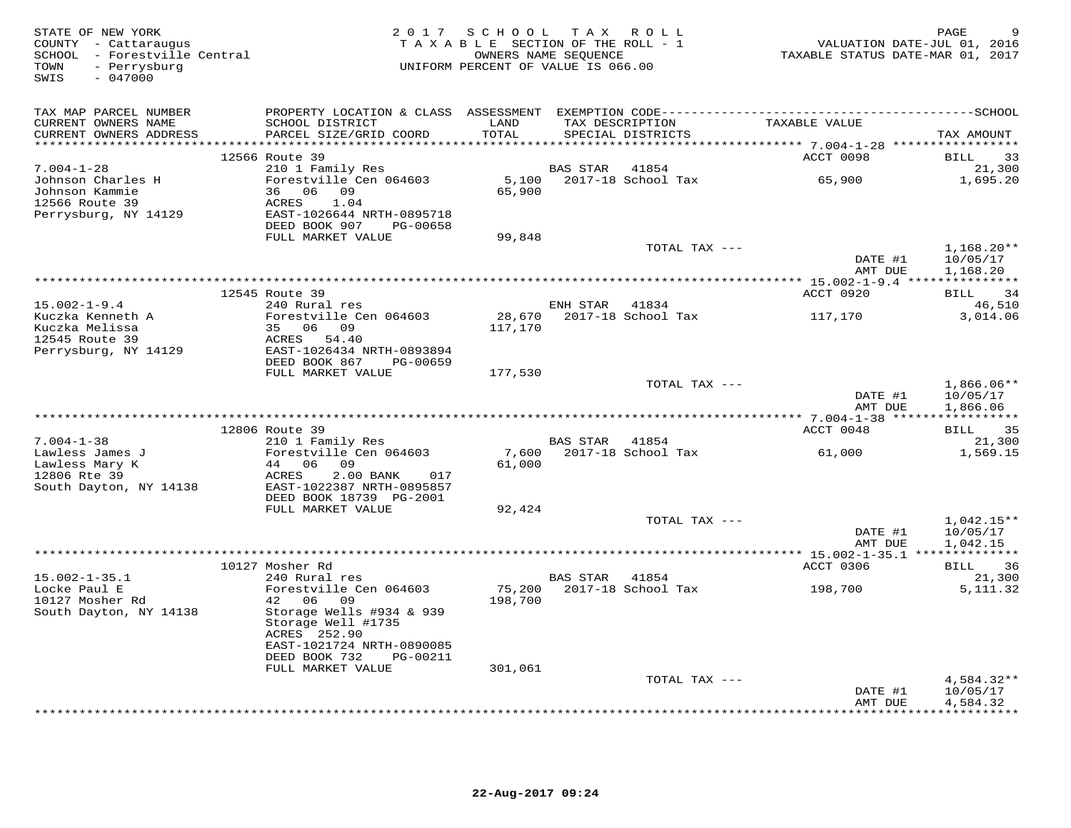STATE OF NEW YORK
COUNTY - Cattaraugus
SCHOOL - Forestville Central
TOWN - Perrysburg
SWIS - 047000

2 0 1 7 S C H O O L T A X R O L L
T A X A B L E SECTION OF THE ROLL - 1
OWNERS NAME SEQUENCE
UNIFORM PERCENT OF VALUE IS 066.00

VALUATION DATE-JUL 01, 2016
TAXABLE STATUS DATE-MAR 01, 2017

| TAX MAP PARCEL NUMBER / CURRENT OWNERS NAME / CURRENT OWNERS ADDRESS | PROPERTY LOCATION & CLASS / SCHOOL DISTRICT / PARCEL SIZE/GRID COORD | ASSESSMENT LAND / TOTAL | EXEMPTION CODE / TAX DESCRIPTION / SPECIAL DISTRICTS | TAXABLE VALUE | SCHOOL / TAX AMOUNT |
|---|---|---|---|---|---|
| 7.004-1-28 | 12566 Route 39 | | | ACCT 0098 | BILL 33 |
| Johnson Charles H | 210 1 Family Res | | BAS STAR 41854 | | 21,300 |
| Johnson Kammie | Forestville Cen 064603 | 5,100 | 2017-18 School Tax | 65,900 | 1,695.20 |
| 12566 Route 39 | 36 06 09 | 65,900 | | | |
| Perrysburg, NY 14129 | ACRES 1.04 | | | | |
| | EAST-1026644 NRTH-0895718 | | | | |
| | DEED BOOK 907 PG-00658 | | | | |
| | FULL MARKET VALUE | 99,848 | | | |
| | | | TOTAL TAX --- | | 1,168.20** |
| | | | | DATE #1 | 10/05/17 |
| | | | | AMT DUE | 1,168.20 |
| 15.002-1-9.4 | 12545 Route 39 | | | ACCT 0920 | BILL 34 |
| Kuczka Kenneth A | 240 Rural res | | ENH STAR 41834 | | 46,510 |
| Kuczka Melissa | Forestville Cen 064603 | 28,670 | 2017-18 School Tax | 117,170 | 3,014.06 |
| 12545 Route 39 | 35 06 09 | 117,170 | | | |
| Perrysburg, NY 14129 | ACRES 54.40 | | | | |
| | EAST-1026434 NRTH-0893894 | | | | |
| | DEED BOOK 867 PG-00659 | | | | |
| | FULL MARKET VALUE | 177,530 | | | |
| | | | TOTAL TAX --- | | 1,866.06** |
| | | | | DATE #1 | 10/05/17 |
| | | | | AMT DUE | 1,866.06 |
| 7.004-1-38 | 12806 Route 39 | | | ACCT 0048 | BILL 35 |
| Lawless James J | 210 1 Family Res | | BAS STAR 41854 | | 21,300 |
| Lawless Mary K | Forestville Cen 064603 | 7,600 | 2017-18 School Tax | 61,000 | 1,569.15 |
| 12806 Rte 39 | 44 06 09 | 61,000 | | | |
| South Dayton, NY 14138 | ACRES 2.00 BANK 017 | | | | |
| | EAST-1022387 NRTH-0895857 | | | | |
| | DEED BOOK 18739 PG-2001 | | | | |
| | FULL MARKET VALUE | 92,424 | | | |
| | | | TOTAL TAX --- | | 1,042.15** |
| | | | | DATE #1 | 10/05/17 |
| | | | | AMT DUE | 1,042.15 |
| 15.002-1-35.1 | 10127 Mosher Rd | | | ACCT 0306 | BILL 36 |
| Locke Paul E | 240 Rural res | | BAS STAR 41854 | | 21,300 |
| 10127 Mosher Rd | Forestville Cen 064603 | 75,200 | 2017-18 School Tax | 198,700 | 5,111.32 |
| South Dayton, NY 14138 | 42 06 09 | 198,700 | | | |
| | Storage Wells #934 & 939 | | | | |
| | Storage Well #1735 | | | | |
| | ACRES 252.90 | | | | |
| | EAST-1021724 NRTH-0890085 | | | | |
| | DEED BOOK 732 PG-00211 | | | | |
| | FULL MARKET VALUE | 301,061 | | | |
| | | | TOTAL TAX --- | | 4,584.32** |
| | | | | DATE #1 | 10/05/17 |
| | | | | AMT DUE | 4,584.32 |

22-Aug-2017 09:24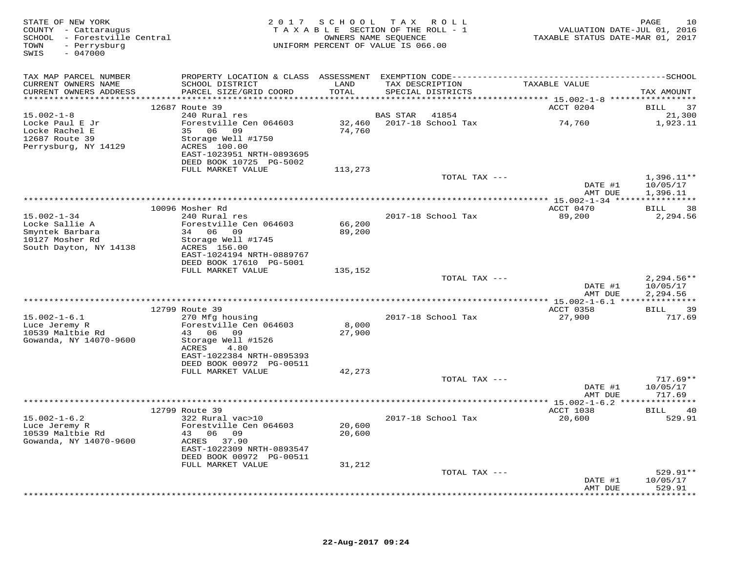STATE OF NEW YORK
COUNTY - Cattaraugus
SCHOOL - Forestville Central
TOWN - Perrysburg
SWIS - 047000

2 0 1 7 S C H O O L T A X R O L L
T A X A B L E SECTION OF THE ROLL - 1
OWNERS NAME SEQUENCE
UNIFORM PERCENT OF VALUE IS 066.00

VALUATION DATE-JUL 01, 2016
TAXABLE STATUS DATE-MAR 01, 2017

| TAX MAP PARCEL NUMBER / CURRENT OWNERS NAME / CURRENT OWNERS ADDRESS | PROPERTY LOCATION & CLASS / SCHOOL DISTRICT / PARCEL SIZE/GRID COORD | ASSESSMENT LAND / TOTAL | EXEMPTION CODE / TAX DESCRIPTION / SPECIAL DISTRICTS | TAXABLE VALUE | TAX AMOUNT |
|---|---|---|---|---|---|
| | 12687 Route 39 | | | ACCT 0204 | BILL 37 |
| 15.002-1-8 | 240 Rural res | | BAS STAR 41854 | | 21,300 |
| Locke Paul E Jr | Forestville Cen 064603 | 32,460 | 2017-18 School Tax | 74,760 | 1,923.11 |
| Locke Rachel E | 35 06 09 | 74,760 | | | |
| 12687 Route 39 | Storage Well #1750 | | | | |
| Perrysburg, NY 14129 | ACRES 100.00 | | | | |
| | EAST-1023951 NRTH-0893695 | | | | |
| | DEED BOOK 10725 PG-5002 | | | | |
| | FULL MARKET VALUE | 113,273 | | | |
| | | | TOTAL TAX --- | | 1,396.11** |
| | | | | DATE #1 | 10/05/17 |
| | | | | AMT DUE | 1,396.11 |
| | 10096 Mosher Rd | | | ACCT 0470 | BILL 38 |
| 15.002-1-34 | 240 Rural res | | 2017-18 School Tax | 89,200 | 2,294.56 |
| Locke Sallie A | Forestville Cen 064603 | 66,200 | | | |
| Smyntek Barbara | 34 06 09 | 89,200 | | | |
| 10127 Mosher Rd | Storage Well #1745 | | | | |
| South Dayton, NY 14138 | ACRES 156.00 | | | | |
| | EAST-1024194 NRTH-0889767 | | | | |
| | DEED BOOK 17610 PG-5001 | | | | |
| | FULL MARKET VALUE | 135,152 | | | |
| | | | TOTAL TAX --- | | 2,294.56** |
| | | | | DATE #1 | 10/05/17 |
| | | | | AMT DUE | 2,294.56 |
| | 12799 Route 39 | | | ACCT 0358 | BILL 39 |
| 15.002-1-6.1 | 270 Mfg housing | | 2017-18 School Tax | 27,900 | 717.69 |
| Luce Jeremy R | Forestville Cen 064603 | 8,000 | | | |
| 10539 Maltbie Rd | 43 06 09 | 27,900 | | | |
| Gowanda, NY 14070-9600 | Storage Well #1526 | | | | |
| | ACRES 4.80 | | | | |
| | EAST-1022384 NRTH-0895393 | | | | |
| | DEED BOOK 00972 PG-00511 | | | | |
| | FULL MARKET VALUE | 42,273 | | | |
| | | | TOTAL TAX --- | | 717.69** |
| | | | | DATE #1 | 10/05/17 |
| | | | | AMT DUE | 717.69 |
| | 12799 Route 39 | | | ACCT 1038 | BILL 40 |
| 15.002-1-6.2 | 322 Rural vac>10 | | 2017-18 School Tax | 20,600 | 529.91 |
| Luce Jeremy R | Forestville Cen 064603 | 20,600 | | | |
| 10539 Maltbie Rd | 43 06 09 | 20,600 | | | |
| Gowanda, NY 14070-9600 | ACRES 37.90 | | | | |
| | EAST-1022309 NRTH-0893547 | | | | |
| | DEED BOOK 00972 PG-00511 | | | | |
| | FULL MARKET VALUE | 31,212 | | | |
| | | | TOTAL TAX --- | | 529.91** |
| | | | | DATE #1 | 10/05/17 |
| | | | | AMT DUE | 529.91 |

22-Aug-2017 09:24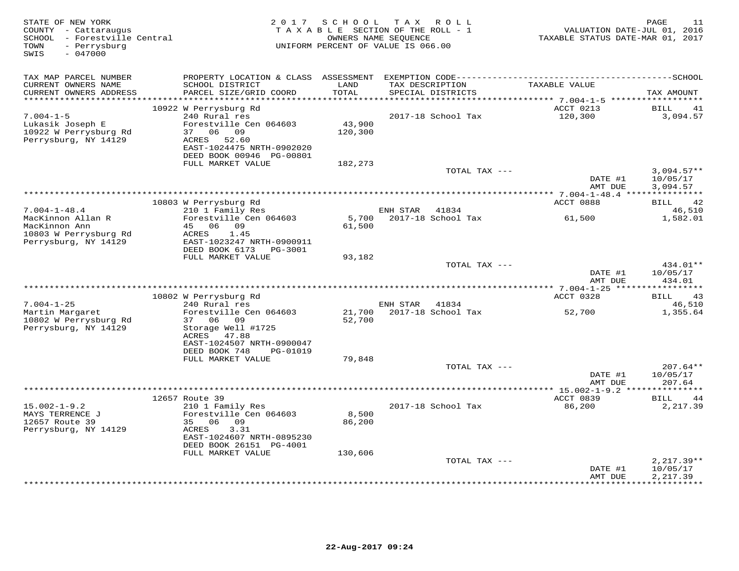STATE OF NEW YORK
COUNTY - Cattaraugus
SCHOOL - Forestville Central
TOWN - Perrysburg
SWIS - 047000

2017 SCHOOL TAX ROLL
TAXABLE SECTION OF THE ROLL - 1
OWNERS NAME SEQUENCE
UNIFORM PERCENT OF VALUE IS 066.00

VALUATION DATE-JUL 01, 2016
TAXABLE STATUS DATE-MAR 01, 2017

| TAX MAP PARCEL NUMBER / CURRENT OWNERS NAME / CURRENT OWNERS ADDRESS | PROPERTY LOCATION & CLASS / SCHOOL DISTRICT / PARCEL SIZE/GRID COORD | ASSESSMENT LAND / TOTAL | EXEMPTION CODE / TAX DESCRIPTION / SPECIAL DISTRICTS | TAXABLE VALUE | TAX AMOUNT |
|---|---|---|---|---|---|
| **7.004-1-5** | 10922 W Perrysburg Rd | | | ACCT 0213 | BILL 41 |
| Lukasik Joseph E | 240 Rural res | | 2017-18 School Tax | 120,300 | 3,094.57 |
| 10922 W Perrysburg Rd | Forestville Cen 064603 | 43,900 | | | |
| Perrysburg, NY 14129 | 37 06 09 | 120,300 | | | |
| | ACRES 52.60 | | | | |
| | EAST-1024475 NRTH-0902020 | | | | |
| | DEED BOOK 00946 PG-00801 | | | | |
| | FULL MARKET VALUE | 182,273 | | | |
| | | | TOTAL TAX --- | | 3,094.57** |
| | | | | DATE #1 | 10/05/17 |
| | | | | AMT DUE | 3,094.57 |
| **7.004-1-48.4** | 10803 W Perrysburg Rd | | | ACCT 0888 | BILL 42 |
| MacKinnon Allan R | 210 1 Family Res | | ENH STAR 41834 | | 46,510 |
| MacKinnon Ann | Forestville Cen 064603 | 5,700 | 2017-18 School Tax | 61,500 | 1,582.01 |
| 10803 W Perrysburg Rd | 45 06 09 | 61,500 | | | |
| Perrysburg, NY 14129 | ACRES 1.45 | | | | |
| | EAST-1023247 NRTH-0900911 | | | | |
| | DEED BOOK 6173 PG-3001 | | | | |
| | FULL MARKET VALUE | 93,182 | | | |
| | | | TOTAL TAX --- | | 434.01** |
| | | | | DATE #1 | 10/05/17 |
| | | | | AMT DUE | 434.01 |
| **7.004-1-25** | 10802 W Perrysburg Rd | | | ACCT 0328 | BILL 43 |
| Martin Margaret | 240 Rural res | | ENH STAR 41834 | | 46,510 |
| 10802 W Perrysburg Rd | Forestville Cen 064603 | 21,700 | 2017-18 School Tax | 52,700 | 1,355.64 |
| Perrysburg, NY 14129 | 37 06 09 | 52,700 | | | |
| | Storage Well #1725 | | | | |
| | ACRES 47.88 | | | | |
| | EAST-1024507 NRTH-0900047 | | | | |
| | DEED BOOK 748 PG-01019 | | | | |
| | FULL MARKET VALUE | 79,848 | | | |
| | | | TOTAL TAX --- | | 207.64** |
| | | | | DATE #1 | 10/05/17 |
| | | | | AMT DUE | 207.64 |
| **15.002-1-9.2** | 12657 Route 39 | | | ACCT 0839 | BILL 44 |
| MAYS TERRENCE J | 210 1 Family Res | | 2017-18 School Tax | 86,200 | 2,217.39 |
| 12657 Route 39 | Forestville Cen 064603 | 8,500 | | | |
| Perrysburg, NY 14129 | 35 06 09 | 86,200 | | | |
| | ACRES 3.31 | | | | |
| | EAST-1024607 NRTH-0895230 | | | | |
| | DEED BOOK 26151 PG-4001 | | | | |
| | FULL MARKET VALUE | 130,606 | | | |
| | | | TOTAL TAX --- | | 2,217.39** |
| | | | | DATE #1 | 10/05/17 |
| | | | | AMT DUE | 2,217.39 |

22-Aug-2017 09:24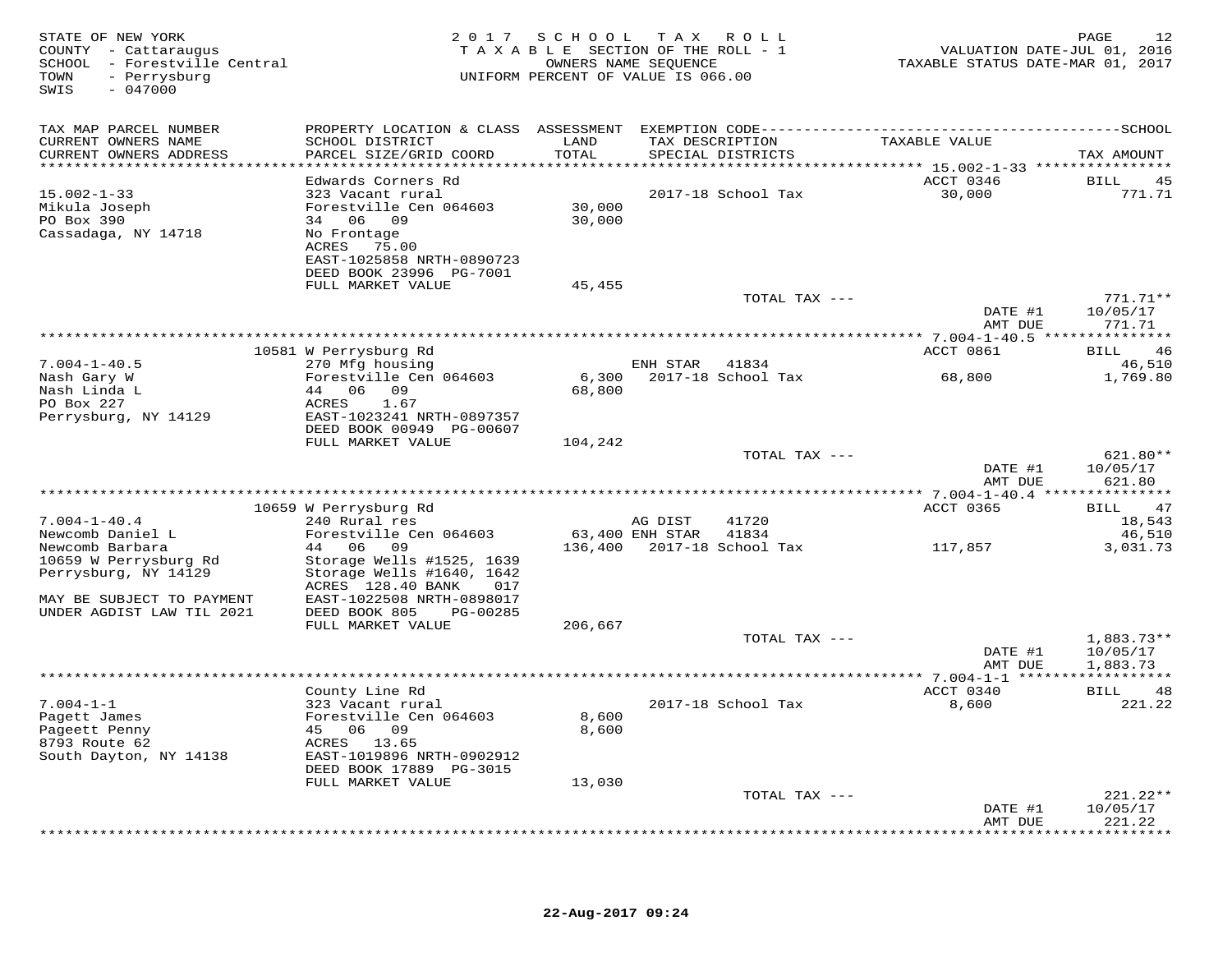STATE OF NEW YORK
COUNTY - Cattaraugus
SCHOOL - Forestville Central
TOWN - Perrysburg
SWIS - 047000

2017 SCHOOL TAX ROLL
TAXABLE SECTION OF THE ROLL - 1
OWNERS NAME SEQUENCE
UNIFORM PERCENT OF VALUE IS 066.00

VALUATION DATE-JUL 01, 2016
TAXABLE STATUS DATE-MAR 01, 2017

| TAX MAP PARCEL NUMBER / CURRENT OWNERS NAME / CURRENT OWNERS ADDRESS | PROPERTY LOCATION & CLASS / SCHOOL DISTRICT / PARCEL SIZE/GRID COORD | ASSESSMENT LAND / TOTAL | EXEMPTION CODE / TAX DESCRIPTION / SPECIAL DISTRICTS | TAXABLE VALUE | TAX AMOUNT |
|---|---|---|---|---|---|
| **15.002-1-33** | Edwards Corners Rd | | | ACCT 0346 | BILL 45 |
| 15.002-1-33 | 323 Vacant rural | | 2017-18 School Tax | 30,000 | 771.71 |
| Mikula Joseph | Forestville Cen 064603 | 30,000 | | | |
| PO Box 390 | 34 06 09 | 30,000 | | | |
| Cassadaga, NY 14718 | No Frontage | | | | |
| | ACRES 75.00 | | | | |
| | EAST-1025858 NRTH-0890723 | | | | |
| | DEED BOOK 23996 PG-7001 | | | | |
| | FULL MARKET VALUE | 45,455 | | | |
| | | | TOTAL TAX --- | | 771.71** |
| | | | | DATE #1 | 10/05/17 |
| | | | | AMT DUE | 771.71 |
| **7.004-1-40.5** | 10581 W Perrysburg Rd | | | ACCT 0861 | BILL 46 |
| 7.004-1-40.5 | 270 Mfg housing | | ENH STAR 41834 | | 46,510 |
| Nash Gary W | Forestville Cen 064603 | 6,300 | 2017-18 School Tax | 68,800 | 1,769.80 |
| Nash Linda L | 44 06 09 | 68,800 | | | |
| PO Box 227 | ACRES 1.67 | | | | |
| Perrysburg, NY 14129 | EAST-1023241 NRTH-0897357 | | | | |
| | DEED BOOK 00949 PG-00607 | | | | |
| | FULL MARKET VALUE | 104,242 | | | |
| | | | TOTAL TAX --- | | 621.80** |
| | | | | DATE #1 | 10/05/17 |
| | | | | AMT DUE | 621.80 |
| **7.004-1-40.4** | 10659 W Perrysburg Rd | | | ACCT 0365 | BILL 47 |
| 7.004-1-40.4 | 240 Rural res | | AG DIST 41720 | | 18,543 |
| Newcomb Daniel L | Forestville Cen 064603 | 63,400 | ENH STAR 41834 | | 46,510 |
| Newcomb Barbara | 44 06 09 | 136,400 | 2017-18 School Tax | 117,857 | 3,031.73 |
| 10659 W Perrysburg Rd | Storage Wells #1525, 1639 | | | | |
| Perrysburg, NY 14129 | Storage Wells #1640, 1642 | | | | |
| | ACRES 128.40 BANK 017 | | | | |
| MAY BE SUBJECT TO PAYMENT | EAST-1022508 NRTH-0898017 | | | | |
| UNDER AGDIST LAW TIL 2021 | DEED BOOK 805 PG-00285 | | | | |
| | FULL MARKET VALUE | 206,667 | | | |
| | | | TOTAL TAX --- | | 1,883.73** |
| | | | | DATE #1 | 10/05/17 |
| | | | | AMT DUE | 1,883.73 |
| **7.004-1-1** | County Line Rd | | | ACCT 0340 | BILL 48 |
| 7.004-1-1 | 323 Vacant rural | | 2017-18 School Tax | 8,600 | 221.22 |
| Pagett James | Forestville Cen 064603 | 8,600 | | | |
| Pageett Penny | 45 06 09 | 8,600 | | | |
| 8793 Route 62 | ACRES 13.65 | | | | |
| South Dayton, NY 14138 | EAST-1019896 NRTH-0902912 | | | | |
| | DEED BOOK 17889 PG-3015 | | | | |
| | FULL MARKET VALUE | 13,030 | | | |
| | | | TOTAL TAX --- | | 221.22** |
| | | | | DATE #1 | 10/05/17 |
| | | | | AMT DUE | 221.22 |

22-Aug-2017 09:24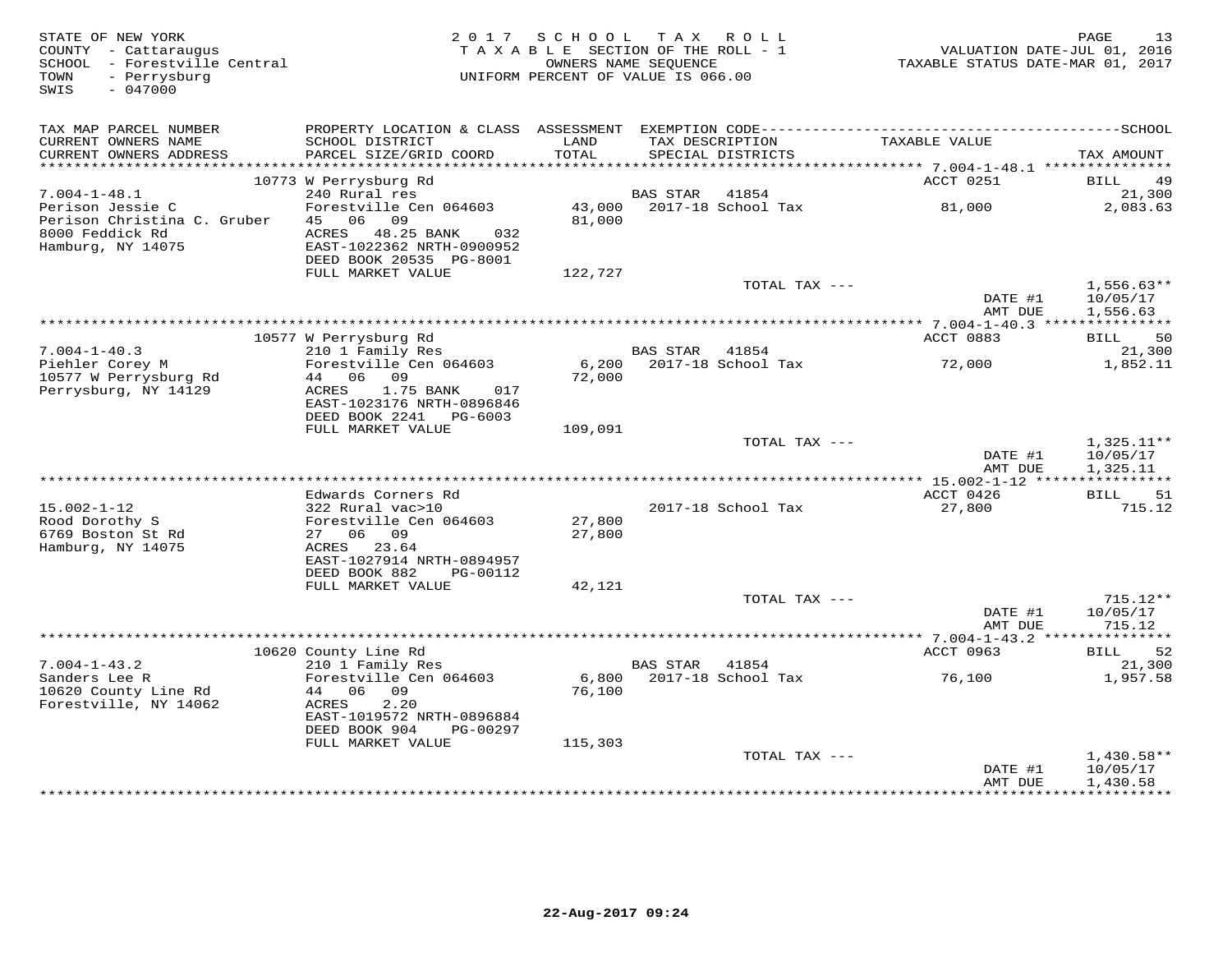STATE OF NEW YORK
COUNTY - Cattaraugus
SCHOOL - Forestville Central
TOWN - Perrysburg
SWIS - 047000

2017 SCHOOL TAX ROLL
TAXABLE SECTION OF THE ROLL - 1
OWNERS NAME SEQUENCE
UNIFORM PERCENT OF VALUE IS 066.00

VALUATION DATE-JUL 01, 2016
TAXABLE STATUS DATE-MAR 01, 2017

| TAX MAP PARCEL NUMBER / CURRENT OWNERS NAME / CURRENT OWNERS ADDRESS | PROPERTY LOCATION & CLASS / SCHOOL DISTRICT / PARCEL SIZE/GRID COORD | ASSESSMENT LAND / TOTAL | EXEMPTION CODE / TAX DESCRIPTION / SPECIAL DISTRICTS | TAXABLE VALUE | TAX AMOUNT |
|---|---|---|---|---|---|
| **7.004-1-48.1** | 10773 W Perrysburg Rd | | | ACCT 0251 | BILL 49 |
| Perison Jessie C | 240 Rural res | | BAS STAR 41854 | | 21,300 |
| Perison Christina C. Gruber | Forestville Cen 064603 | 43,000 | 2017-18 School Tax | 81,000 | 2,083.63 |
| 8000 Feddick Rd | 45 06 09 | 81,000 | | | |
| Hamburg, NY 14075 | ACRES 48.25 BANK 032 | | | | |
| | EAST-1022362 NRTH-0900952 | | | | |
| | DEED BOOK 20535 PG-8001 | | | | |
| | FULL MARKET VALUE | 122,727 | | | |
| | | | TOTAL TAX --- | | 1,556.63** |
| | | | | DATE #1 | 10/05/17 |
| | | | | AMT DUE | 1,556.63 |
| **7.004-1-40.3** | 10577 W Perrysburg Rd | | | ACCT 0883 | BILL 50 |
| Piehler Corey M | 210 1 Family Res | | BAS STAR 41854 | | 21,300 |
| 10577 W Perrysburg Rd | Forestville Cen 064603 | 6,200 | 2017-18 School Tax | 72,000 | 1,852.11 |
| Perrysburg, NY 14129 | 44 06 09 | 72,000 | | | |
| | ACRES 1.75 BANK 017 | | | | |
| | EAST-1023176 NRTH-0896846 | | | | |
| | DEED BOOK 2241 PG-6003 | | | | |
| | FULL MARKET VALUE | 109,091 | | | |
| | | | TOTAL TAX --- | | 1,325.11** |
| | | | | DATE #1 | 10/05/17 |
| | | | | AMT DUE | 1,325.11 |
| **15.002-1-12** | Edwards Corners Rd | | | ACCT 0426 | BILL 51 |
| Rood Dorothy S | 322 Rural vac>10 | | 2017-18 School Tax | 27,800 | 715.12 |
| 6769 Boston St Rd | Forestville Cen 064603 | 27,800 | | | |
| Hamburg, NY 14075 | 27 06 09 | 27,800 | | | |
| | ACRES 23.64 | | | | |
| | EAST-1027914 NRTH-0894957 | | | | |
| | DEED BOOK 882 PG-00112 | | | | |
| | FULL MARKET VALUE | 42,121 | | | |
| | | | TOTAL TAX --- | | 715.12** |
| | | | | DATE #1 | 10/05/17 |
| | | | | AMT DUE | 715.12 |
| **7.004-1-43.2** | 10620 County Line Rd | | | ACCT 0963 | BILL 52 |
| Sanders Lee R | 210 1 Family Res | | BAS STAR 41854 | | 21,300 |
| 10620 County Line Rd | Forestville Cen 064603 | 6,800 | 2017-18 School Tax | 76,100 | 1,957.58 |
| Forestville, NY 14062 | 44 06 09 | 76,100 | | | |
| | ACRES 2.20 | | | | |
| | EAST-1019572 NRTH-0896884 | | | | |
| | DEED BOOK 904 PG-00297 | | | | |
| | FULL MARKET VALUE | 115,303 | | | |
| | | | TOTAL TAX --- | | 1,430.58** |
| | | | | DATE #1 | 10/05/17 |
| | | | | AMT DUE | 1,430.58 |

22-Aug-2017 09:24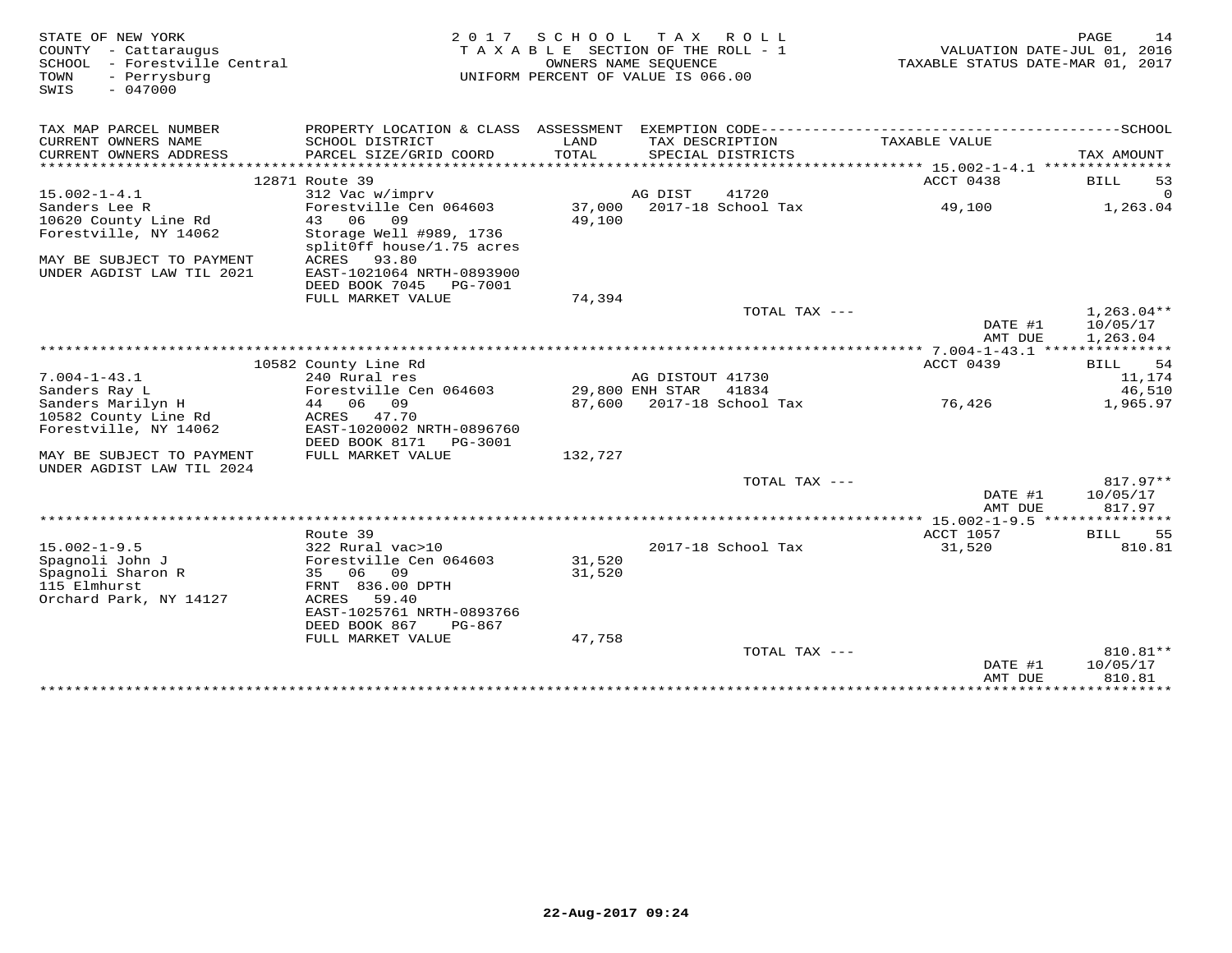STATE OF NEW YORK
COUNTY - Cattaraugus
SCHOOL - Forestville Central
TOWN - Perrysburg
SWIS - 047000

2 0 1 7 S C H O O L T A X R O L L
T A X A B L E SECTION OF THE ROLL - 1
OWNERS NAME SEQUENCE
UNIFORM PERCENT OF VALUE IS 066.00

VALUATION DATE-JUL 01, 2016
TAXABLE STATUS DATE-MAR 01, 2017

| TAX MAP PARCEL NUMBER / CURRENT OWNERS NAME / CURRENT OWNERS ADDRESS | PROPERTY LOCATION & CLASS / SCHOOL DISTRICT / PARCEL SIZE/GRID COORD | ASSESSMENT LAND / TOTAL | EXEMPTION CODE / TAX DESCRIPTION / SPECIAL DISTRICTS | TAXABLE VALUE | SCHOOL TAX AMOUNT |
|---|---|---|---|---|---|
| 15.002-1-4.1 | 12871 Route 39 | | | ACCT 0438 | BILL 53 |
| 15.002-1-4.1 | 312 Vac w/imprv | | AG DIST 41720 | | 0 |
| Sanders Lee R | Forestville Cen 064603 | 37,000 | 2017-18 School Tax | 49,100 | 1,263.04 |
| 10620 County Line Rd | 43 06 09 | 49,100 | | | |
| Forestville, NY 14062 | Storage Well #989, 1736 | | | | |
| | split0ff house/1.75 acres | | | | |
| MAY BE SUBJECT TO PAYMENT | ACRES 93.80 | | | | |
| UNDER AGDIST LAW TIL 2021 | EAST-1021064 NRTH-0893900 | | | | |
| | DEED BOOK 7045 PG-7001 | | | | |
| | FULL MARKET VALUE | 74,394 | | | |
| | | | TOTAL TAX --- | | 1,263.04** |
| | | | | DATE #1 | 10/05/17 |
| | | | | AMT DUE | 1,263.04 |
| 7.004-1-43.1 | 10582 County Line Rd | | | ACCT 0439 | BILL 54 |
| 7.004-1-43.1 | 240 Rural res | | AG DISTOUT 41730 | | 11,174 |
| Sanders Ray L | Forestville Cen 064603 | 29,800 | ENH STAR 41834 | | 46,510 |
| Sanders Marilyn H | 44 06 09 | 87,600 | 2017-18 School Tax | 76,426 | 1,965.97 |
| 10582 County Line Rd | ACRES 47.70 | | | | |
| Forestville, NY 14062 | EAST-1020002 NRTH-0896760 | | | | |
| | DEED BOOK 8171 PG-3001 | | | | |
| MAY BE SUBJECT TO PAYMENT | FULL MARKET VALUE | 132,727 | | | |
| UNDER AGDIST LAW TIL 2024 | | | | | |
| | | | TOTAL TAX --- | | 817.97** |
| | | | | DATE #1 | 10/05/17 |
| | | | | AMT DUE | 817.97 |
| 15.002-1-9.5 | Route 39 | | | ACCT 1057 | BILL 55 |
| 15.002-1-9.5 | 322 Rural vac>10 | | 2017-18 School Tax | 31,520 | 810.81 |
| Spagnoli John J | Forestville Cen 064603 | 31,520 | | | |
| Spagnoli Sharon R | 35 06 09 | 31,520 | | | |
| 115 Elmhurst | FRNT 836.00 DPTH | | | | |
| Orchard Park, NY 14127 | ACRES 59.40 | | | | |
| | EAST-1025761 NRTH-0893766 | | | | |
| | DEED BOOK 867 PG-867 | | | | |
| | FULL MARKET VALUE | 47,758 | | | |
| | | | TOTAL TAX --- | | 810.81** |
| | | | | DATE #1 | 10/05/17 |
| | | | | AMT DUE | 810.81 |

22-Aug-2017 09:24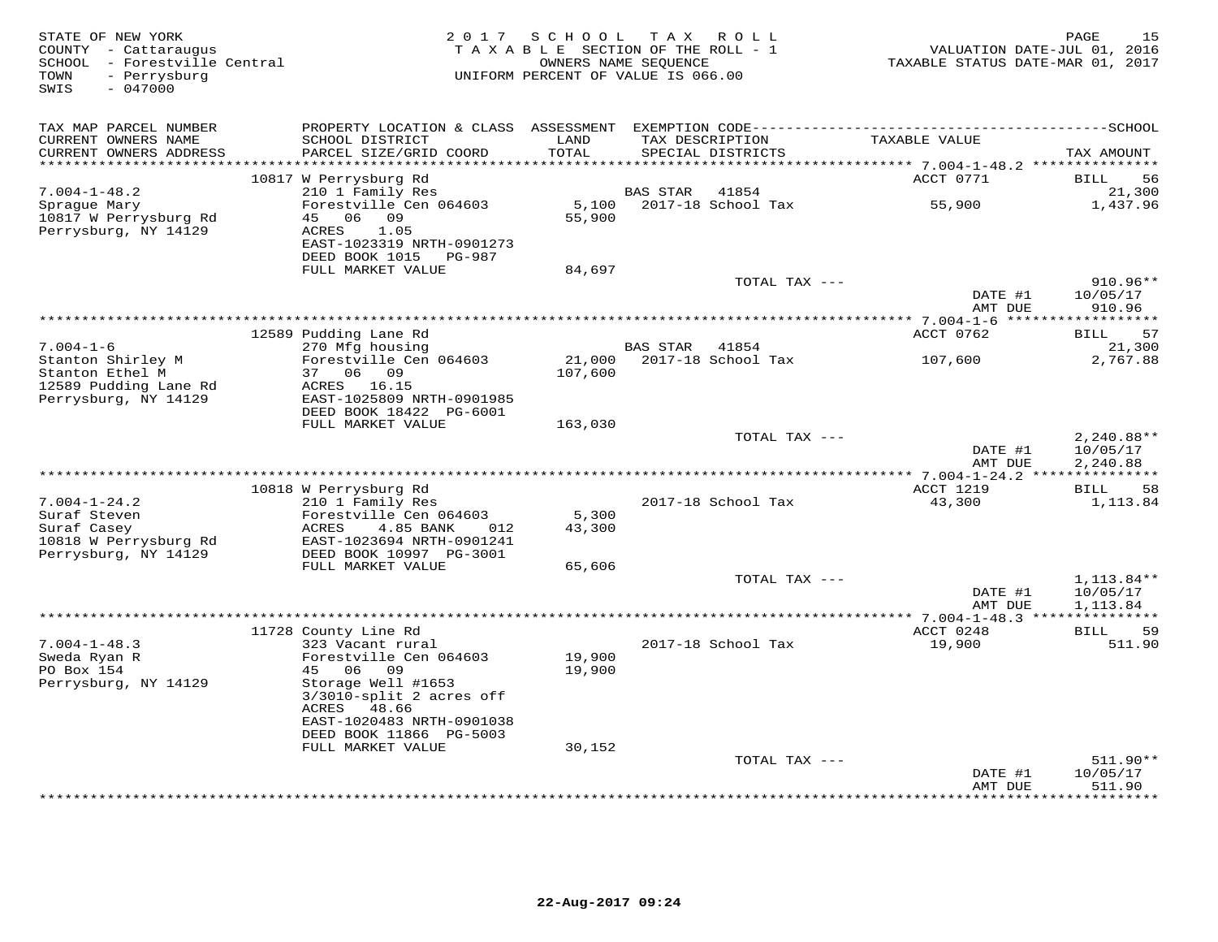STATE OF NEW YORK
COUNTY - Cattaraugus
SCHOOL - Forestville Central
TOWN - Perrysburg
SWIS - 047000

2017 SCHOOL TAX ROLL
TAXABLE SECTION OF THE ROLL - 1
OWNERS NAME SEQUENCE
UNIFORM PERCENT OF VALUE IS 066.00

VALUATION DATE-JUL 01, 2016
TAXABLE STATUS DATE-MAR 01, 2017

| TAX MAP PARCEL NUMBER / CURRENT OWNERS NAME / CURRENT OWNERS ADDRESS | PROPERTY LOCATION & CLASS / SCHOOL DISTRICT / PARCEL SIZE/GRID COORD | ASSESSMENT LAND / TOTAL | EXEMPTION CODE / TAX DESCRIPTION / SPECIAL DISTRICTS | TAXABLE VALUE | TAX AMOUNT |
|---|---|---|---|---|---|
| | 10817 W Perrysburg Rd | | | ACCT 0771 | BILL 56 |
| 7.004-1-48.2 | 210 1 Family Res | | BAS STAR 41854 | | 21,300 |
| Sprague Mary | Forestville Cen 064603 | 5,100 | 2017-18 School Tax | 55,900 | 1,437.96 |
| 10817 W Perrysburg Rd | 45 06 09 | 55,900 | | | |
| Perrysburg, NY 14129 | ACRES 1.05 | | | | |
| | EAST-1023319 NRTH-0901273 | | | | |
| | DEED BOOK 1015 PG-987 | | | | |
| | FULL MARKET VALUE | 84,697 | | | |
| | | | TOTAL TAX --- | | 910.96** |
| | | | | DATE #1 | 10/05/17 |
| | | | | AMT DUE | 910.96 |
| | 12589 Pudding Lane Rd | | | ACCT 0762 | BILL 57 |
| 7.004-1-6 | 270 Mfg housing | | BAS STAR 41854 | | 21,300 |
| Stanton Shirley M | Forestville Cen 064603 | 21,000 | 2017-18 School Tax | 107,600 | 2,767.88 |
| Stanton Ethel M | 37 06 09 | 107,600 | | | |
| 12589 Pudding Lane Rd | ACRES 16.15 | | | | |
| Perrysburg, NY 14129 | EAST-1025809 NRTH-0901985 | | | | |
| | DEED BOOK 18422 PG-6001 | | | | |
| | FULL MARKET VALUE | 163,030 | | | |
| | | | TOTAL TAX --- | | 2,240.88** |
| | | | | DATE #1 | 10/05/17 |
| | | | | AMT DUE | 2,240.88 |
| | 10818 W Perrysburg Rd | | | ACCT 1219 | BILL 58 |
| 7.004-1-24.2 | 210 1 Family Res | | 2017-18 School Tax | 43,300 | 1,113.84 |
| Suraf Steven | Forestville Cen 064603 | 5,300 | | | |
| Suraf Casey | ACRES 4.85 BANK 012 | 43,300 | | | |
| 10818 W Perrysburg Rd | EAST-1023694 NRTH-0901241 | | | | |
| Perrysburg, NY 14129 | DEED BOOK 10997 PG-3001 | | | | |
| | FULL MARKET VALUE | 65,606 | | | |
| | | | TOTAL TAX --- | | 1,113.84** |
| | | | | DATE #1 | 10/05/17 |
| | | | | AMT DUE | 1,113.84 |
| | 11728 County Line Rd | | | ACCT 0248 | BILL 59 |
| 7.004-1-48.3 | 323 Vacant rural | | 2017-18 School Tax | 19,900 | 511.90 |
| Sweda Ryan R | Forestville Cen 064603 | 19,900 | | | |
| PO Box 154 | 45 06 09 | 19,900 | | | |
| Perrysburg, NY 14129 | Storage Well #1653 | | | | |
| | 3/3010-split 2 acres off | | | | |
| | ACRES 48.66 | | | | |
| | EAST-1020483 NRTH-0901038 | | | | |
| | DEED BOOK 11866 PG-5003 | | | | |
| | FULL MARKET VALUE | 30,152 | | | |
| | | | TOTAL TAX --- | | 511.90** |
| | | | | DATE #1 | 10/05/17 |
| | | | | AMT DUE | 511.90 |

22-Aug-2017 09:24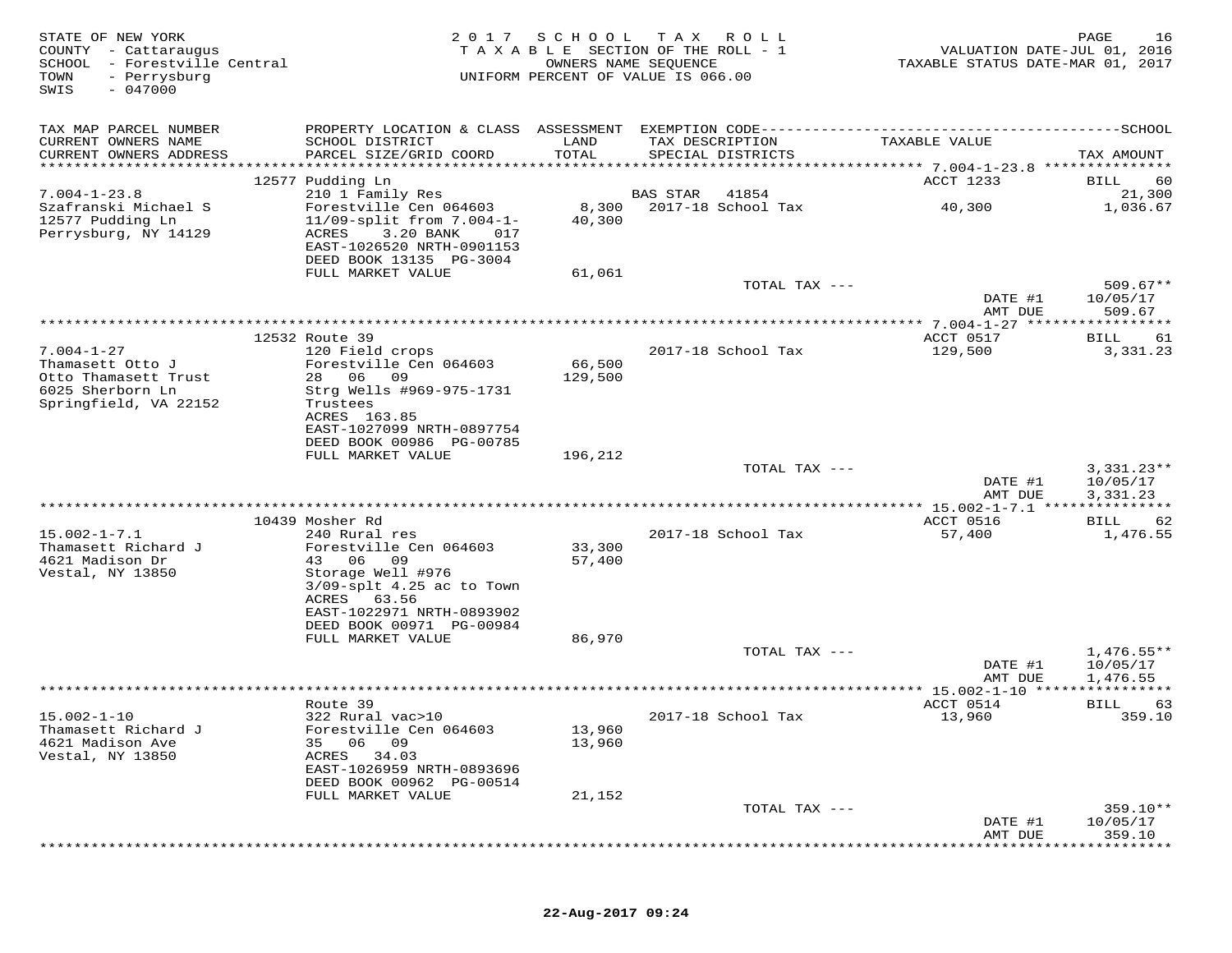STATE OF NEW YORK
COUNTY - Cattaraugus
SCHOOL - Forestville Central
TOWN - Perrysburg
SWIS - 047000

2 0 1 7 S C H O O L T A X R O L L
T A X A B L E SECTION OF THE ROLL - 1
OWNERS NAME SEQUENCE
UNIFORM PERCENT OF VALUE IS 066.00

VALUATION DATE-JUL 01, 2016
TAXABLE STATUS DATE-MAR 01, 2017

| TAX MAP PARCEL NUMBER / CURRENT OWNERS NAME / CURRENT OWNERS ADDRESS | PROPERTY LOCATION & CLASS / SCHOOL DISTRICT / PARCEL SIZE/GRID COORD | ASSESSMENT LAND / TOTAL | EXEMPTION CODE / TAX DESCRIPTION / SPECIAL DISTRICTS | TAXABLE VALUE | TAX AMOUNT |
|---|---|---|---|---|---|
| | 12577 Pudding Ln | | | ACCT 1233 | BILL 60 |
| 7.004-1-23.8 | 210 1 Family Res | | BAS STAR 41854 | | 21,300 |
| Szafranski Michael S | Forestville Cen 064603 | 8,300 | 2017-18 School Tax | 40,300 | 1,036.67 |
| 12577 Pudding Ln | 11/09-split from 7.004-1- | 40,300 | | | |
| Perrysburg, NY 14129 | ACRES 3.20 BANK 017 | | | | |
| | EAST-1026520 NRTH-0901153 | | | | |
| | DEED BOOK 13135 PG-3004 | | | | |
| | FULL MARKET VALUE | 61,061 | | | |
| | | | TOTAL TAX --- | | 509.67** |
| | | | | DATE #1 | 10/05/17 |
| | | | | AMT DUE | 509.67 |
| | 12532 Route 39 | | | ACCT 0517 | BILL 61 |
| 7.004-1-27 | 120 Field crops | | 2017-18 School Tax | 129,500 | 3,331.23 |
| Thamasett Otto J | Forestville Cen 064603 | 66,500 | | | |
| Otto Thamasett Trust | 28 06 09 | 129,500 | | | |
| 6025 Sherborn Ln | Strg Wells #969-975-1731 | | | | |
| Springfield, VA 22152 | Trustees | | | | |
| | ACRES 163.85 | | | | |
| | EAST-1027099 NRTH-0897754 | | | | |
| | DEED BOOK 00986 PG-00785 | | | | |
| | FULL MARKET VALUE | 196,212 | | | |
| | | | TOTAL TAX --- | | 3,331.23** |
| | | | | DATE #1 | 10/05/17 |
| | | | | AMT DUE | 3,331.23 |
| | 10439 Mosher Rd | | | ACCT 0516 | BILL 62 |
| 15.002-1-7.1 | 240 Rural res | | 2017-18 School Tax | 57,400 | 1,476.55 |
| Thamasett Richard J | Forestville Cen 064603 | 33,300 | | | |
| 4621 Madison Dr | 43 06 09 | 57,400 | | | |
| Vestal, NY 13850 | Storage Well #976 | | | | |
| | 3/09-splt 4.25 ac to Town | | | | |
| | ACRES 63.56 | | | | |
| | EAST-1022971 NRTH-0893902 | | | | |
| | DEED BOOK 00971 PG-00984 | | | | |
| | FULL MARKET VALUE | 86,970 | | | |
| | | | TOTAL TAX --- | | 1,476.55** |
| | | | | DATE #1 | 10/05/17 |
| | | | | AMT DUE | 1,476.55 |
| | Route 39 | | | ACCT 0514 | BILL 63 |
| 15.002-1-10 | 322 Rural vac>10 | | 2017-18 School Tax | 13,960 | 359.10 |
| Thamasett Richard J | Forestville Cen 064603 | 13,960 | | | |
| 4621 Madison Ave | 35 06 09 | 13,960 | | | |
| Vestal, NY 13850 | ACRES 34.03 | | | | |
| | EAST-1026959 NRTH-0893696 | | | | |
| | DEED BOOK 00962 PG-00514 | | | | |
| | FULL MARKET VALUE | 21,152 | | | |
| | | | TOTAL TAX --- | | 359.10** |
| | | | | DATE #1 | 10/05/17 |
| | | | | AMT DUE | 359.10 |

22-Aug-2017 09:24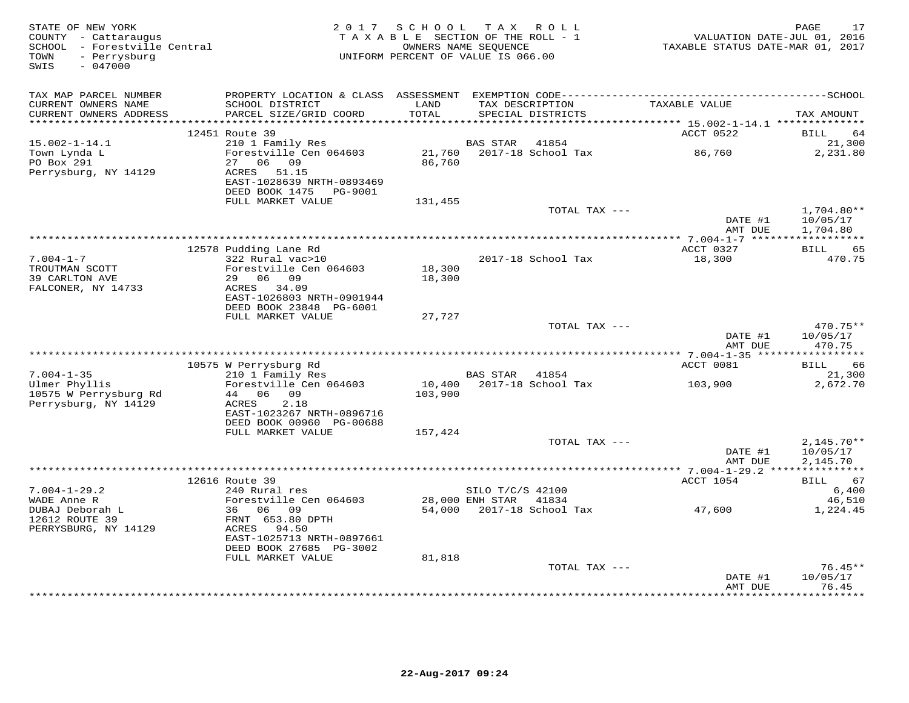STATE OF NEW YORK
COUNTY - Cattaraugus
SCHOOL - Forestville Central
TOWN - Perrysburg
SWIS - 047000

2017 SCHOOL TAX ROLL
TAXABLE SECTION OF THE ROLL - 1
OWNERS NAME SEQUENCE
UNIFORM PERCENT OF VALUE IS 066.00

VALUATION DATE-JUL 01, 2016
TAXABLE STATUS DATE-MAR 01, 2017

| TAX MAP PARCEL NUMBER / CURRENT OWNERS NAME / CURRENT OWNERS ADDRESS | PROPERTY LOCATION & CLASS / SCHOOL DISTRICT / PARCEL SIZE/GRID COORD | ASSESSMENT LAND / TOTAL | EXEMPTION CODE / TAX DESCRIPTION / SPECIAL DISTRICTS | TAXABLE VALUE | TAX AMOUNT |
|---|---|---|---|---|---|
| | 12451 Route 39 | | | ACCT 0522 | BILL 64 |
| 15.002-1-14.1 | 210 1 Family Res | | BAS STAR 41854 | | 21,300 |
| Town Lynda L | Forestville Cen 064603 | 21,760 | 2017-18 School Tax | 86,760 | 2,231.80 |
| PO Box 291 | 27 06 09 | 86,760 | | | |
| Perrysburg, NY 14129 | ACRES 51.15 | | | | |
| | EAST-1028639 NRTH-0893469 | | | | |
| | DEED BOOK 1475 PG-9001 | | | | |
| | FULL MARKET VALUE | 131,455 | | | |
| | | | TOTAL TAX --- | | 1,704.80** |
| | | | | DATE #1 | 10/05/17 |
| | | | | AMT DUE | 1,704.80 |
| | 12578 Pudding Lane Rd | | | ACCT 0327 | BILL 65 |
| 7.004-1-7 | 322 Rural vac>10 | | 2017-18 School Tax | 18,300 | 470.75 |
| TROUTMAN SCOTT | Forestville Cen 064603 | 18,300 | | | |
| 39 CARLTON AVE | 29 06 09 | 18,300 | | | |
| FALCONER, NY 14733 | ACRES 34.09 | | | | |
| | EAST-1026803 NRTH-0901944 | | | | |
| | DEED BOOK 23848 PG-6001 | | | | |
| | FULL MARKET VALUE | 27,727 | | | |
| | | | TOTAL TAX --- | | 470.75** |
| | | | | DATE #1 | 10/05/17 |
| | | | | AMT DUE | 470.75 |
| | 10575 W Perrysburg Rd | | | ACCT 0081 | BILL 66 |
| 7.004-1-35 | 210 1 Family Res | | BAS STAR 41854 | | 21,300 |
| Ulmer Phyllis | Forestville Cen 064603 | 10,400 | 2017-18 School Tax | 103,900 | 2,672.70 |
| 10575 W Perrysburg Rd | 44 06 09 | 103,900 | | | |
| Perrysburg, NY 14129 | ACRES 2.18 | | | | |
| | EAST-1023267 NRTH-0896716 | | | | |
| | DEED BOOK 00960 PG-00688 | | | | |
| | FULL MARKET VALUE | 157,424 | | | |
| | | | TOTAL TAX --- | | 2,145.70** |
| | | | | DATE #1 | 10/05/17 |
| | | | | AMT DUE | 2,145.70 |
| | 12616 Route 39 | | | ACCT 1054 | BILL 67 |
| 7.004-1-29.2 | 240 Rural res | | SILO T/C/S 42100 | | 6,400 |
| WADE Anne R | Forestville Cen 064603 | 28,000 | ENH STAR 41834 | | 46,510 |
| DUBAJ Deborah L | 36 06 09 | 54,000 | 2017-18 School Tax | 47,600 | 1,224.45 |
| 12612 ROUTE 39 | FRNT 653.80 DPTH | | | | |
| PERRYSBURG, NY 14129 | ACRES 94.50 | | | | |
| | EAST-1025713 NRTH-0897661 | | | | |
| | DEED BOOK 27685 PG-3002 | | | | |
| | FULL MARKET VALUE | 81,818 | | | |
| | | | TOTAL TAX --- | | 76.45** |
| | | | | DATE #1 | 10/05/17 |
| | | | | AMT DUE | 76.45 |

22-Aug-2017 09:24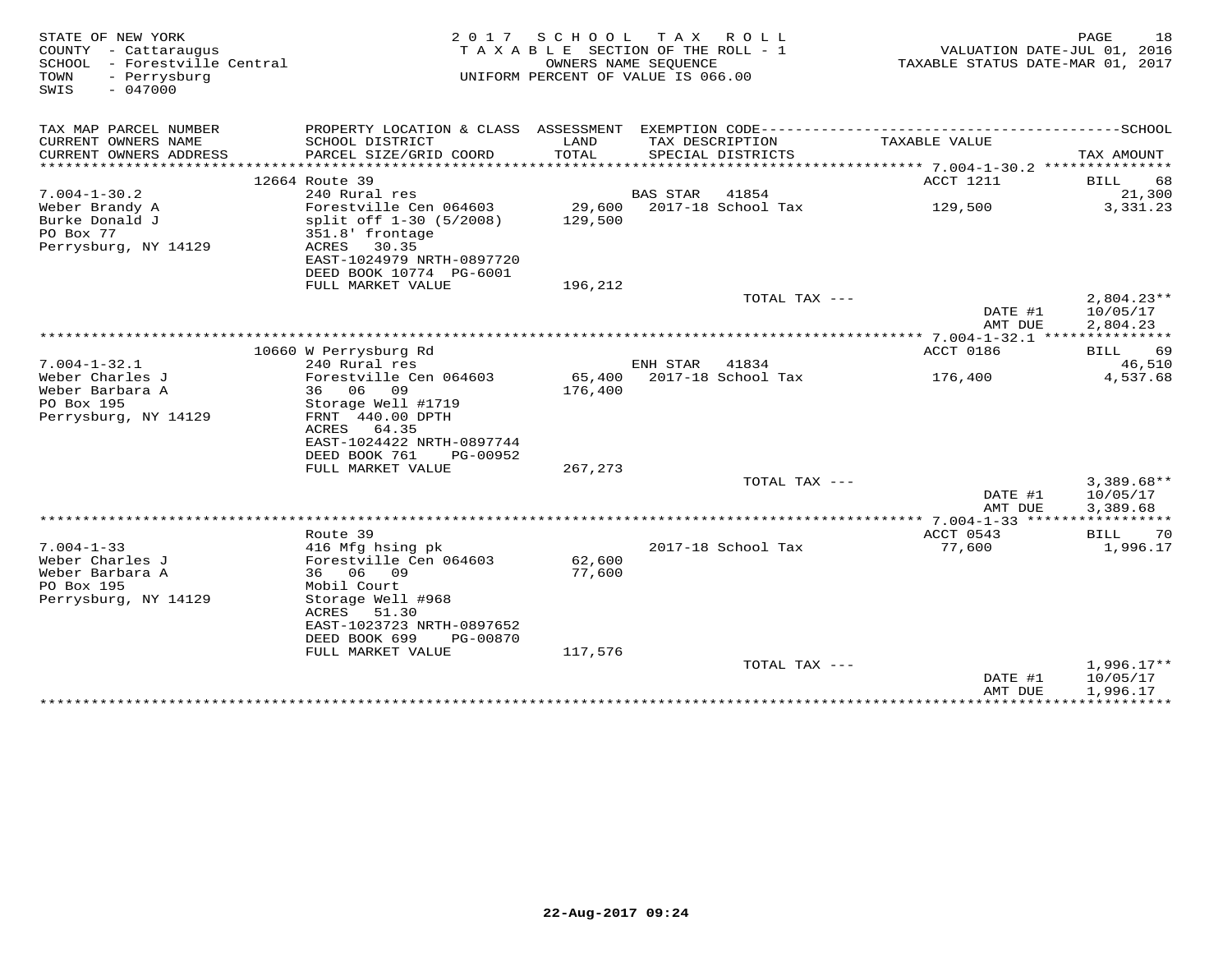STATE OF NEW YORK
COUNTY - Cattaraugus
SCHOOL - Forestville Central
TOWN - Perrysburg
SWIS - 047000

2017 SCHOOL TAX ROLL
TAXABLE SECTION OF THE ROLL - 1
OWNERS NAME SEQUENCE
UNIFORM PERCENT OF VALUE IS 066.00

VALUATION DATE-JUL 01, 2016
TAXABLE STATUS DATE-MAR 01, 2017

| TAX MAP PARCEL NUMBER / CURRENT OWNERS NAME / CURRENT OWNERS ADDRESS | PROPERTY LOCATION & CLASS / SCHOOL DISTRICT / PARCEL SIZE/GRID COORD | ASSESSMENT LAND / TOTAL | EXEMPTION CODE / TAX DESCRIPTION / SPECIAL DISTRICTS | TAXABLE VALUE | TAX AMOUNT |
|---|---|---|---|---|---|
| | 12664 Route 39 | | | ACCT 1211 | BILL 68 |
| 7.004-1-30.2 | 240 Rural res | | BAS STAR 41854 | | 21,300 |
| Weber Brandy A | Forestville Cen 064603 | 29,600 | 2017-18 School Tax | 129,500 | 3,331.23 |
| Burke Donald J | split off 1-30 (5/2008) | 129,500 | | | |
| PO Box 77 | 351.8' frontage | | | | |
| Perrysburg, NY 14129 | ACRES 30.35 | | | | |
| | EAST-1024979 NRTH-0897720 | | | | |
| | DEED BOOK 10774 PG-6001 | | | | |
| | FULL MARKET VALUE | 196,212 | | | |
| | | | TOTAL TAX --- | | 2,804.23** |
| | | | | DATE #1 | 10/05/17 |
| | | | | AMT DUE | 2,804.23 |
| | 10660 W Perrysburg Rd | | | ACCT 0186 | BILL 69 |
| 7.004-1-32.1 | 240 Rural res | | ENH STAR 41834 | | 46,510 |
| Weber Charles J | Forestville Cen 064603 | 65,400 | 2017-18 School Tax | 176,400 | 4,537.68 |
| Weber Barbara A | 36 06 09 | 176,400 | | | |
| PO Box 195 | Storage Well #1719 | | | | |
| Perrysburg, NY 14129 | FRNT 440.00 DPTH | | | | |
| | ACRES 64.35 | | | | |
| | EAST-1024422 NRTH-0897744 | | | | |
| | DEED BOOK 761 PG-00952 | | | | |
| | FULL MARKET VALUE | 267,273 | | | |
| | | | TOTAL TAX --- | | 3,389.68** |
| | | | | DATE #1 | 10/05/17 |
| | | | | AMT DUE | 3,389.68 |
| | Route 39 | | | ACCT 0543 | BILL 70 |
| 7.004-1-33 | 416 Mfg hsing pk | | 2017-18 School Tax | 77,600 | 1,996.17 |
| Weber Charles J | Forestville Cen 064603 | 62,600 | | | |
| Weber Barbara A | 36 06 09 | 77,600 | | | |
| PO Box 195 | Mobil Court | | | | |
| Perrysburg, NY 14129 | Storage Well #968 | | | | |
| | ACRES 51.30 | | | | |
| | EAST-1023723 NRTH-0897652 | | | | |
| | DEED BOOK 699 PG-00870 | | | | |
| | FULL MARKET VALUE | 117,576 | | | |
| | | | TOTAL TAX --- | | 1,996.17** |
| | | | | DATE #1 | 10/05/17 |
| | | | | AMT DUE | 1,996.17 |

22-Aug-2017 09:24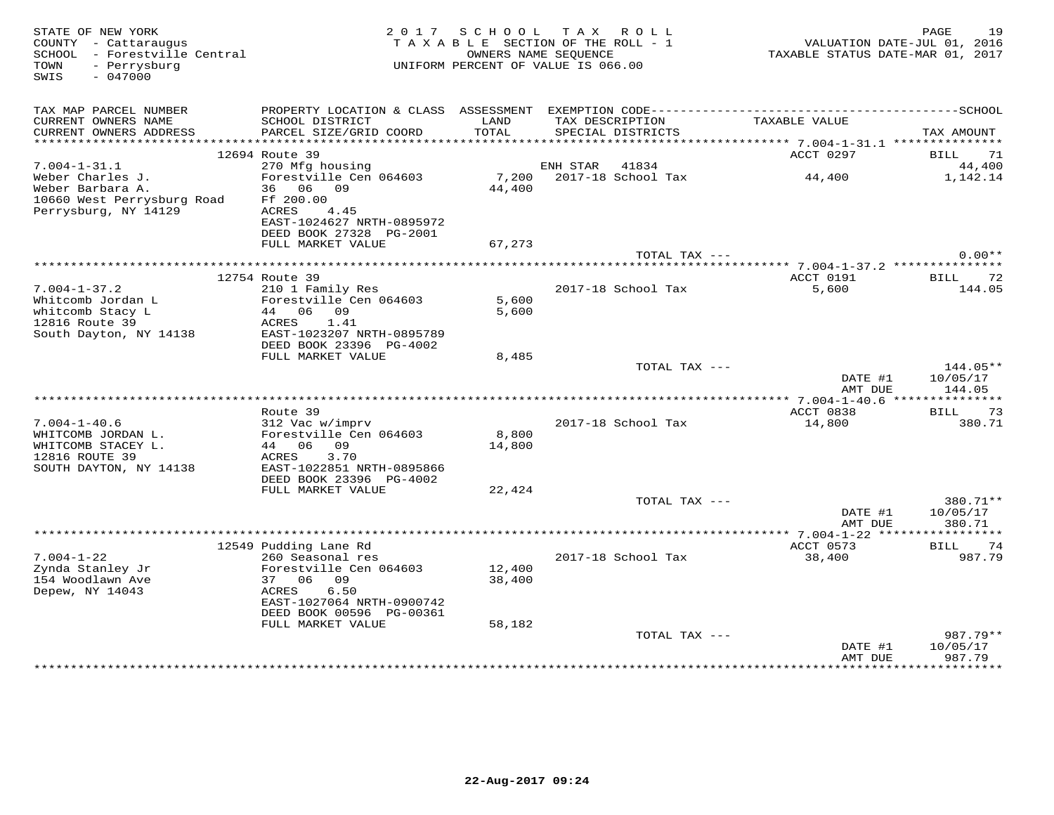STATE OF NEW YORK
COUNTY - Cattaraugus
SCHOOL - Forestville Central
TOWN - Perrysburg
SWIS - 047000

2017 SCHOOL TAX ROLL
TAXABLE SECTION OF THE ROLL - 1
OWNERS NAME SEQUENCE
UNIFORM PERCENT OF VALUE IS 066.00

VALUATION DATE-JUL 01, 2016
TAXABLE STATUS DATE-MAR 01, 2017

| TAX MAP PARCEL NUMBER / CURRENT OWNERS NAME / CURRENT OWNERS ADDRESS | PROPERTY LOCATION & CLASS / SCHOOL DISTRICT / PARCEL SIZE/GRID COORD | ASSESSMENT LAND / TOTAL | EXEMPTION CODE / TAX DESCRIPTION / SPECIAL DISTRICTS | TAXABLE VALUE | TAX AMOUNT |
|---|---|---|---|---|---|
| | 12694 Route 39 | | | ACCT 0297 | BILL 71 |
| 7.004-1-31.1 | 270 Mfg housing | | ENH STAR 41834 | | 44,400 |
| Weber Charles J. | Forestville Cen 064603 | 7,200 | 2017-18 School Tax | 44,400 | 1,142.14 |
| Weber Barbara A. | 36 06 09 | 44,400 | | | |
| 10660 West Perrysburg Road | Ff 200.00 | | | | |
| Perrysburg, NY 14129 | ACRES 4.45 | | | | |
| | EAST-1024627 NRTH-0895972 | | | | |
| | DEED BOOK 27328 PG-2001 | | | | |
| | FULL MARKET VALUE | 67,273 | | | |
| | | | TOTAL TAX --- | | 0.00** |
| | 12754 Route 39 | | | ACCT 0191 | BILL 72 |
| 7.004-1-37.2 | 210 1 Family Res | | 2017-18 School Tax | 5,600 | 144.05 |
| Whitcomb Jordan L | Forestville Cen 064603 | 5,600 | | | |
| whitcomb Stacy L | 44 06 09 | 5,600 | | | |
| 12816 Route 39 | ACRES 1.41 | | | | |
| South Dayton, NY 14138 | EAST-1023207 NRTH-0895789 | | | | |
| | DEED BOOK 23396 PG-4002 | | | | |
| | FULL MARKET VALUE | 8,485 | | | |
| | | | TOTAL TAX --- | | 144.05** |
| | | | | DATE #1 | 10/05/17 |
| | | | | AMT DUE | 144.05 |
| | Route 39 | | | ACCT 0838 | BILL 73 |
| 7.004-1-40.6 | 312 Vac w/imprv | | 2017-18 School Tax | 14,800 | 380.71 |
| WHITCOMB JORDAN L. | Forestville Cen 064603 | 8,800 | | | |
| WHITCOMB STACEY L. | 44 06 09 | 14,800 | | | |
| 12816 ROUTE 39 | ACRES 3.70 | | | | |
| SOUTH DAYTON, NY 14138 | EAST-1022851 NRTH-0895866 | | | | |
| | DEED BOOK 23396 PG-4002 | | | | |
| | FULL MARKET VALUE | 22,424 | | | |
| | | | TOTAL TAX --- | | 380.71** |
| | | | | DATE #1 | 10/05/17 |
| | | | | AMT DUE | 380.71 |
| | 12549 Pudding Lane Rd | | | ACCT 0573 | BILL 74 |
| 7.004-1-22 | 260 Seasonal res | | 2017-18 School Tax | 38,400 | 987.79 |
| Zynda Stanley Jr | Forestville Cen 064603 | 12,400 | | | |
| 154 Woodlawn Ave | 37 06 09 | 38,400 | | | |
| Depew, NY 14043 | ACRES 6.50 | | | | |
| | EAST-1027064 NRTH-0900742 | | | | |
| | DEED BOOK 00596 PG-00361 | | | | |
| | FULL MARKET VALUE | 58,182 | | | |
| | | | TOTAL TAX --- | | 987.79** |
| | | | | DATE #1 | 10/05/17 |
| | | | | AMT DUE | 987.79 |

22-Aug-2017 09:24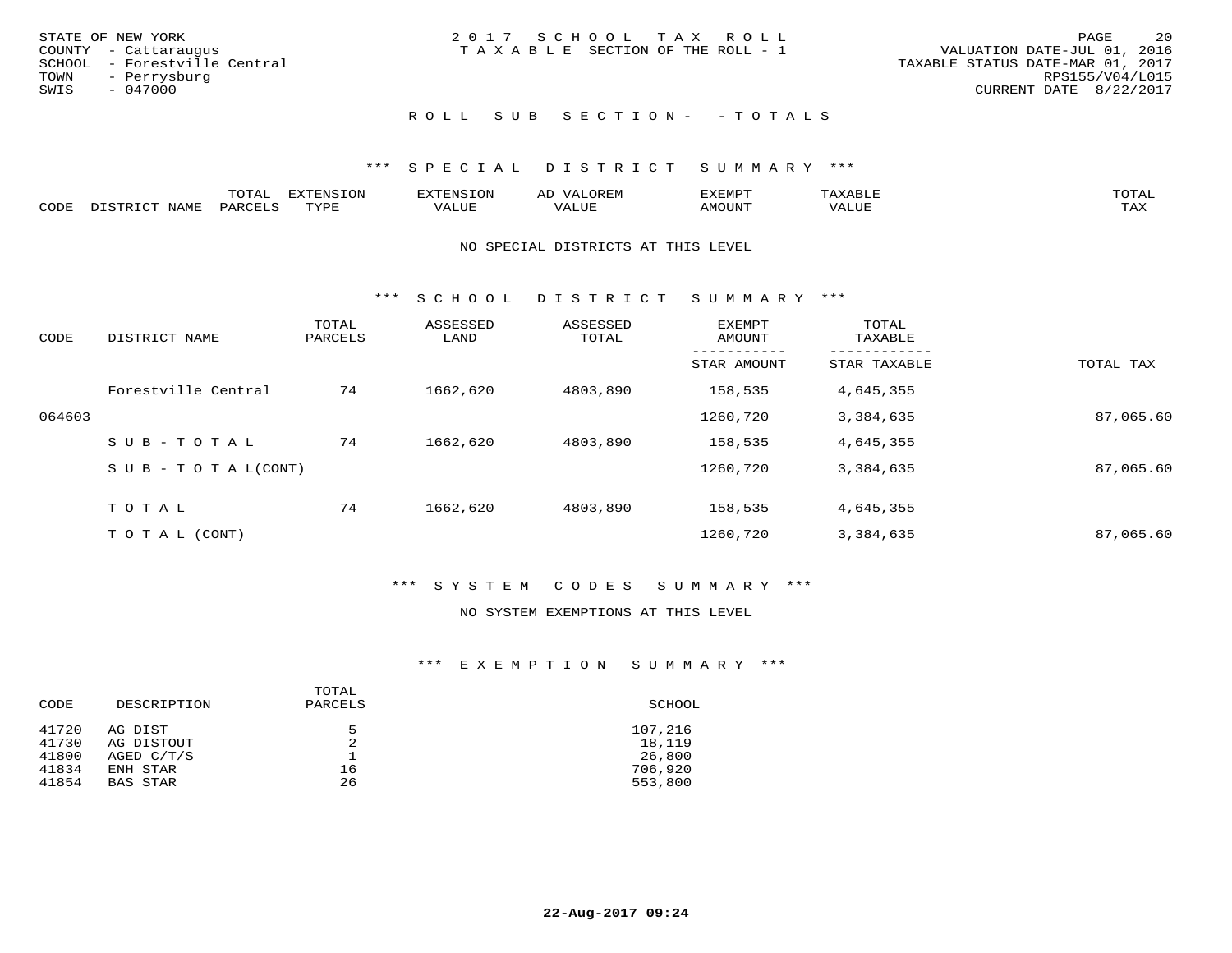STATE OF NEW YORK
COUNTY - Cattaraugus
SCHOOL - Forestville Central
TOWN - Perrysburg
SWIS - 047000

2017 SCHOOL TAX ROLL
TAXABLE SECTION OF THE ROLL - 1

VALUATION DATE-JUL 01, 2016
TAXABLE STATUS DATE-MAR 01, 2017
RPS155/V04/L015
CURRENT DATE 8/22/2017

## ROLL SUB SECTION- - TOTALS

### *** SPECIAL DISTRICT SUMMARY ***

| CODE | DISTRICT NAME | TOTAL PARCELS | EXTENSION TYPE | EXTENSION VALUE | AD VALOREM VALUE | EXEMPT AMOUNT | TAXABLE VALUE | TOTAL TAX |
|---|---|---|---|---|---|---|---|---|

NO SPECIAL DISTRICTS AT THIS LEVEL

### *** SCHOOL DISTRICT SUMMARY ***

| CODE | DISTRICT NAME | TOTAL PARCELS | ASSESSED LAND | ASSESSED TOTAL | EXEMPT AMOUNT / STAR AMOUNT | TOTAL TAXABLE / STAR TAXABLE | TOTAL TAX |
|---|---|---|---|---|---|---|---|
| | Forestville Central | 74 | 1662,620 | 4803,890 | 158,535 | 4,645,355 | |
| 064603 | | | | | 1260,720 | 3,384,635 | 87,065.60 |
| | SUB-TOTAL | 74 | 1662,620 | 4803,890 | 158,535 | 4,645,355 | |
| | SUB-TOTAL(CONT) | | | | 1260,720 | 3,384,635 | 87,065.60 |
| | TOTAL | 74 | 1662,620 | 4803,890 | 158,535 | 4,645,355 | |
| | TOTAL (CONT) | | | | 1260,720 | 3,384,635 | 87,065.60 |

### *** SYSTEM CODES SUMMARY ***

NO SYSTEM EXEMPTIONS AT THIS LEVEL

### *** EXEMPTION SUMMARY ***

| CODE | DESCRIPTION | TOTAL PARCELS | SCHOOL |
|---|---|---|---|
| 41720 | AG DIST | 5 | 107,216 |
| 41730 | AG DISTOUT | 2 | 18,119 |
| 41800 | AGED C/T/S | 1 | 26,800 |
| 41834 | ENH STAR | 16 | 706,920 |
| 41854 | BAS STAR | 26 | 553,800 |

**22-Aug-2017 09:24**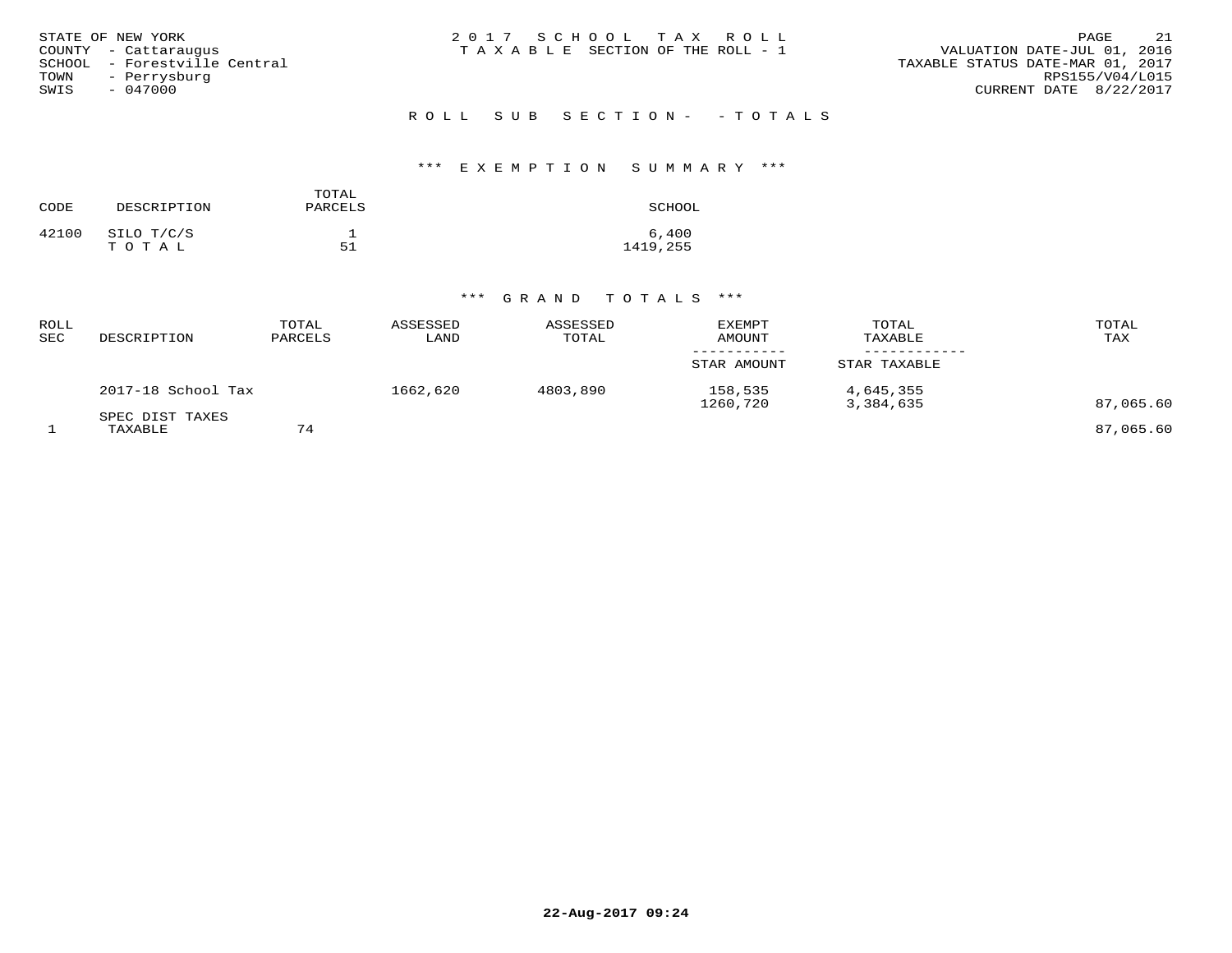STATE OF NEW YORK
COUNTY - Cattaraugus
SCHOOL - Forestville Central
TOWN - Perrysburg
SWIS - 047000

2 0 1 7 S C H O O L T A X R O L L
T A X A B L E SECTION OF THE ROLL - 1

VALUATION DATE-JUL 01, 2016
TAXABLE STATUS DATE-MAR 01, 2017
RPS155/V04/L015
CURRENT DATE 8/22/2017

R O L L S U B S E C T I O N - - T O T A L S

### \*\*\* E X E M P T I O N S U M M A R Y \*\*\*

| CODE | DESCRIPTION | TOTAL PARCELS | SCHOOL |
|---|---|---|---|
| 42100 | SILO T/C/S | 1 | 6,400 |
| | T O T A L | 51 | 1419,255 |

### \*\*\* G R A N D T O T A L S \*\*\*

| ROLL SEC | DESCRIPTION | TOTAL PARCELS | ASSESSED LAND | ASSESSED TOTAL | EXEMPT AMOUNT / STAR AMOUNT | TOTAL TAXABLE / STAR TAXABLE | TOTAL TAX |
|---|---|---|---|---|---|---|---|
| | 2017-18 School Tax | | 1662,620 | 4803,890 | 158,535 | 4,645,355 | |
| | | | | | 1260,720 | 3,384,635 | 87,065.60 |
| | SPEC DIST TAXES | | | | | | |
| 1 | TAXABLE | 74 | | | | | 87,065.60 |

22-Aug-2017 09:24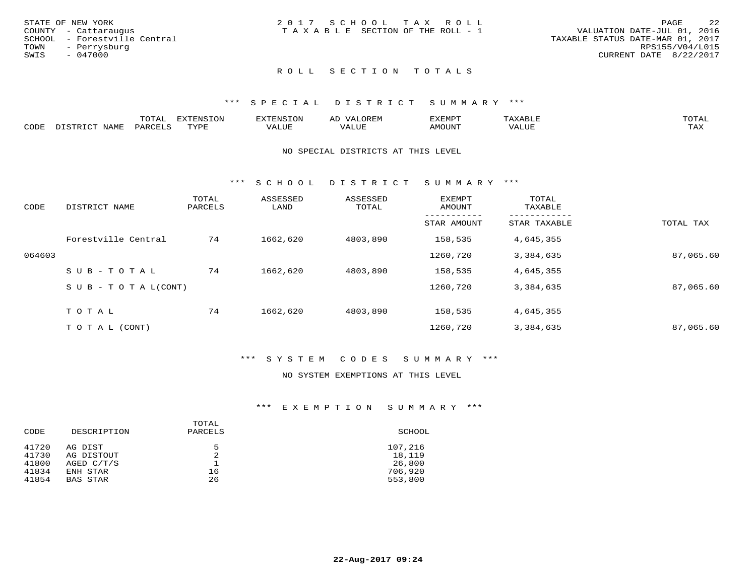STATE OF NEW YORK
COUNTY - Cattaraugus
SCHOOL - Forestville Central
TOWN - Perrysburg
SWIS - 047000

2 0 1 7 S C H O O L T A X R O L L
T A X A B L E SECTION OF THE ROLL - 1

VALUATION DATE-JUL 01, 2016
TAXABLE STATUS DATE-MAR 01, 2017
RPS155/V04/L015
CURRENT DATE 8/22/2017

## R O L L S E C T I O N T O T A L S

### *** S P E C I A L D I S T R I C T S U M M A R Y ***

| CODE | DISTRICT NAME | TOTAL PARCELS | EXTENSION TYPE | EXTENSION VALUE | AD VALOREM VALUE | EXEMPT AMOUNT | TAXABLE VALUE | TOTAL TAX |
|---|---|---|---|---|---|---|---|---|

NO SPECIAL DISTRICTS AT THIS LEVEL

### *** S C H O O L D I S T R I C T S U M M A R Y ***

| CODE | DISTRICT NAME | TOTAL PARCELS | ASSESSED LAND | ASSESSED TOTAL | EXEMPT AMOUNT / STAR AMOUNT | TOTAL TAXABLE / STAR TAXABLE | TOTAL TAX |
|---|---|---|---|---|---|---|---|
| | Forestville Central | 74 | 1662,620 | 4803,890 | 158,535 | 4,645,355 | |
| 064603 | | | | | 1260,720 | 3,384,635 | 87,065.60 |
| | S U B - T O T A L | 74 | 1662,620 | 4803,890 | 158,535 | 4,645,355 | |
| | S U B - T O T A L(CONT) | | | | 1260,720 | 3,384,635 | 87,065.60 |
| | T O T A L | 74 | 1662,620 | 4803,890 | 158,535 | 4,645,355 | |
| | T O T A L (CONT) | | | | 1260,720 | 3,384,635 | 87,065.60 |

### *** S Y S T E M C O D E S S U M M A R Y ***

NO SYSTEM EXEMPTIONS AT THIS LEVEL

### *** E X E M P T I O N S U M M A R Y ***

| CODE | DESCRIPTION | TOTAL PARCELS | SCHOOL |
|---|---|---|---|
| 41720 | AG DIST | 5 | 107,216 |
| 41730 | AG DISTOUT | 2 | 18,119 |
| 41800 | AGED C/T/S | 1 | 26,800 |
| 41834 | ENH STAR | 16 | 706,920 |
| 41854 | BAS STAR | 26 | 553,800 |

22-Aug-2017 09:24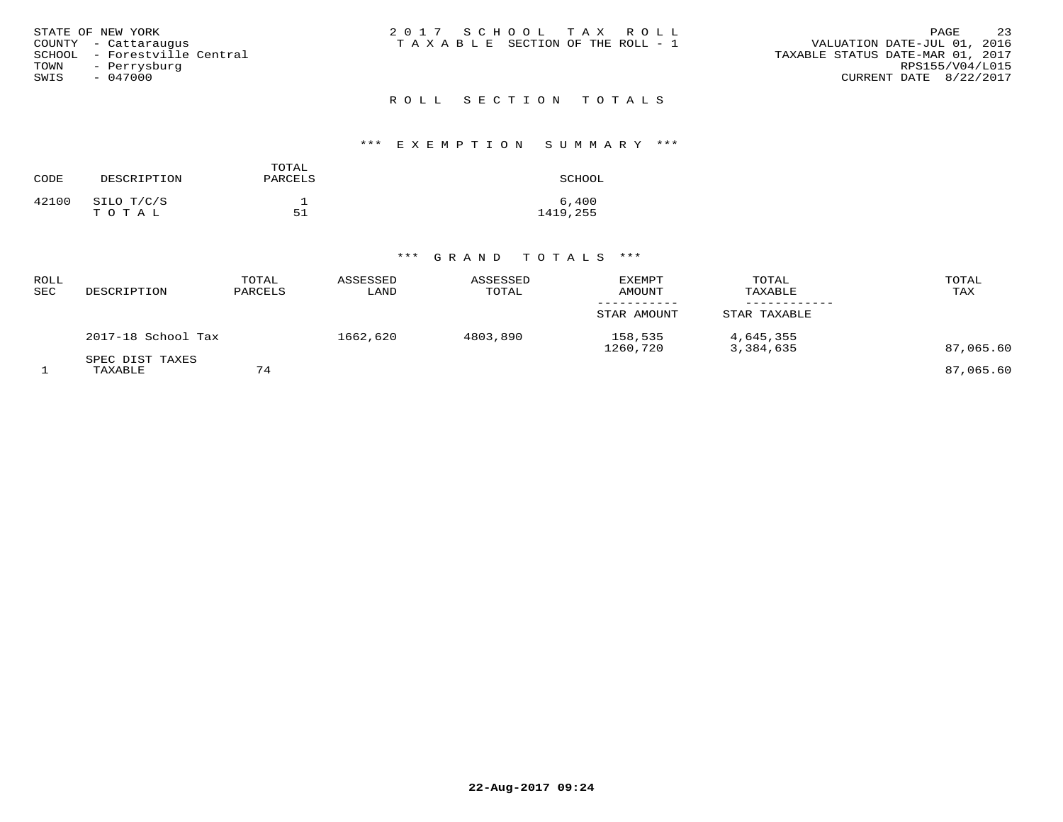STATE OF NEW YORK
COUNTY - Cattaraugus
SCHOOL - Forestville Central
TOWN - Perrysburg
SWIS - 047000

2017 SCHOOL TAX ROLL
TAXABLE SECTION OF THE ROLL - 1

VALUATION DATE-JUL 01, 2016
TAXABLE STATUS DATE-MAR 01, 2017
RPS155/V04/L015
CURRENT DATE 8/22/2017

## ROLL SECTION TOTALS

### *** EXEMPTION SUMMARY ***

| CODE | DESCRIPTION | TOTAL PARCELS | SCHOOL |
|---|---|---|---|
| 42100 | SILO T/C/S | 1 | 6,400 |
| | TOTAL | 51 | 1419,255 |

### *** GRAND TOTALS ***

| ROLL SEC | DESCRIPTION | TOTAL PARCELS | ASSESSED LAND | ASSESSED TOTAL | EXEMPT AMOUNT / STAR AMOUNT | TOTAL TAXABLE / STAR TAXABLE | TOTAL TAX |
|---|---|---|---|---|---|---|---|
| | 2017-18 School Tax | | 1662,620 | 4803,890 | 158,535 | 4,645,355 | |
| | | | | | 1260,720 | 3,384,635 | 87,065.60 |
| | SPEC DIST TAXES | | | | | | |
| 1 | TAXABLE | 74 | | | | | 87,065.60 |

22-Aug-2017 09:24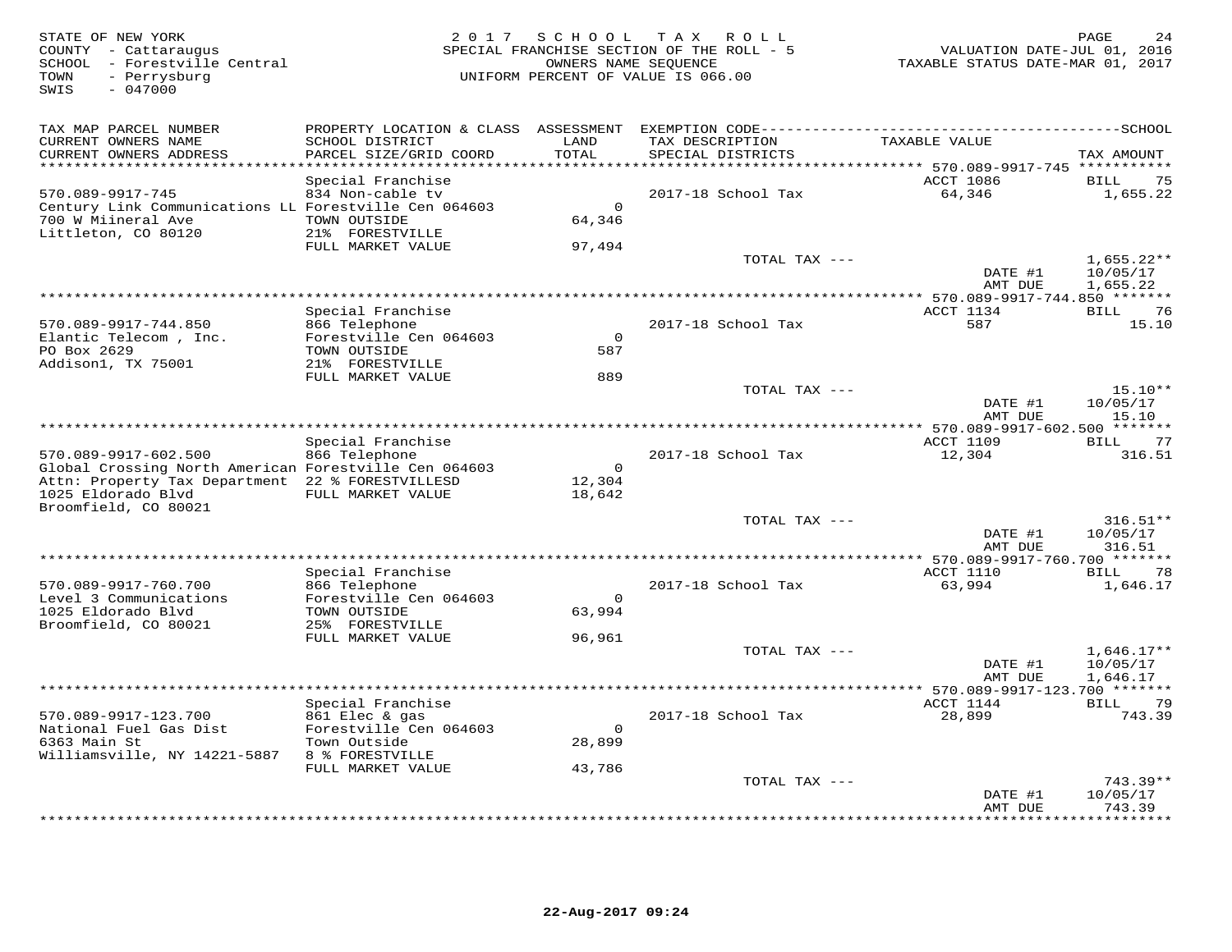STATE OF NEW YORK
COUNTY - Cattaraugus
SCHOOL - Forestville Central
TOWN - Perrysburg
SWIS - 047000

2017 SCHOOL TAX ROLL
SPECIAL FRANCHISE SECTION OF THE ROLL - 5
OWNERS NAME SEQUENCE
UNIFORM PERCENT OF VALUE IS 066.00

VALUATION DATE-JUL 01, 2016
TAXABLE STATUS DATE-MAR 01, 2017

| TAX MAP PARCEL NUMBER / CURRENT OWNERS NAME / CURRENT OWNERS ADDRESS | PROPERTY LOCATION & CLASS / SCHOOL DISTRICT / PARCEL SIZE/GRID COORD | ASSESSMENT LAND / TOTAL | EXEMPTION CODE / TAX DESCRIPTION / SPECIAL DISTRICTS | TAXABLE VALUE | TAX AMOUNT |
|---|---|---|---|---|---|
| 570.089-9917-745 | Special Franchise | | | ACCT 1086 | BILL 75 |
| 570.089-9917-745 | 834 Non-cable tv | | 2017-18 School Tax | 64,346 | 1,655.22 |
| Century Link Communications LL | Forestville Cen 064603 | 0 | | | |
| 700 W Miineral Ave | TOWN OUTSIDE | 64,346 | | | |
| Littleton, CO 80120 | 21% FORESTVILLE | | | | |
| | FULL MARKET VALUE | 97,494 | | | |
| | | | TOTAL TAX --- | | 1,655.22** |
| | | | | DATE #1 | 10/05/17 |
| | | | | AMT DUE | 1,655.22 |
| 570.089-9917-744.850 | Special Franchise | | | ACCT 1134 | BILL 76 |
| 570.089-9917-744.850 | 866 Telephone | | 2017-18 School Tax | 587 | 15.10 |
| Elantic Telecom , Inc. | Forestville Cen 064603 | 0 | | | |
| PO Box 2629 | TOWN OUTSIDE | 587 | | | |
| Addison1, TX 75001 | 21% FORESTVILLE | | | | |
| | FULL MARKET VALUE | 889 | | | |
| | | | TOTAL TAX --- | | 15.10** |
| | | | | DATE #1 | 10/05/17 |
| | | | | AMT DUE | 15.10 |
| 570.089-9917-602.500 | Special Franchise | | | ACCT 1109 | BILL 77 |
| 570.089-9917-602.500 | 866 Telephone | | 2017-18 School Tax | 12,304 | 316.51 |
| Global Crossing North American | Forestville Cen 064603 | 0 | | | |
| Attn: Property Tax Department | 22 % FORESTVILLESD | 12,304 | | | |
| 1025 Eldorado Blvd | FULL MARKET VALUE | 18,642 | | | |
| Broomfield, CO 80021 | | | | | |
| | | | TOTAL TAX --- | | 316.51** |
| | | | | DATE #1 | 10/05/17 |
| | | | | AMT DUE | 316.51 |
| 570.089-9917-760.700 | Special Franchise | | | ACCT 1110 | BILL 78 |
| 570.089-9917-760.700 | 866 Telephone | | 2017-18 School Tax | 63,994 | 1,646.17 |
| Level 3 Communications | Forestville Cen 064603 | 0 | | | |
| 1025 Eldorado Blvd | TOWN OUTSIDE | 63,994 | | | |
| Broomfield, CO 80021 | 25% FORESTVILLE | | | | |
| | FULL MARKET VALUE | 96,961 | | | |
| | | | TOTAL TAX --- | | 1,646.17** |
| | | | | DATE #1 | 10/05/17 |
| | | | | AMT DUE | 1,646.17 |
| 570.089-9917-123.700 | Special Franchise | | | ACCT 1144 | BILL 79 |
| 570.089-9917-123.700 | 861 Elec & gas | | 2017-18 School Tax | 28,899 | 743.39 |
| National Fuel Gas Dist | Forestville Cen 064603 | 0 | | | |
| 6363 Main St | Town Outside | 28,899 | | | |
| Williamsville, NY 14221-5887 | 8 % FORESTVILLE | | | | |
| | FULL MARKET VALUE | 43,786 | | | |
| | | | TOTAL TAX --- | | 743.39** |
| | | | | DATE #1 | 10/05/17 |
| | | | | AMT DUE | 743.39 |

22-Aug-2017 09:24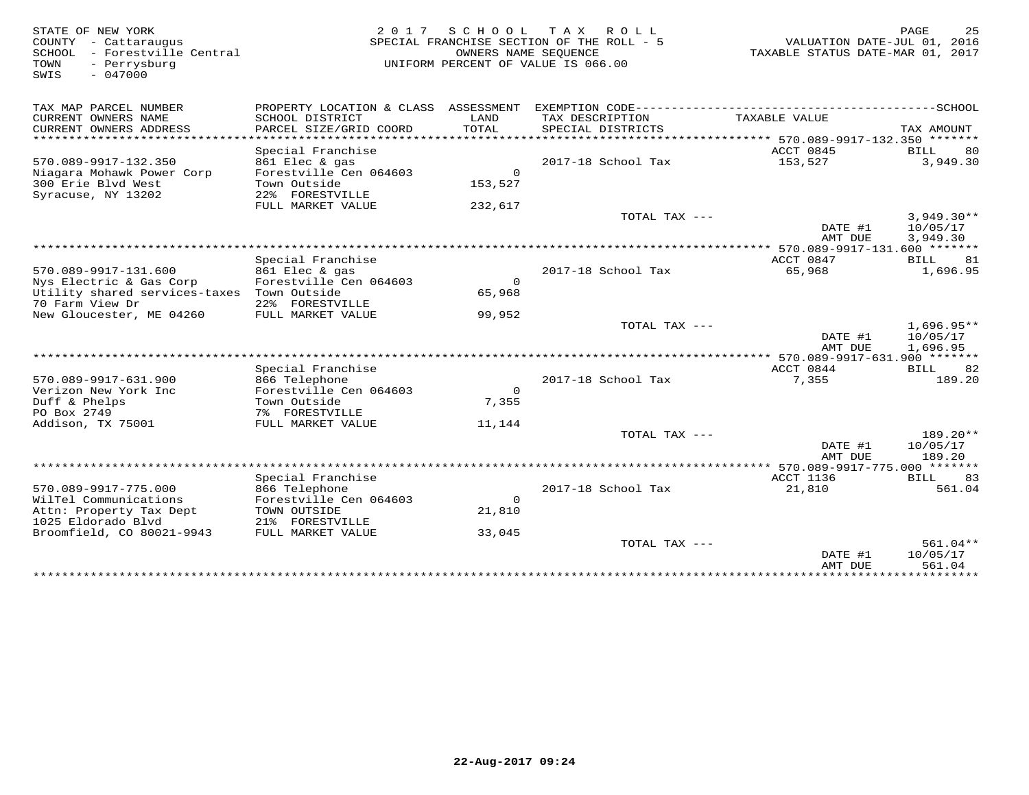STATE OF NEW YORK — 2017 SCHOOL TAX ROLL — SPECIAL FRANCHISE SECTION OF THE ROLL - 5

COUNTY - Cattaraugus
SCHOOL - Forestville Central
TOWN - Perrysburg
SWIS - 047000

OWNERS NAME SEQUENCE
UNIFORM PERCENT OF VALUE IS 066.00

VALUATION DATE-JUL 01, 2016
TAXABLE STATUS DATE-MAR 01, 2017

| TAX MAP PARCEL NUMBER / CURRENT OWNERS NAME / CURRENT OWNERS ADDRESS | PROPERTY LOCATION & CLASS / SCHOOL DISTRICT / PARCEL SIZE/GRID COORD | ASSESSMENT LAND / TOTAL | EXEMPTION CODE / TAX DESCRIPTION / SPECIAL DISTRICTS | TAXABLE VALUE | TAX AMOUNT |
|---|---|---|---|---|---|
| 570.089-9917-132.350 | Special Franchise | | | ACCT 0845 | BILL 80 |
| 570.089-9917-132.350 | 861 Elec & gas | | 2017-18 School Tax | 153,527 | 3,949.30 |
| Niagara Mohawk Power Corp | Forestville Cen 064603 | 0 | | | |
| 300 Erie Blvd West | Town Outside | 153,527 | | | |
| Syracuse, NY 13202 | 22% FORESTVILLE | | | | |
| | FULL MARKET VALUE | 232,617 | | | |
| | | | TOTAL TAX --- | | 3,949.30** |
| | | | | DATE #1 | 10/05/17 |
| | | | | AMT DUE | 3,949.30 |
| 570.089-9917-131.600 | Special Franchise | | | ACCT 0847 | BILL 81 |
| 570.089-9917-131.600 | 861 Elec & gas | | 2017-18 School Tax | 65,968 | 1,696.95 |
| Nys Electric & Gas Corp | Forestville Cen 064603 | 0 | | | |
| Utility shared services-taxes | Town Outside | 65,968 | | | |
| 70 Farm View Dr | 22% FORESTVILLE | | | | |
| New Gloucester, ME 04260 | FULL MARKET VALUE | 99,952 | | | |
| | | | TOTAL TAX --- | | 1,696.95** |
| | | | | DATE #1 | 10/05/17 |
| | | | | AMT DUE | 1,696.95 |
| 570.089-9917-631.900 | Special Franchise | | | ACCT 0844 | BILL 82 |
| 570.089-9917-631.900 | 866 Telephone | | 2017-18 School Tax | 7,355 | 189.20 |
| Verizon New York Inc | Forestville Cen 064603 | 0 | | | |
| Duff & Phelps | Town Outside | 7,355 | | | |
| PO Box 2749 | 7% FORESTVILLE | | | | |
| Addison, TX 75001 | FULL MARKET VALUE | 11,144 | | | |
| | | | TOTAL TAX --- | | 189.20** |
| | | | | DATE #1 | 10/05/17 |
| | | | | AMT DUE | 189.20 |
| 570.089-9917-775.000 | Special Franchise | | | ACCT 1136 | BILL 83 |
| 570.089-9917-775.000 | 866 Telephone | | 2017-18 School Tax | 21,810 | 561.04 |
| WilTel Communications | Forestville Cen 064603 | 0 | | | |
| Attn: Property Tax Dept | TOWN OUTSIDE | 21,810 | | | |
| 1025 Eldorado Blvd | 21% FORESTVILLE | | | | |
| Broomfield, CO 80021-9943 | FULL MARKET VALUE | 33,045 | | | |
| | | | TOTAL TAX --- | | 561.04** |
| | | | | DATE #1 | 10/05/17 |
| | | | | AMT DUE | 561.04 |

22-Aug-2017 09:24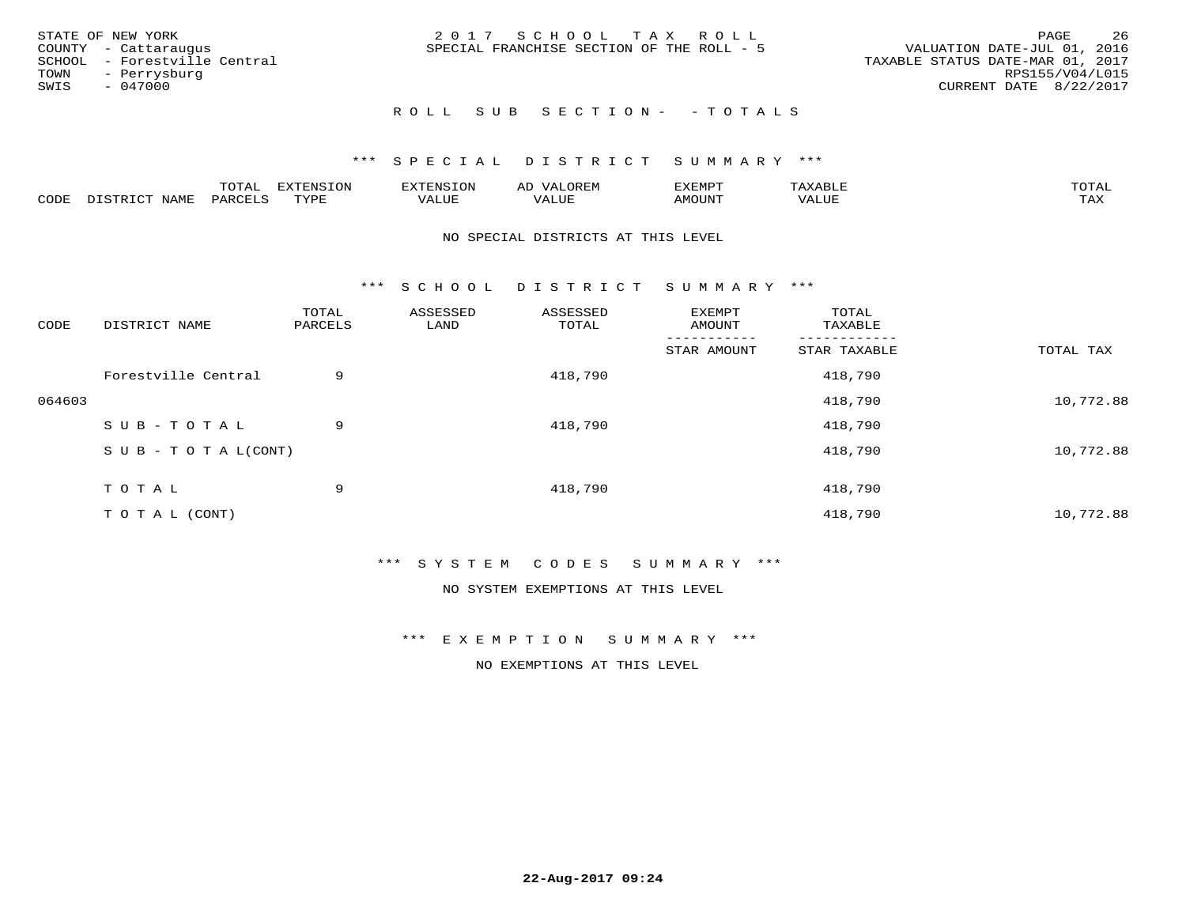STATE OF NEW YORK
COUNTY - Cattaraugus
SCHOOL - Forestville Central
TOWN - Perrysburg
SWIS - 047000

2 0 1 7 S C H O O L T A X R O L L
SPECIAL FRANCHISE SECTION OF THE ROLL - 5

VALUATION DATE-JUL 01, 2016
TAXABLE STATUS DATE-MAR 01, 2017
RPS155/V04/L015
CURRENT DATE 8/22/2017

## R O L L S U B S E C T I O N - - T O T A L S

### *** S P E C I A L D I S T R I C T S U M M A R Y ***

| CODE | DISTRICT NAME | TOTAL PARCELS | EXTENSION TYPE | EXTENSION VALUE | AD VALOREM VALUE | EXEMPT AMOUNT | TAXABLE VALUE | TOTAL TAX |
|---|---|---|---|---|---|---|---|---|

NO SPECIAL DISTRICTS AT THIS LEVEL

### *** S C H O O L D I S T R I C T S U M M A R Y ***

| CODE | DISTRICT NAME | TOTAL PARCELS | ASSESSED LAND | ASSESSED TOTAL | EXEMPT AMOUNT / STAR AMOUNT | TOTAL TAXABLE / STAR TAXABLE | TOTAL TAX |
|---|---|---|---|---|---|---|---|
| | Forestville Central | 9 | | 418,790 | | 418,790 | |
| 064603 | | | | | | 418,790 | 10,772.88 |
| | S U B - T O T A L | 9 | | 418,790 | | 418,790 | |
| | S U B - T O T A L(CONT) | | | | | 418,790 | 10,772.88 |
| | T O T A L | 9 | | 418,790 | | 418,790 | |
| | T O T A L (CONT) | | | | | 418,790 | 10,772.88 |

### *** S Y S T E M C O D E S S U M M A R Y ***

NO SYSTEM EXEMPTIONS AT THIS LEVEL

### *** E X E M P T I O N S U M M A R Y ***

NO EXEMPTIONS AT THIS LEVEL

22-Aug-2017 09:24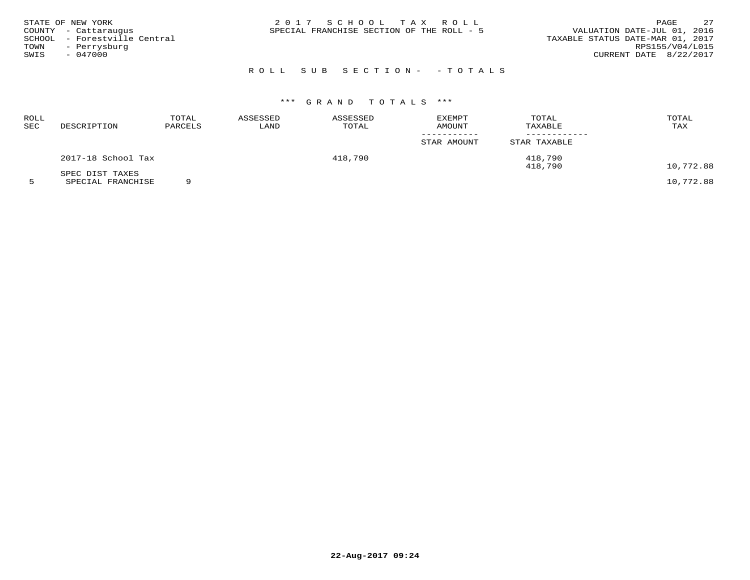STATE OF NEW YORK
COUNTY - Cattaraugus
SCHOOL - Forestville Central
TOWN - Perrysburg
SWIS - 047000

# 2017 SCHOOL TAX ROLL

SPECIAL FRANCHISE SECTION OF THE ROLL - 5

VALUATION DATE-JUL 01, 2016
TAXABLE STATUS DATE-MAR 01, 2017
RPS155/V04/L015
CURRENT DATE 8/22/2017

## ROLL SUB SECTION- - TOTALS

### *** GRAND TOTALS ***

| ROLL SEC | DESCRIPTION | TOTAL PARCELS | ASSESSED LAND | ASSESSED TOTAL | EXEMPT AMOUNT / STAR AMOUNT | TOTAL TAXABLE / STAR TAXABLE | TOTAL TAX |
|---|---|---|---|---|---|---|---|
| | 2017-18 School Tax | | | 418,790 | | 418,790 | |
| | | | | | | 418,790 | 10,772.88 |
| | SPEC DIST TAXES | | | | | | |
| 5 | SPECIAL FRANCHISE | 9 | | | | | 10,772.88 |

22-Aug-2017 09:24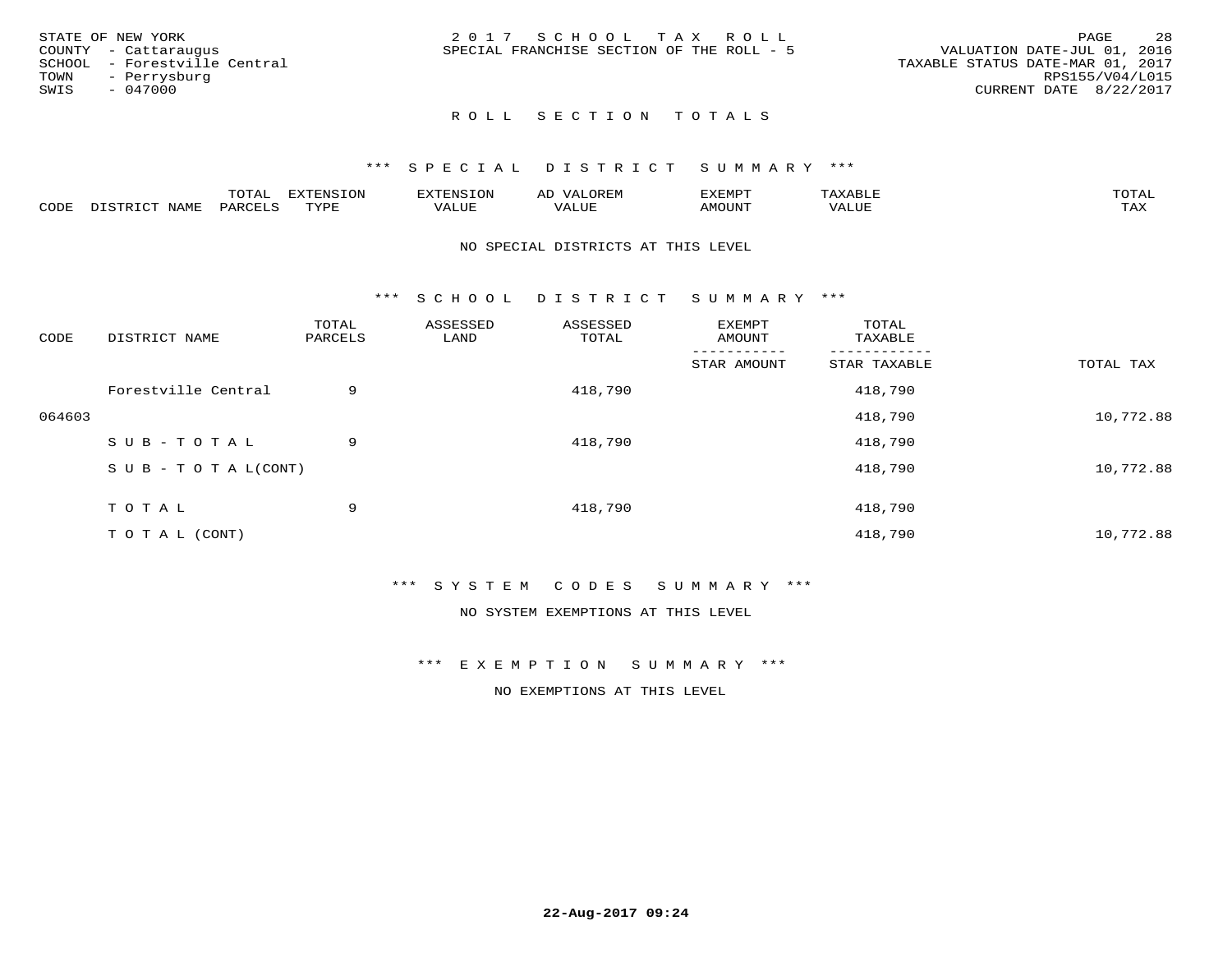STATE OF NEW YORK
COUNTY - Cattaraugus
SCHOOL - Forestville Central
TOWN - Perrysburg
SWIS - 047000

2017 SCHOOL TAX ROLL
SPECIAL FRANCHISE SECTION OF THE ROLL - 5

VALUATION DATE-JUL 01, 2016
TAXABLE STATUS DATE-MAR 01, 2017
RPS155/V04/L015
CURRENT DATE 8/22/2017

## ROLL SECTION TOTALS

### *** SPECIAL DISTRICT SUMMARY ***

| CODE | DISTRICT NAME | TOTAL PARCELS | EXTENSION TYPE | EXTENSION VALUE | AD VALOREM VALUE | EXEMPT AMOUNT | TAXABLE VALUE | TOTAL TAX |
|---|---|---|---|---|---|---|---|---|

NO SPECIAL DISTRICTS AT THIS LEVEL

### *** SCHOOL DISTRICT SUMMARY ***

| CODE | DISTRICT NAME | TOTAL PARCELS | ASSESSED LAND | ASSESSED TOTAL | EXEMPT AMOUNT / STAR AMOUNT | TOTAL TAXABLE / STAR TAXABLE | TOTAL TAX |
|---|---|---|---|---|---|---|---|
| | Forestville Central | 9 | | 418,790 | | 418,790 | |
| 064603 | | | | | | 418,790 | 10,772.88 |
| | SUB-TOTAL | 9 | | 418,790 | | 418,790 | |
| | SUB-TOTAL(CONT) | | | | | 418,790 | 10,772.88 |
| | TOTAL | 9 | | 418,790 | | 418,790 | |
| | TOTAL (CONT) | | | | | 418,790 | 10,772.88 |

### *** SYSTEM CODES SUMMARY ***

NO SYSTEM EXEMPTIONS AT THIS LEVEL

### *** EXEMPTION SUMMARY ***

NO EXEMPTIONS AT THIS LEVEL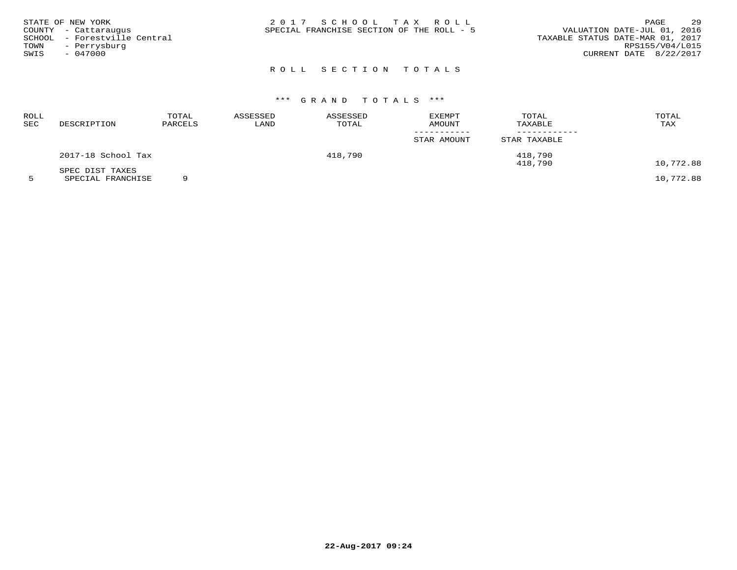STATE OF NEW YORK
COUNTY - Cattaraugus
SCHOOL - Forestville Central
TOWN - Perrysburg
SWIS - 047000

2 0 1 7 S C H O O L T A X R O L L
SPECIAL FRANCHISE SECTION OF THE ROLL - 5

VALUATION DATE-JUL 01, 2016
TAXABLE STATUS DATE-MAR 01, 2017
RPS155/V04/L015
CURRENT DATE 8/22/2017

## R O L L S E C T I O N T O T A L S

### *** G R A N D T O T A L S ***

| ROLL SEC | DESCRIPTION | TOTAL PARCELS | ASSESSED LAND | ASSESSED TOTAL | EXEMPT AMOUNT / STAR AMOUNT | TOTAL TAXABLE / STAR TAXABLE | TOTAL TAX |
|---|---|---|---|---|---|---|---|
| | 2017-18 School Tax | | | 418,790 | | 418,790 | |
| | | | | | | 418,790 | 10,772.88 |
| | SPEC DIST TAXES | | | | | | |
| 5 | SPECIAL FRANCHISE | 9 | | | | | 10,772.88 |

22-Aug-2017 09:24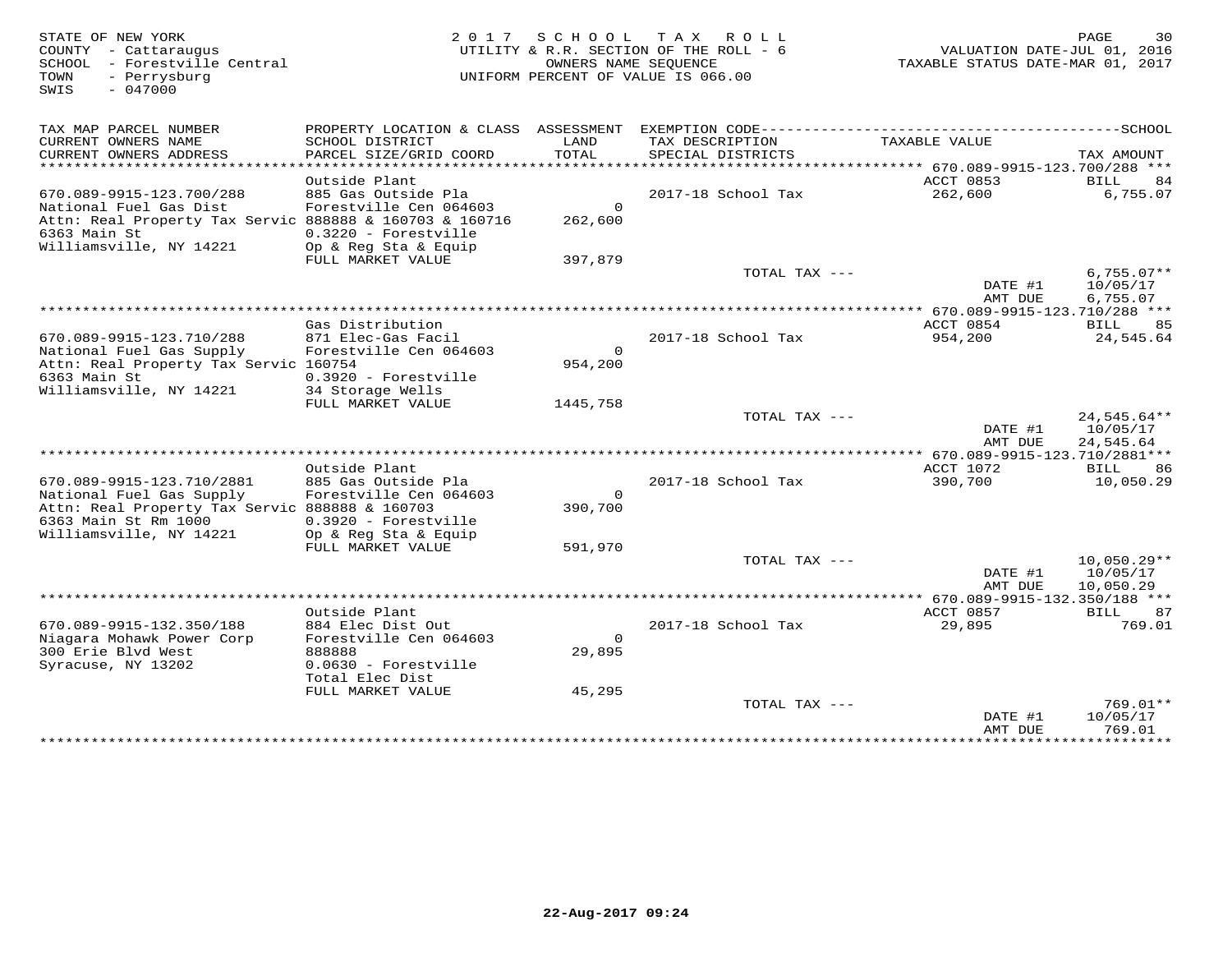STATE OF NEW YORK
COUNTY - Cattaraugus
SCHOOL - Forestville Central
TOWN - Perrysburg
SWIS - 047000

2 0 1 7 S C H O O L T A X R O L L
UTILITY & R.R. SECTION OF THE ROLL - 6
OWNERS NAME SEQUENCE
UNIFORM PERCENT OF VALUE IS 066.00

VALUATION DATE-JUL 01, 2016
TAXABLE STATUS DATE-MAR 01, 2017

| TAX MAP PARCEL NUMBER / CURRENT OWNERS NAME / CURRENT OWNERS ADDRESS | PROPERTY LOCATION & CLASS / SCHOOL DISTRICT / PARCEL SIZE/GRID COORD | ASSESSMENT LAND / TOTAL | EXEMPTION CODE / TAX DESCRIPTION / SPECIAL DISTRICTS | TAXABLE VALUE | TAX AMOUNT |
|---|---|---|---|---|---|
| **670.089-9915-123.700/288** | Outside Plant | | | ACCT 0853 | BILL 84 |
| 670.089-9915-123.700/288 | 885 Gas Outside Pla | | 2017-18 School Tax | 262,600 | 6,755.07 |
| National Fuel Gas Dist | Forestville Cen 064603 | 0 | | | |
| Attn: Real Property Tax Servic | 888888 & 160703 & 160716 | 262,600 | | | |
| 6363 Main St | 0.3220 - Forestville | | | | |
| Williamsville, NY 14221 | Op & Reg Sta & Equip | | | | |
| | FULL MARKET VALUE | 397,879 | | | |
| | | | TOTAL TAX --- | | 6,755.07** |
| | | | | DATE #1 | 10/05/17 |
| | | | | AMT DUE | 6,755.07 |
| **670.089-9915-123.710/288** | Gas Distribution | | | ACCT 0854 | BILL 85 |
| 670.089-9915-123.710/288 | 871 Elec-Gas Facil | | 2017-18 School Tax | 954,200 | 24,545.64 |
| National Fuel Gas Supply | Forestville Cen 064603 | 0 | | | |
| Attn: Real Property Tax Servic | 160754 | 954,200 | | | |
| 6363 Main St | 0.3920 - Forestville | | | | |
| Williamsville, NY 14221 | 34 Storage Wells | | | | |
| | FULL MARKET VALUE | 1445,758 | | | |
| | | | TOTAL TAX --- | | 24,545.64** |
| | | | | DATE #1 | 10/05/17 |
| | | | | AMT DUE | 24,545.64 |
| **670.089-9915-123.710/2881** | Outside Plant | | | ACCT 1072 | BILL 86 |
| 670.089-9915-123.710/2881 | 885 Gas Outside Pla | | 2017-18 School Tax | 390,700 | 10,050.29 |
| National Fuel Gas Supply | Forestville Cen 064603 | 0 | | | |
| Attn: Real Property Tax Servic | 888888 & 160703 | 390,700 | | | |
| 6363 Main St Rm 1000 | 0.3920 - Forestville | | | | |
| Williamsville, NY 14221 | Op & Reg Sta & Equip | | | | |
| | FULL MARKET VALUE | 591,970 | | | |
| | | | TOTAL TAX --- | | 10,050.29** |
| | | | | DATE #1 | 10/05/17 |
| | | | | AMT DUE | 10,050.29 |
| **670.089-9915-132.350/188** | Outside Plant | | | ACCT 0857 | BILL 87 |
| 670.089-9915-132.350/188 | 884 Elec Dist Out | | 2017-18 School Tax | 29,895 | 769.01 |
| Niagara Mohawk Power Corp | Forestville Cen 064603 | 0 | | | |
| 300 Erie Blvd West | 888888 | 29,895 | | | |
| Syracuse, NY 13202 | 0.0630 - Forestville | | | | |
| | Total Elec Dist | | | | |
| | FULL MARKET VALUE | 45,295 | | | |
| | | | TOTAL TAX --- | | 769.01** |
| | | | | DATE #1 | 10/05/17 |
| | | | | AMT DUE | 769.01 |

22-Aug-2017 09:24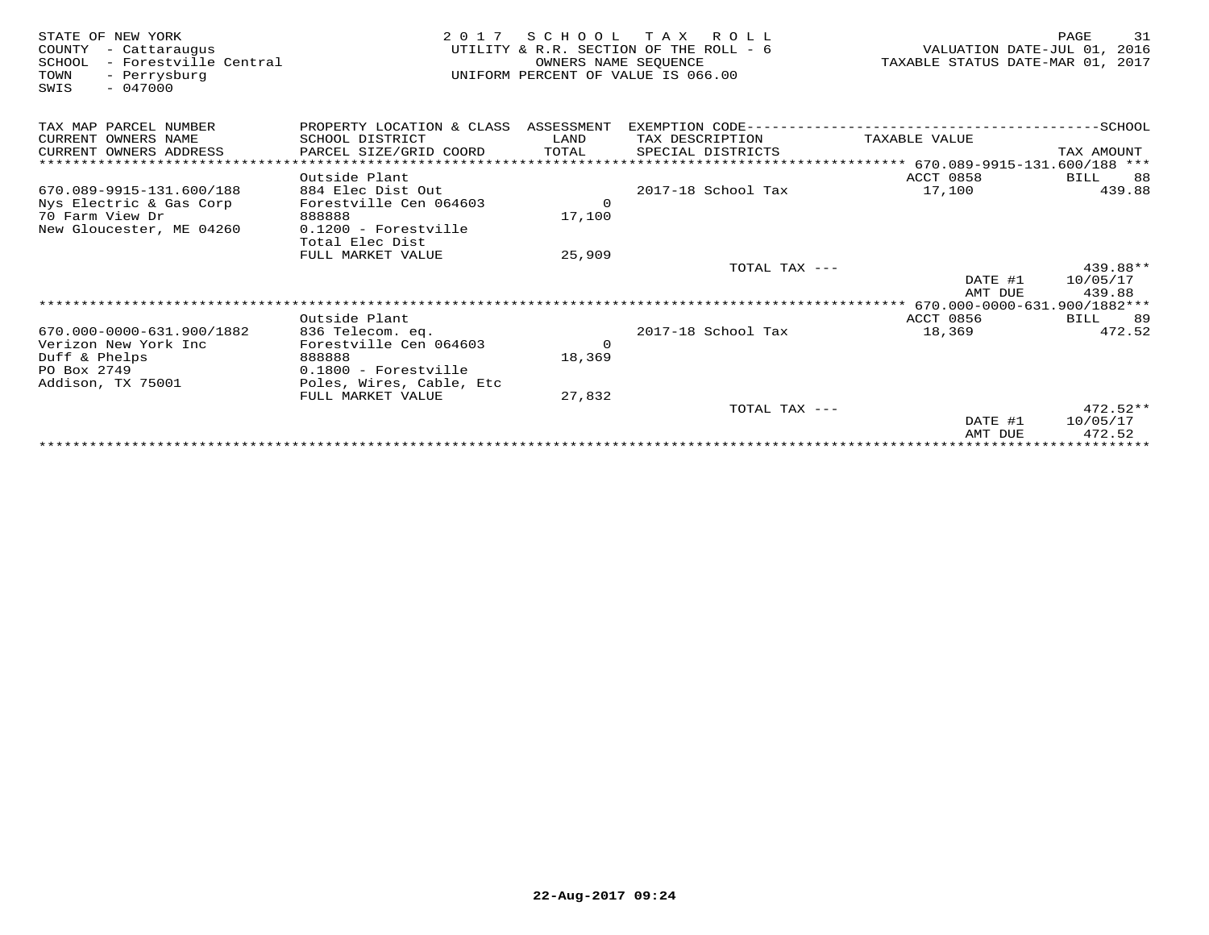STATE OF NEW YORK
COUNTY - Cattaraugus
SCHOOL - Forestville Central
TOWN - Perrysburg
SWIS - 047000

2 0 1 7 S C H O O L T A X R O L L
UTILITY & R.R. SECTION OF THE ROLL - 6
OWNERS NAME SEQUENCE
UNIFORM PERCENT OF VALUE IS 066.00

VALUATION DATE-JUL 01, 2016
TAXABLE STATUS DATE-MAR 01, 2017

| TAX MAP PARCEL NUMBER / CURRENT OWNERS NAME / CURRENT OWNERS ADDRESS | PROPERTY LOCATION & CLASS / SCHOOL DISTRICT / PARCEL SIZE/GRID COORD | ASSESSMENT LAND / TOTAL | EXEMPTION CODE / TAX DESCRIPTION / SPECIAL DISTRICTS | TAXABLE VALUE | TAX AMOUNT |
|---|---|---|---|---|---|
| **670.089-9915-131.600/188** | | | | | |
| | Outside Plant | | | ACCT 0858 | BILL 88 |
| 670.089-9915-131.600/188 | 884 Elec Dist Out | | 2017-18 School Tax | 17,100 | 439.88 |
| Nys Electric & Gas Corp | Forestville Cen 064603 | 0 | | | |
| 70 Farm View Dr | 888888 | 17,100 | | | |
| New Gloucester, ME 04260 | 0.1200 - Forestville | | | | |
| | Total Elec Dist | | | | |
| | FULL MARKET VALUE | 25,909 | | | |
| | | | TOTAL TAX --- | | 439.88** |
| | | | | DATE #1 | 10/05/17 |
| | | | | AMT DUE | 439.88 |
| **670.000-0000-631.900/1882** | | | | | |
| | Outside Plant | | | ACCT 0856 | BILL 89 |
| 670.000-0000-631.900/1882 | 836 Telecom. eq. | | 2017-18 School Tax | 18,369 | 472.52 |
| Verizon New York Inc | Forestville Cen 064603 | 0 | | | |
| Duff & Phelps | 888888 | 18,369 | | | |
| PO Box 2749 | 0.1800 - Forestville | | | | |
| Addison, TX 75001 | Poles, Wires, Cable, Etc | | | | |
| | FULL MARKET VALUE | 27,832 | | | |
| | | | TOTAL TAX --- | | 472.52** |
| | | | | DATE #1 | 10/05/17 |
| | | | | AMT DUE | 472.52 |

22-Aug-2017 09:24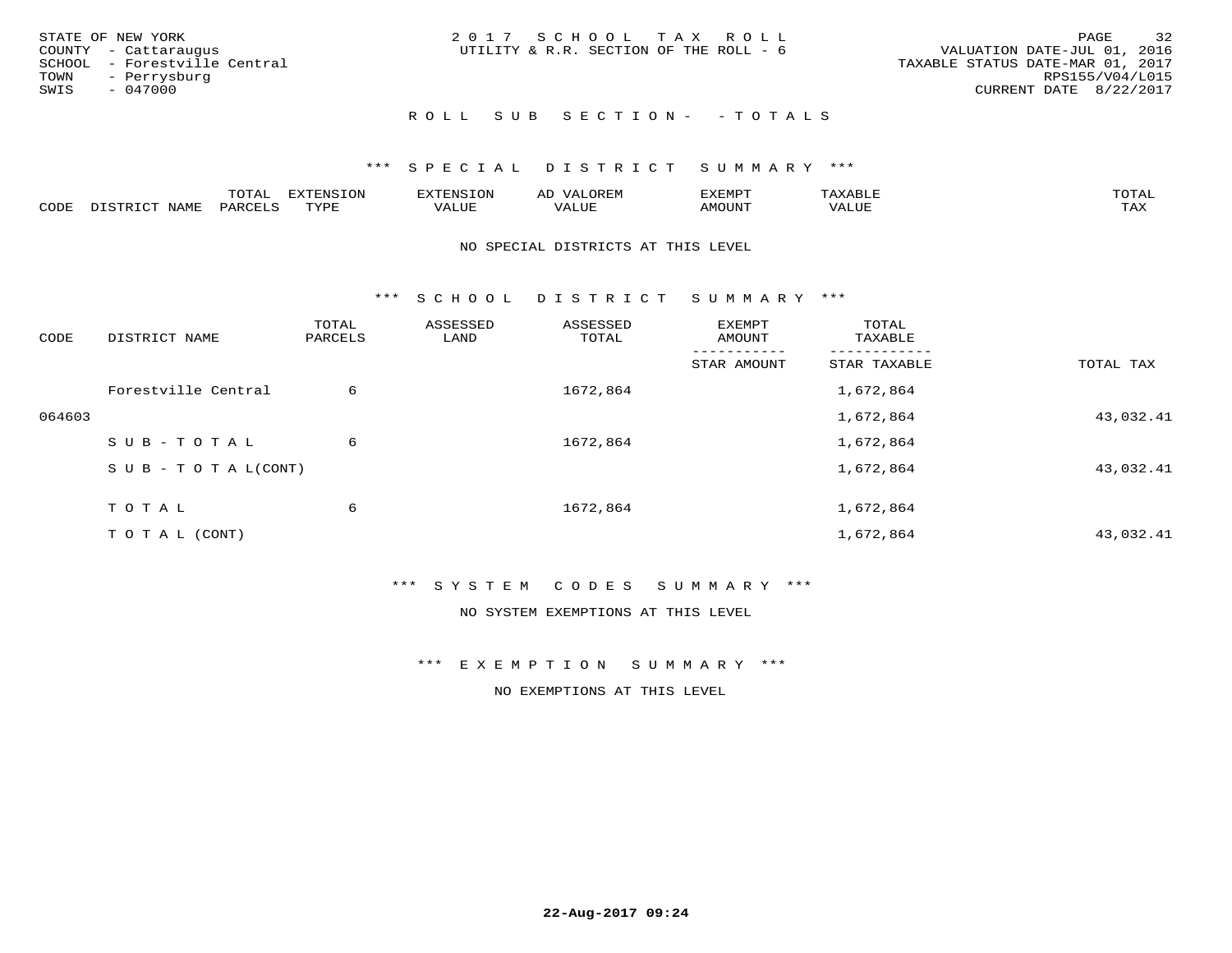STATE OF NEW YORK
COUNTY - Cattaraugus
SCHOOL - Forestville Central
TOWN - Perrysburg
SWIS - 047000

2017 SCHOOL TAX ROLL
UTILITY & R.R. SECTION OF THE ROLL - 6

VALUATION DATE-JUL 01, 2016
TAXABLE STATUS DATE-MAR 01, 2017
RPS155/V04/L015
CURRENT DATE 8/22/2017

ROLL SUB SECTION- - TOTALS

*** SPECIAL DISTRICT SUMMARY ***

| CODE | DISTRICT NAME | TOTAL PARCELS | EXTENSION TYPE | EXTENSION VALUE | AD VALOREM VALUE | EXEMPT AMOUNT | TAXABLE VALUE | TOTAL TAX |
|---|---|---|---|---|---|---|---|---|

NO SPECIAL DISTRICTS AT THIS LEVEL

*** SCHOOL DISTRICT SUMMARY ***

| CODE | DISTRICT NAME | TOTAL PARCELS | ASSESSED LAND | ASSESSED TOTAL | EXEMPT AMOUNT / STAR AMOUNT | TOTAL TAXABLE / STAR TAXABLE | TOTAL TAX |
|---|---|---|---|---|---|---|---|
| | Forestville Central | 6 | | 1672,864 | | 1,672,864 | |
| 064603 | | | | | | 1,672,864 | 43,032.41 |
| | SUB-TOTAL | 6 | | 1672,864 | | 1,672,864 | |
| | SUB-TOTAL(CONT) | | | | | 1,672,864 | 43,032.41 |
| | TOTAL | 6 | | 1672,864 | | 1,672,864 | |
| | TOTAL (CONT) | | | | | 1,672,864 | 43,032.41 |

*** SYSTEM CODES SUMMARY ***

NO SYSTEM EXEMPTIONS AT THIS LEVEL

*** EXEMPTION SUMMARY ***

NO EXEMPTIONS AT THIS LEVEL

22-Aug-2017 09:24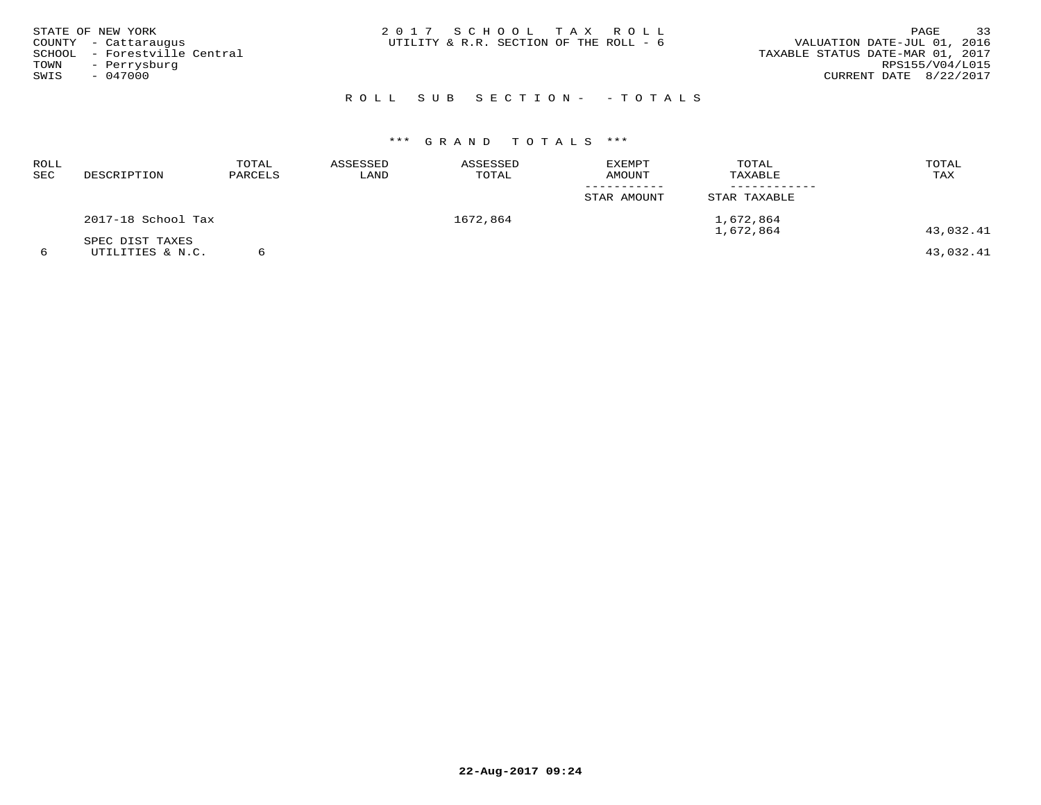STATE OF NEW YORK
COUNTY - Cattaraugus
SCHOOL - Forestville Central
TOWN - Perrysburg
SWIS - 047000

2017 SCHOOL TAX ROLL
UTILITY & R.R. SECTION OF THE ROLL - 6

VALUATION DATE-JUL 01, 2016
TAXABLE STATUS DATE-MAR 01, 2017
RPS155/V04/L015
CURRENT DATE 8/22/2017

ROLL SUB SECTION- - TOTALS

*** GRAND TOTALS ***

| ROLL SEC | DESCRIPTION | TOTAL PARCELS | ASSESSED LAND | ASSESSED TOTAL | EXEMPT AMOUNT / STAR AMOUNT | TOTAL TAXABLE / STAR TAXABLE | TOTAL TAX |
|---|---|---|---|---|---|---|---|
| | 2017-18 School Tax | | | 1672,864 | | 1,672,864 | |
| | | | | | | 1,672,864 | 43,032.41 |
| | SPEC DIST TAXES | | | | | | |
| 6 | UTILITIES & N.C. | 6 | | | | | 43,032.41 |

22-Aug-2017 09:24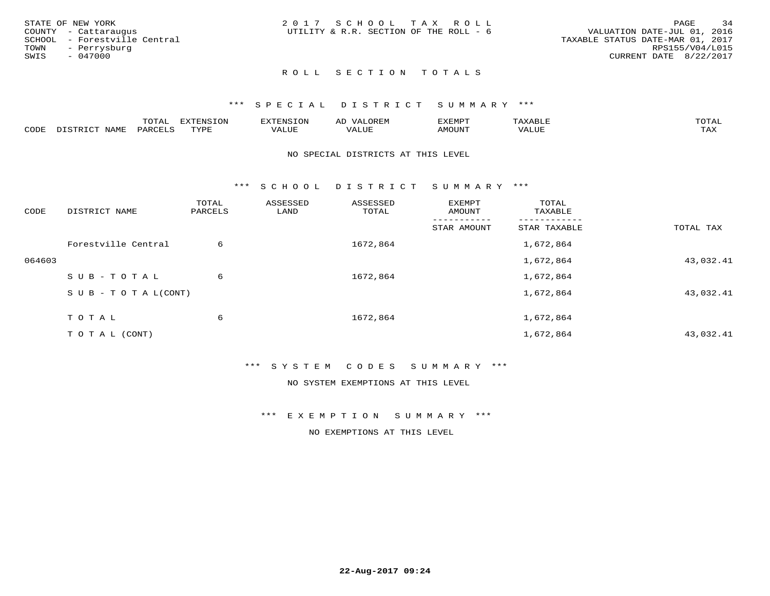STATE OF NEW YORK
COUNTY - Cattaraugus
SCHOOL - Forestville Central
TOWN - Perrysburg
SWIS - 047000

2 0 1 7 S C H O O L T A X R O L L
UTILITY & R.R. SECTION OF THE ROLL - 6

VALUATION DATE-JUL 01, 2016
TAXABLE STATUS DATE-MAR 01, 2017
RPS155/V04/L015
CURRENT DATE 8/22/2017

## R O L L S E C T I O N T O T A L S

### *** S P E C I A L D I S T R I C T S U M M A R Y ***

| CODE | DISTRICT NAME | TOTAL PARCELS | EXTENSION TYPE | EXTENSION VALUE | AD VALOREM VALUE | EXEMPT AMOUNT | TAXABLE VALUE | TOTAL TAX |
|---|---|---|---|---|---|---|---|---|

NO SPECIAL DISTRICTS AT THIS LEVEL

### *** S C H O O L D I S T R I C T S U M M A R Y ***

| CODE | DISTRICT NAME | TOTAL PARCELS | ASSESSED LAND | ASSESSED TOTAL | EXEMPT AMOUNT / STAR AMOUNT | TOTAL TAXABLE / STAR TAXABLE | TOTAL TAX |
|---|---|---|---|---|---|---|---|
| | Forestville Central | 6 | | 1672,864 | | 1,672,864 | |
| 064603 | | | | | | 1,672,864 | 43,032.41 |
| | S U B - T O T A L | 6 | | 1672,864 | | 1,672,864 | |
| | S U B - T O T A L(CONT) | | | | | 1,672,864 | 43,032.41 |
| | T O T A L | 6 | | 1672,864 | | 1,672,864 | |
| | T O T A L (CONT) | | | | | 1,672,864 | 43,032.41 |

### *** S Y S T E M C O D E S S U M M A R Y ***

NO SYSTEM EXEMPTIONS AT THIS LEVEL

### *** E X E M P T I O N S U M M A R Y ***

NO EXEMPTIONS AT THIS LEVEL

22-Aug-2017 09:24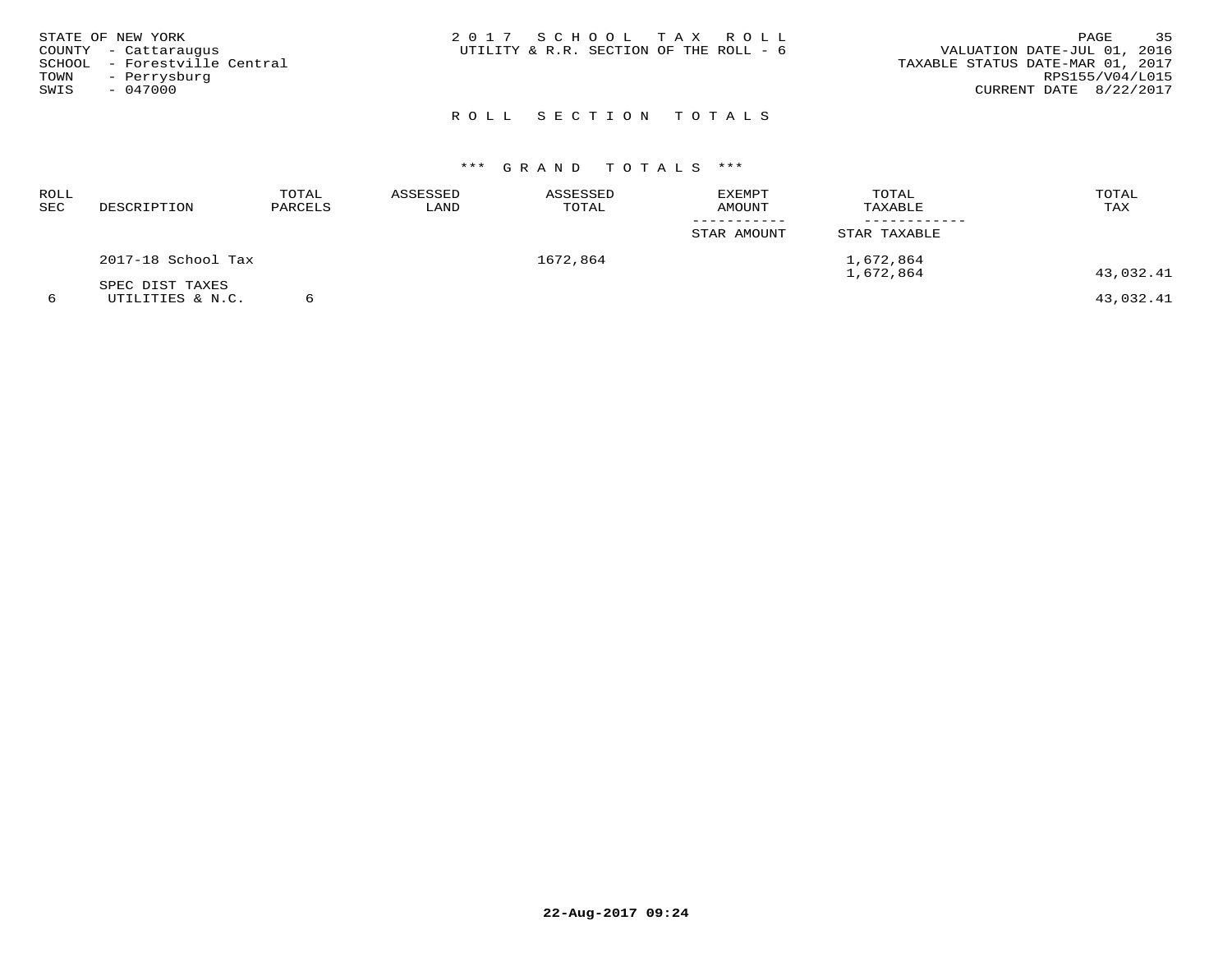STATE OF NEW YORK
COUNTY - Cattaraugus
SCHOOL - Forestville Central
TOWN - Perrysburg
SWIS - 047000

# 2017 SCHOOL TAX ROLL

UTILITY & R.R. SECTION OF THE ROLL - 6

VALUATION DATE-JUL 01, 2016
TAXABLE STATUS DATE-MAR 01, 2017
RPS155/V04/L015
CURRENT DATE 8/22/2017

## ROLL SECTION TOTALS

### *** GRAND TOTALS ***

| ROLL SEC | DESCRIPTION | TOTAL PARCELS | ASSESSED LAND | ASSESSED TOTAL | EXEMPT AMOUNT / STAR AMOUNT | TOTAL TAXABLE / STAR TAXABLE | TOTAL TAX |
|---|---|---|---|---|---|---|---|
| | 2017-18 School Tax | | | 1672,864 | | 1,672,864 | |
| | | | | | | 1,672,864 | 43,032.41 |
| | SPEC DIST TAXES | | | | | | |
| 6 | UTILITIES & N.C. | 6 | | | | | 43,032.41 |

22-Aug-2017 09:24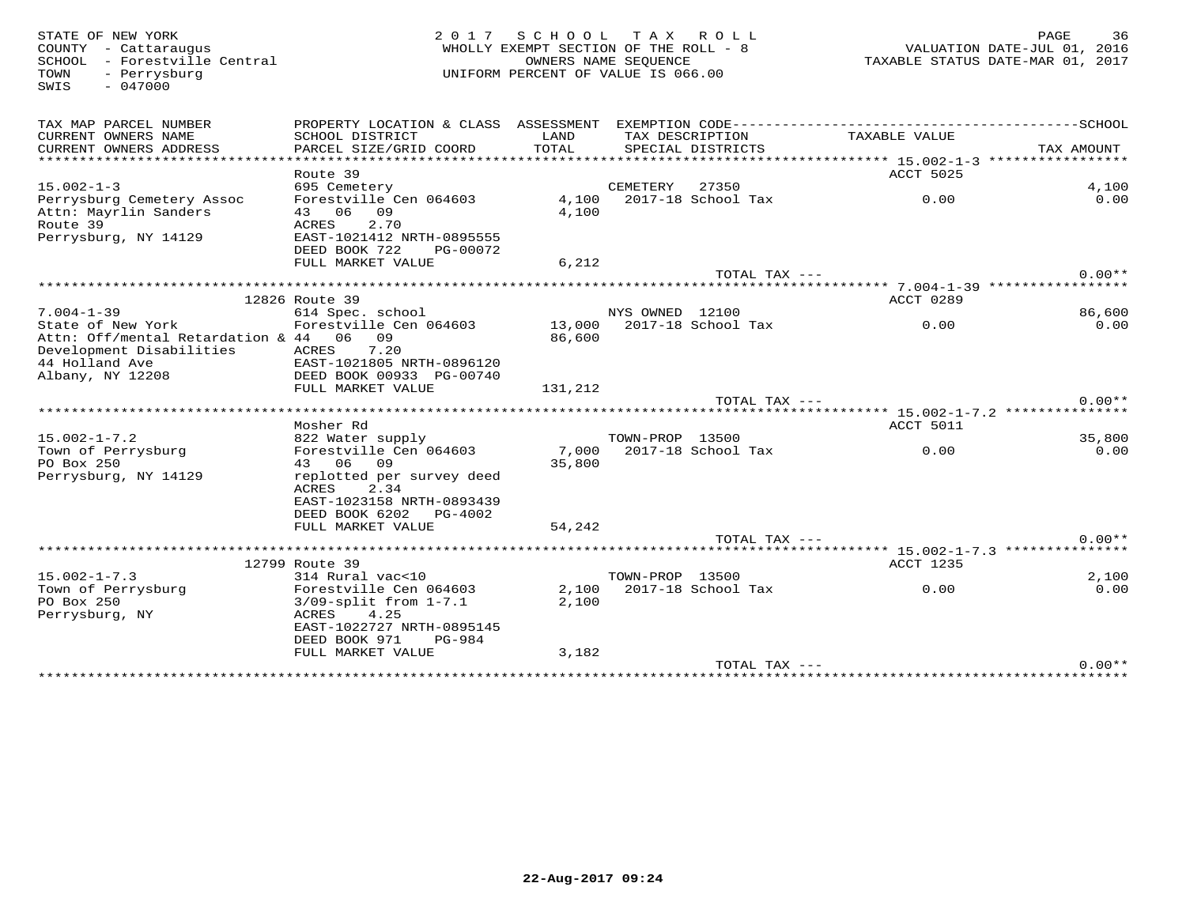STATE OF NEW YORK
COUNTY - Cattaraugus
SCHOOL - Forestville Central
TOWN - Perrysburg
SWIS - 047000

2017 SCHOOL TAX ROLL
WHOLLY EXEMPT SECTION OF THE ROLL - 8
OWNERS NAME SEQUENCE
UNIFORM PERCENT OF VALUE IS 066.00

VALUATION DATE-JUL 01, 2016
TAXABLE STATUS DATE-MAR 01, 2017

| TAX MAP PARCEL NUMBER / CURRENT OWNERS NAME / CURRENT OWNERS ADDRESS | PROPERTY LOCATION & CLASS / SCHOOL DISTRICT / PARCEL SIZE/GRID COORD | ASSESSMENT LAND / TOTAL | EXEMPTION CODE / TAX DESCRIPTION / SPECIAL DISTRICTS | TAXABLE VALUE | TAX AMOUNT |
|---|---|---|---|---|---|
| | Route 39 | | | ACCT 5025 | |
| 15.002-1-3 | 695 Cemetery | | CEMETERY 27350 | | 4,100 |
| Perrysburg Cemetery Assoc | Forestville Cen 064603 | 4,100 | 2017-18 School Tax | 0.00 | 0.00 |
| Attn: Mayrlin Sanders | 43 06 09 | 4,100 | | | |
| Route 39 | ACRES 2.70 | | | | |
| Perrysburg, NY 14129 | EAST-1021412 NRTH-0895555 | | | | |
| | DEED BOOK 722 PG-00072 | | | | |
| | FULL MARKET VALUE | 6,212 | | | |
| | | | TOTAL TAX --- | | 0.00** |
| | 12826 Route 39 | | | ACCT 0289 | |
| 7.004-1-39 | 614 Spec. school | | NYS OWNED 12100 | | 86,600 |
| State of New York | Forestville Cen 064603 | 13,000 | 2017-18 School Tax | 0.00 | 0.00 |
| Attn: Off/mental Retardation & | 44 06 09 | 86,600 | | | |
| Development Disabilities | ACRES 7.20 | | | | |
| 44 Holland Ave | EAST-1021805 NRTH-0896120 | | | | |
| Albany, NY 12208 | DEED BOOK 00933 PG-00740 | | | | |
| | FULL MARKET VALUE | 131,212 | | | |
| | | | TOTAL TAX --- | | 0.00** |
| | Mosher Rd | | | ACCT 5011 | |
| 15.002-1-7.2 | 822 Water supply | | TOWN-PROP 13500 | | 35,800 |
| Town of Perrysburg | Forestville Cen 064603 | 7,000 | 2017-18 School Tax | 0.00 | 0.00 |
| PO Box 250 | 43 06 09 | 35,800 | | | |
| Perrysburg, NY 14129 | replotted per survey deed | | | | |
| | ACRES 2.34 | | | | |
| | EAST-1023158 NRTH-0893439 | | | | |
| | DEED BOOK 6202 PG-4002 | | | | |
| | FULL MARKET VALUE | 54,242 | | | |
| | | | TOTAL TAX --- | | 0.00** |
| | 12799 Route 39 | | | ACCT 1235 | |
| 15.002-1-7.3 | 314 Rural vac<10 | | TOWN-PROP 13500 | | 2,100 |
| Town of Perrysburg | Forestville Cen 064603 | 2,100 | 2017-18 School Tax | 0.00 | 0.00 |
| PO Box 250 | 3/09-split from 1-7.1 | 2,100 | | | |
| Perrysburg, NY | ACRES 4.25 | | | | |
| | EAST-1022727 NRTH-0895145 | | | | |
| | DEED BOOK 971 PG-984 | | | | |
| | FULL MARKET VALUE | 3,182 | | | |
| | | | TOTAL TAX --- | | 0.00** |

22-Aug-2017 09:24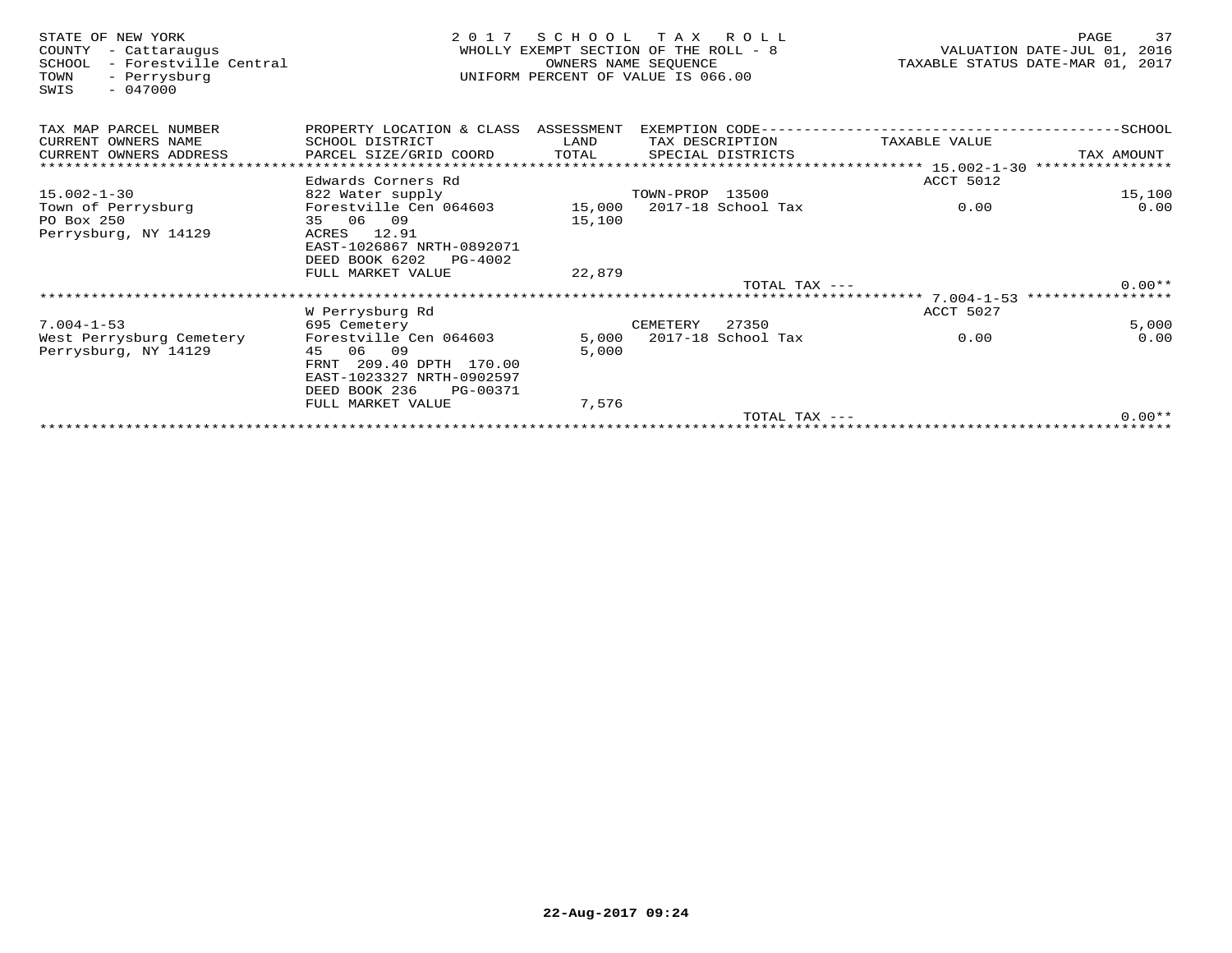STATE OF NEW YORK
COUNTY - Cattaraugus
SCHOOL - Forestville Central
TOWN - Perrysburg
SWIS - 047000

2 0 1 7 S C H O O L T A X R O L L
WHOLLY EXEMPT SECTION OF THE ROLL - 8
OWNERS NAME SEQUENCE
UNIFORM PERCENT OF VALUE IS 066.00

VALUATION DATE-JUL 01, 2016
TAXABLE STATUS DATE-MAR 01, 2017

| TAX MAP PARCEL NUMBER / CURRENT OWNERS NAME / CURRENT OWNERS ADDRESS | PROPERTY LOCATION & CLASS / SCHOOL DISTRICT / PARCEL SIZE/GRID COORD | ASSESSMENT LAND / TOTAL | EXEMPTION CODE / TAX DESCRIPTION / SPECIAL DISTRICTS | TAXABLE VALUE | SCHOOL / TAX AMOUNT |
|---|---|---|---|---|---|
| **15.002-1-30** | Edwards Corners Rd | | | ACCT 5012 | |
| 15.002-1-30 | 822 Water supply | | TOWN-PROP 13500 | | 15,100 |
| Town of Perrysburg | Forestville Cen 064603 | 15,000 | 2017-18 School Tax | 0.00 | 0.00 |
| PO Box 250 | 35 06 09 | 15,100 | | | |
| Perrysburg, NY 14129 | ACRES 12.91 | | | | |
| | EAST-1026867 NRTH-0892071 | | | | |
| | DEED BOOK 6202 PG-4002 | | | | |
| | FULL MARKET VALUE | 22,879 | | | |
| | | | TOTAL TAX --- | | 0.00** |
| **7.004-1-53** | W Perrysburg Rd | | | ACCT 5027 | |
| 7.004-1-53 | 695 Cemetery | | CEMETERY 27350 | | 5,000 |
| West Perrysburg Cemetery | Forestville Cen 064603 | 5,000 | 2017-18 School Tax | 0.00 | 0.00 |
| Perrysburg, NY 14129 | 45 06 09 | 5,000 | | | |
| | FRNT 209.40 DPTH 170.00 | | | | |
| | EAST-1023327 NRTH-0902597 | | | | |
| | DEED BOOK 236 PG-00371 | | | | |
| | FULL MARKET VALUE | 7,576 | | | |
| | | | TOTAL TAX --- | | 0.00** |

22-Aug-2017 09:24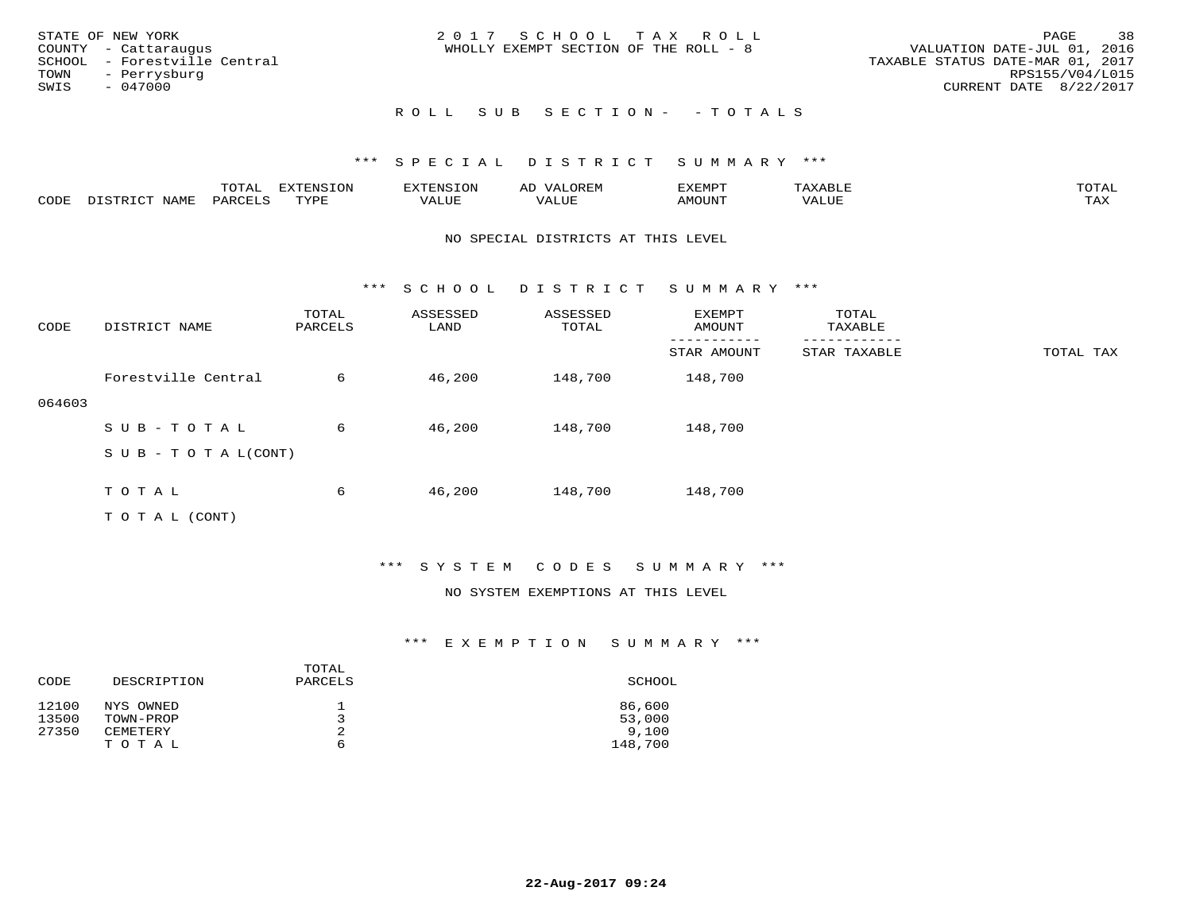STATE OF NEW YORK
COUNTY - Cattaraugus
SCHOOL - Forestville Central
TOWN - Perrysburg
SWIS - 047000

2 0 1 7 S C H O O L T A X R O L L
WHOLLY EXEMPT SECTION OF THE ROLL - 8

VALUATION DATE-JUL 01, 2016
TAXABLE STATUS DATE-MAR 01, 2017
RPS155/V04/L015
CURRENT DATE 8/22/2017

R O L L S U B S E C T I O N - - T O T A L S

*** S P E C I A L D I S T R I C T S U M M A R Y ***

| CODE | DISTRICT NAME | TOTAL PARCELS | EXTENSION TYPE | EXTENSION VALUE | AD VALOREM VALUE | EXEMPT AMOUNT | TAXABLE VALUE | TOTAL TAX |
|---|---|---|---|---|---|---|---|---|

NO SPECIAL DISTRICTS AT THIS LEVEL

*** S C H O O L D I S T R I C T S U M M A R Y ***

| CODE | DISTRICT NAME | TOTAL PARCELS | ASSESSED LAND | ASSESSED TOTAL | EXEMPT AMOUNT / STAR AMOUNT | TOTAL TAXABLE / STAR TAXABLE | TOTAL TAX |
|---|---|---|---|---|---|---|---|
| 064603 | Forestville Central | 6 | 46,200 | 148,700 | 148,700 | | |
| | S U B - T O T A L | 6 | 46,200 | 148,700 | 148,700 | | |
| | S U B - T O T A L(CONT) | | | | | | |
| | T O T A L | 6 | 46,200 | 148,700 | 148,700 | | |
| | T O T A L (CONT) | | | | | | |

*** S Y S T E M C O D E S S U M M A R Y ***

NO SYSTEM EXEMPTIONS AT THIS LEVEL

*** E X E M P T I O N S U M M A R Y ***

| CODE | DESCRIPTION | TOTAL PARCELS | SCHOOL |
|---|---|---|---|
| 12100 | NYS OWNED | 1 | 86,600 |
| 13500 | TOWN-PROP | 3 | 53,000 |
| 27350 | CEMETERY | 2 | 9,100 |
| | T O T A L | 6 | 148,700 |

22-Aug-2017 09:24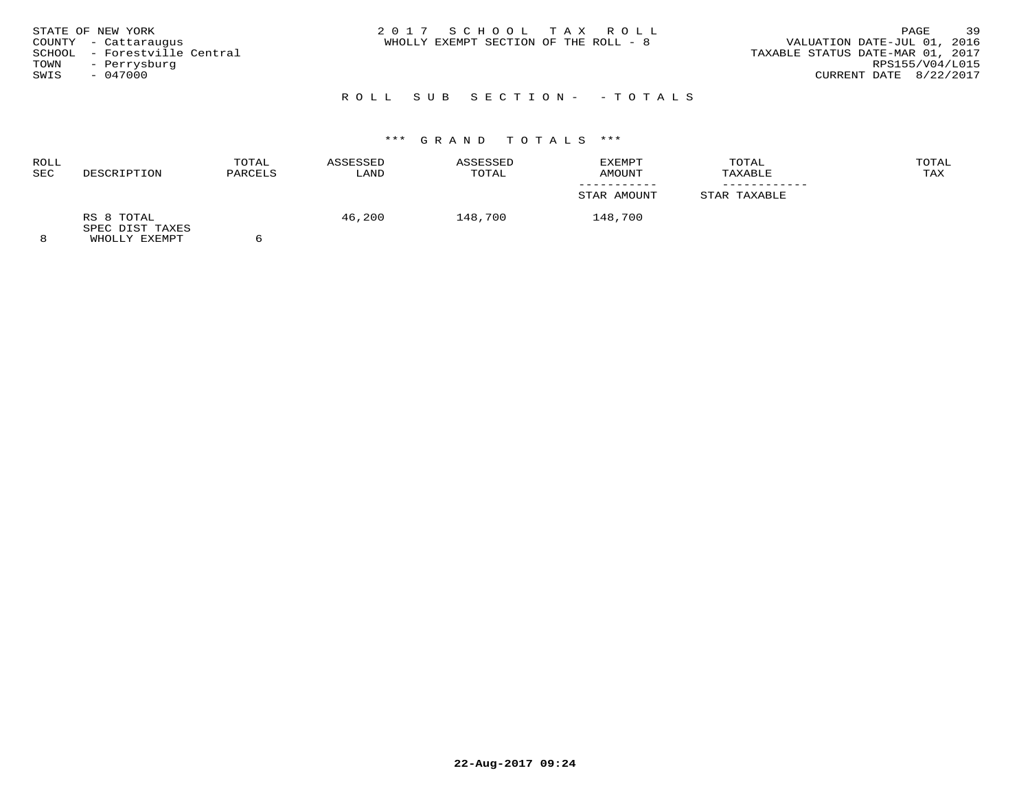STATE OF NEW YORK
COUNTY - Cattaraugus
SCHOOL - Forestville Central
TOWN - Perrysburg
SWIS - 047000

# 2017 SCHOOL TAX ROLL

WHOLLY EXEMPT SECTION OF THE ROLL - 8

VALUATION DATE-JUL 01, 2016
TAXABLE STATUS DATE-MAR 01, 2017
RPS155/V04/L015
CURRENT DATE 8/22/2017

## ROLL SUB SECTION- - TOTALS

### *** GRAND TOTALS ***

| ROLL SEC | DESCRIPTION | TOTAL PARCELS | ASSESSED LAND | ASSESSED TOTAL | EXEMPT AMOUNT / STAR AMOUNT | TOTAL TAXABLE / STAR TAXABLE | TOTAL TAX |
|---|---|---|---|---|---|---|---|
| 8 | RS 8 TOTAL SPEC DIST TAXES WHOLLY EXEMPT | 6 | 46,200 | 148,700 | 148,700 | | |

22-Aug-2017 09:24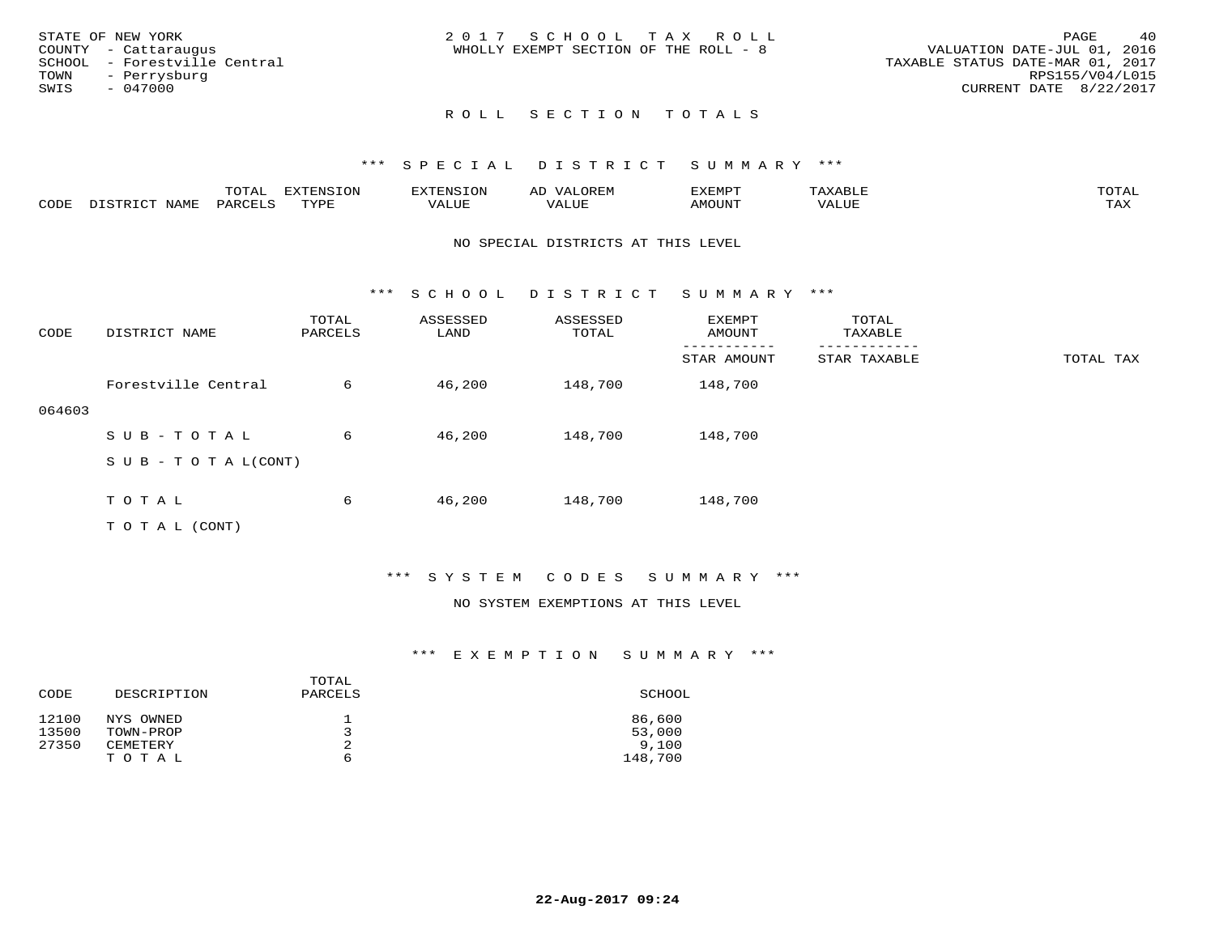STATE OF NEW YORK
COUNTY - Cattaraugus
SCHOOL - Forestville Central
TOWN - Perrysburg
SWIS - 047000

2017 SCHOOL TAX ROLL
WHOLLY EXEMPT SECTION OF THE ROLL - 8

VALUATION DATE-JUL 01, 2016
TAXABLE STATUS DATE-MAR 01, 2017
RPS155/V04/L015
CURRENT DATE 8/22/2017

## ROLL SECTION TOTALS

### *** SPECIAL DISTRICT SUMMARY ***

| CODE | DISTRICT NAME | TOTAL PARCELS | EXTENSION TYPE | EXTENSION VALUE | AD VALOREM VALUE | EXEMPT AMOUNT | TAXABLE VALUE | TOTAL TAX |
|---|---|---|---|---|---|---|---|---|

NO SPECIAL DISTRICTS AT THIS LEVEL

### *** SCHOOL DISTRICT SUMMARY ***

| CODE | DISTRICT NAME | TOTAL PARCELS | ASSESSED LAND | ASSESSED TOTAL | EXEMPT AMOUNT / STAR AMOUNT | TOTAL TAXABLE / STAR TAXABLE | TOTAL TAX |
|---|---|---|---|---|---|---|---|
| 064603 | Forestville Central | 6 | 46,200 | 148,700 | 148,700 | | |
| | SUB-TOTAL | 6 | 46,200 | 148,700 | 148,700 | | |
| | SUB-TOTAL(CONT) | | | | | | |
| | TOTAL | 6 | 46,200 | 148,700 | 148,700 | | |
| | TOTAL (CONT) | | | | | | |

### *** SYSTEM CODES SUMMARY ***

NO SYSTEM EXEMPTIONS AT THIS LEVEL

### *** EXEMPTION SUMMARY ***

| CODE | DESCRIPTION | TOTAL PARCELS | SCHOOL |
|---|---|---|---|
| 12100 | NYS OWNED | 1 | 86,600 |
| 13500 | TOWN-PROP | 3 | 53,000 |
| 27350 | CEMETERY | 2 | 9,100 |
| | TOTAL | 6 | 148,700 |

22-Aug-2017 09:24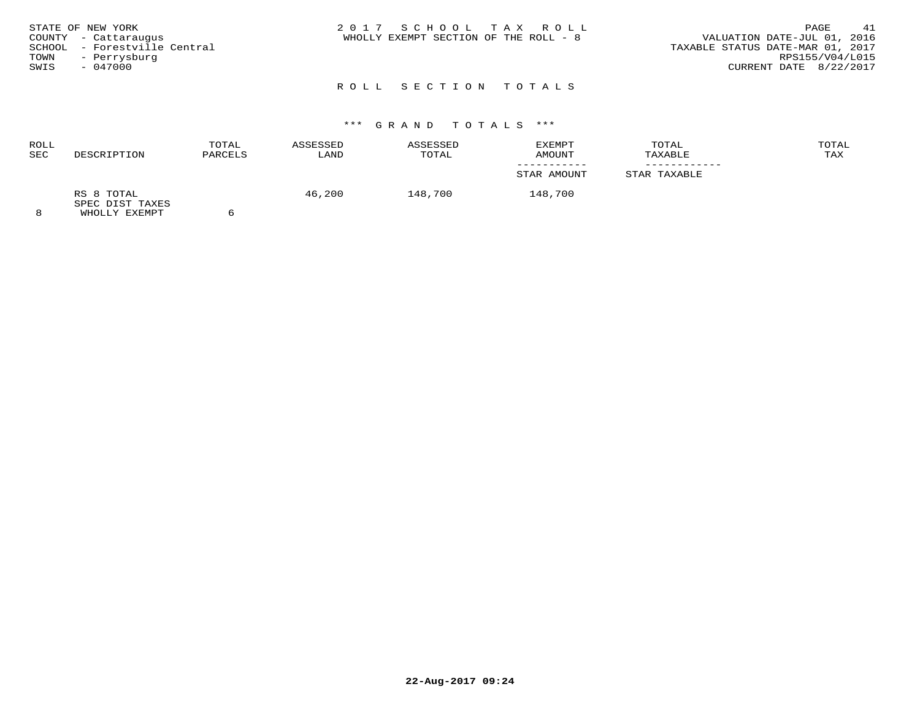STATE OF NEW YORK
COUNTY - Cattaraugus
SCHOOL - Forestville Central
TOWN - Perrysburg
SWIS - 047000

2017 SCHOOL TAX ROLL
WHOLLY EXEMPT SECTION OF THE ROLL - 8

VALUATION DATE-JUL 01, 2016
TAXABLE STATUS DATE-MAR 01, 2017
RPS155/V04/L015
CURRENT DATE 8/22/2017

## ROLL SECTION TOTALS

### *** GRAND TOTALS ***

| ROLL SEC | DESCRIPTION | TOTAL PARCELS | ASSESSED LAND | ASSESSED TOTAL | EXEMPT AMOUNT / STAR AMOUNT | TOTAL TAXABLE / STAR TAXABLE | TOTAL TAX |
|---|---|---|---|---|---|---|---|
| 8 | RS 8 TOTAL SPEC DIST TAXES WHOLLY EXEMPT | 6 | 46,200 | 148,700 | 148,700 | | |

22-Aug-2017 09:24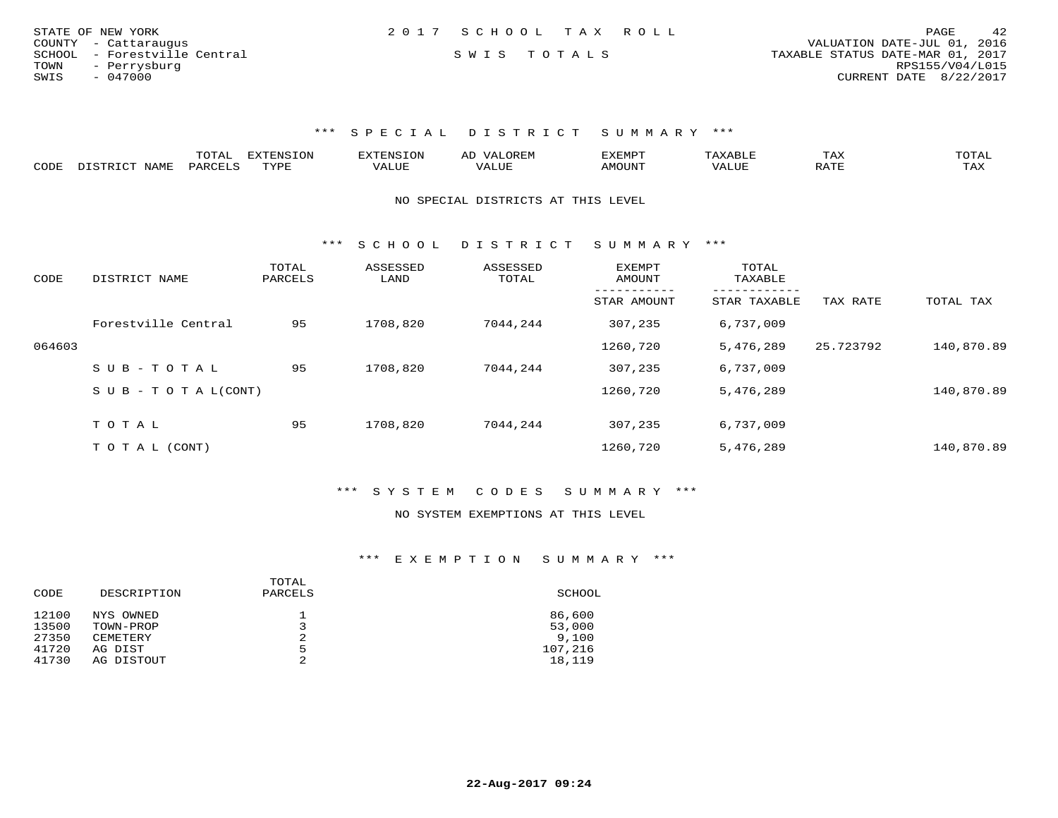STATE OF NEW YORK
COUNTY - Cattaraugus
SCHOOL - Forestville Central
TOWN - Perrysburg
SWIS - 047000

2 0 1 7 S C H O O L T A X R O L L

S W I S T O T A L S

VALUATION DATE-JUL 01, 2016
TAXABLE STATUS DATE-MAR 01, 2017
RPS155/V04/L015
CURRENT DATE 8/22/2017

### \*\*\* S P E C I A L D I S T R I C T S U M M A R Y \*\*\*

| CODE | DISTRICT NAME | TOTAL PARCELS | EXTENSION TYPE | EXTENSION VALUE | AD VALOREM VALUE | EXEMPT AMOUNT | TAXABLE VALUE | TAX RATE | TOTAL TAX |
|---|---|---|---|---|---|---|---|---|---|

NO SPECIAL DISTRICTS AT THIS LEVEL

### \*\*\* S C H O O L D I S T R I C T S U M M A R Y \*\*\*

| CODE | DISTRICT NAME | TOTAL PARCELS | ASSESSED LAND | ASSESSED TOTAL | EXEMPT AMOUNT / STAR AMOUNT | TOTAL TAXABLE / STAR TAXABLE | TAX RATE | TOTAL TAX |
|---|---|---|---|---|---|---|---|---|
| | Forestville Central | 95 | 1708,820 | 7044,244 | 307,235 | 6,737,009 | | |
| 064603 | | | | | 1260,720 | 5,476,289 | 25.723792 | 140,870.89 |
| | S U B - T O T A L | 95 | 1708,820 | 7044,244 | 307,235 | 6,737,009 | | |
| | S U B - T O T A L(CONT) | | | | 1260,720 | 5,476,289 | | 140,870.89 |
| | T O T A L | 95 | 1708,820 | 7044,244 | 307,235 | 6,737,009 | | |
| | T O T A L (CONT) | | | | 1260,720 | 5,476,289 | | 140,870.89 |

### \*\*\* S Y S T E M C O D E S S U M M A R Y \*\*\*

NO SYSTEM EXEMPTIONS AT THIS LEVEL

### \*\*\* E X E M P T I O N S U M M A R Y \*\*\*

| CODE | DESCRIPTION | TOTAL PARCELS | SCHOOL |
|---|---|---|---|
| 12100 | NYS OWNED | 1 | 86,600 |
| 13500 | TOWN-PROP | 3 | 53,000 |
| 27350 | CEMETERY | 2 | 9,100 |
| 41720 | AG DIST | 5 | 107,216 |
| 41730 | AG DISTOUT | 2 | 18,119 |

22-Aug-2017 09:24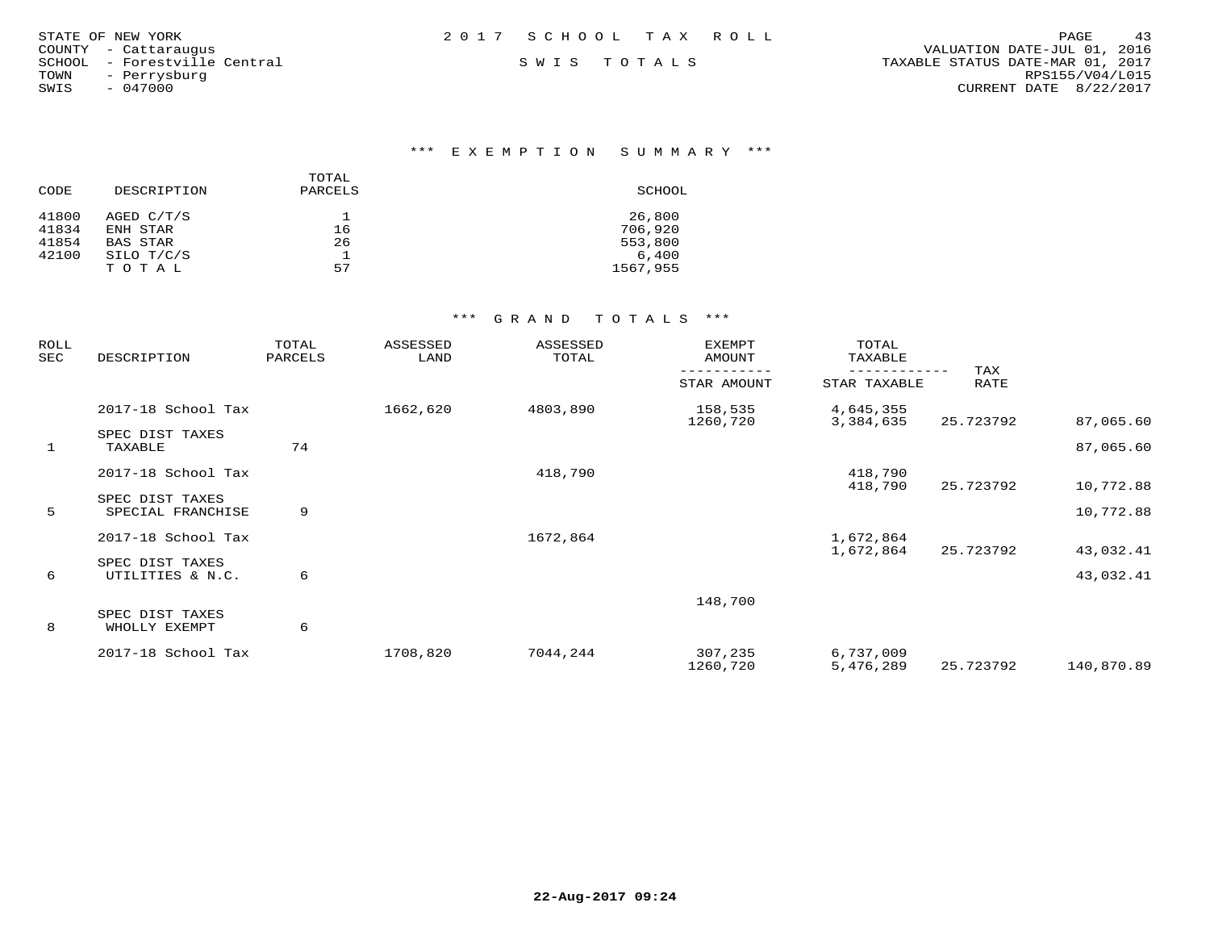STATE OF NEW YORK
COUNTY - Cattaraugus
SCHOOL - Forestville Central
TOWN - Perrysburg
SWIS - 047000

2 0 1 7 S C H O O L T A X R O L L

S W I S T O T A L S

VALUATION DATE-JUL 01, 2016
TAXABLE STATUS DATE-MAR 01, 2017
RPS155/V04/L015
CURRENT DATE 8/22/2017

## *** E X E M P T I O N S U M M A R Y ***

| CODE | DESCRIPTION | TOTAL PARCELS | SCHOOL |
|---|---|---|---|
| 41800 | AGED C/T/S | 1 | 26,800 |
| 41834 | ENH STAR | 16 | 706,920 |
| 41854 | BAS STAR | 26 | 553,800 |
| 42100 | SILO T/C/S | 1 | 6,400 |
| | T O T A L | 57 | 1567,955 |

## *** G R A N D T O T A L S ***

| ROLL SEC | DESCRIPTION | TOTAL PARCELS | ASSESSED LAND | ASSESSED TOTAL | EXEMPT AMOUNT / STAR AMOUNT | TOTAL TAXABLE / STAR TAXABLE | TAX RATE | |
|---|---|---|---|---|---|---|---|---|
| | 2017-18 School Tax | | 1662,620 | 4803,890 | 158,535 | 4,645,355 | | |
| | | | | | 1260,720 | 3,384,635 | 25.723792 | 87,065.60 |
| 1 | SPEC DIST TAXES TAXABLE | 74 | | | | | | 87,065.60 |
| | 2017-18 School Tax | | | 418,790 | | 418,790 | | |
| | | | | | | 418,790 | 25.723792 | 10,772.88 |
| 5 | SPEC DIST TAXES SPECIAL FRANCHISE | 9 | | | | | | 10,772.88 |
| | 2017-18 School Tax | | | 1672,864 | | 1,672,864 | | |
| | | | | | | 1,672,864 | 25.723792 | 43,032.41 |
| 6 | SPEC DIST TAXES UTILITIES & N.C. | 6 | | | | | | 43,032.41 |
| | | | | | 148,700 | | | |
| 8 | SPEC DIST TAXES WHOLLY EXEMPT | 6 | | | | | | |
| | 2017-18 School Tax | | 1708,820 | 7044,244 | 307,235 | 6,737,009 | | |
| | | | | | 1260,720 | 5,476,289 | 25.723792 | 140,870.89 |

22-Aug-2017 09:24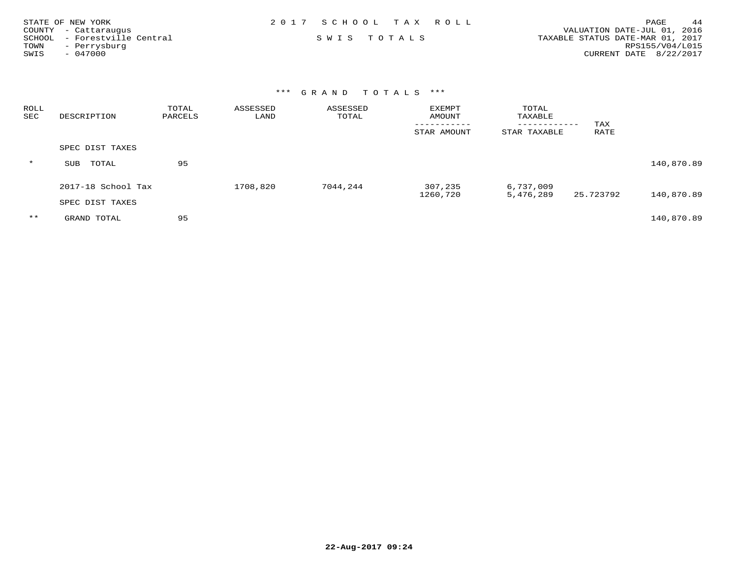STATE OF NEW YORK
COUNTY - Cattaraugus
SCHOOL - Forestville Central
TOWN - Perrysburg
SWIS - 047000

2017 SCHOOL TAX ROLL

SWIS TOTALS

VALUATION DATE-JUL 01, 2016
TAXABLE STATUS DATE-MAR 01, 2017
RPS155/V04/L015
CURRENT DATE 8/22/2017

### *** GRAND TOTALS ***

| ROLL SEC | DESCRIPTION | TOTAL PARCELS | ASSESSED LAND | ASSESSED TOTAL | EXEMPT AMOUNT / STAR AMOUNT | TOTAL TAXABLE / STAR TAXABLE | TAX RATE | |
|---|---|---|---|---|---|---|---|---|
| | SPEC DIST TAXES | | | | | | | |
| * | SUB TOTAL | 95 | | | | | | 140,870.89 |
| | 2017-18 School Tax | | 1708,820 | 7044,244 | 307,235<br>1260,720 | 6,737,009<br>5,476,289 | 25.723792 | 140,870.89 |
| | SPEC DIST TAXES | | | | | | | |
| ** | GRAND TOTAL | 95 | | | | | | 140,870.89 |

22-Aug-2017 09:24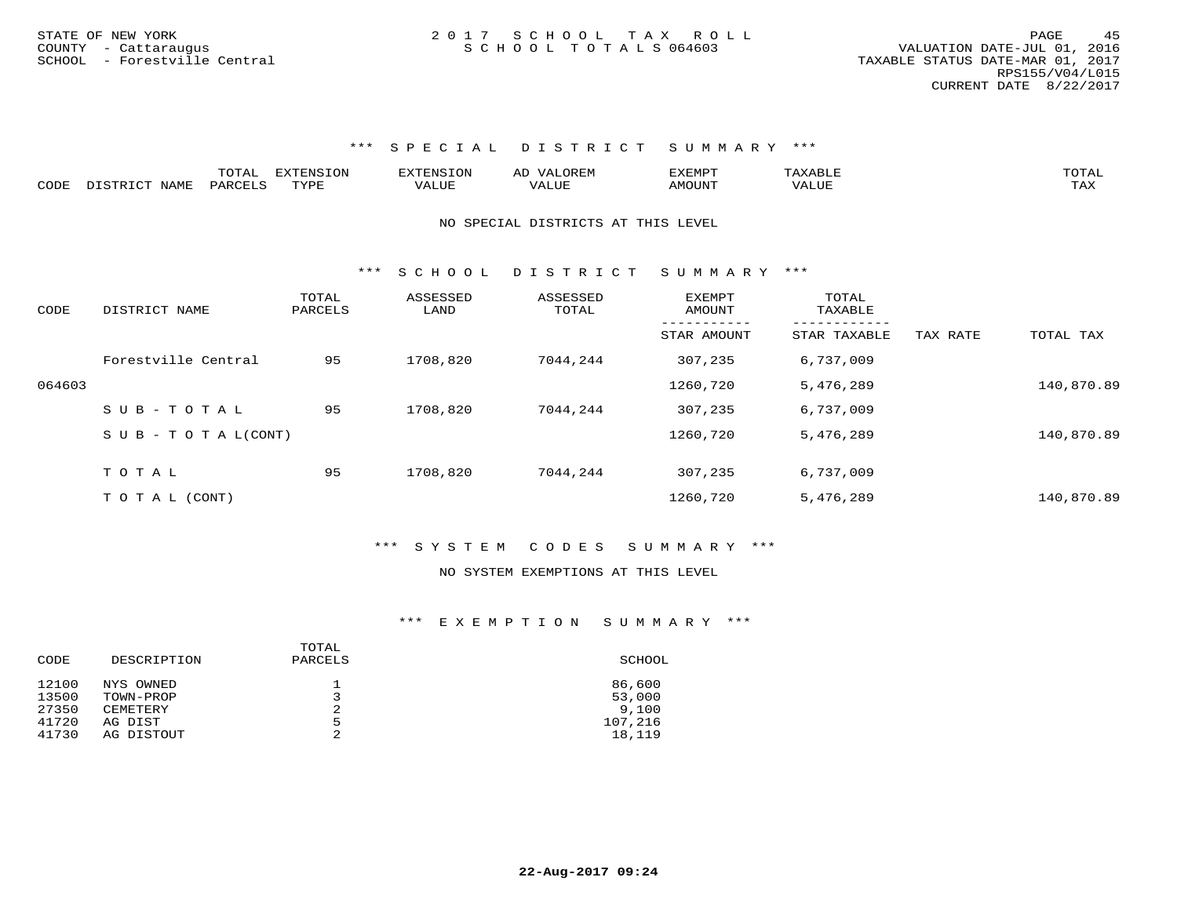STATE OF NEW YORK
COUNTY - Cattaraugus
SCHOOL - Forestville Central

2017 SCHOOL TAX ROLL
SCHOOL TOTALS 064603

VALUATION DATE-JUL 01, 2016
TAXABLE STATUS DATE-MAR 01, 2017
RPS155/V04/L015
CURRENT DATE 8/22/2017

### *** SPECIAL DISTRICT SUMMARY ***

| CODE | DISTRICT NAME | TOTAL PARCELS | EXTENSION TYPE | EXTENSION VALUE | AD VALOREM VALUE | EXEMPT AMOUNT | TAXABLE VALUE | TOTAL TAX |
|---|---|---|---|---|---|---|---|---|

NO SPECIAL DISTRICTS AT THIS LEVEL

### *** SCHOOL DISTRICT SUMMARY ***

| CODE | DISTRICT NAME | TOTAL PARCELS | ASSESSED LAND | ASSESSED TOTAL | EXEMPT AMOUNT / STAR AMOUNT | TOTAL TAXABLE / STAR TAXABLE | TAX RATE | TOTAL TAX |
|---|---|---|---|---|---|---|---|---|
| | Forestville Central | 95 | 1708,820 | 7044,244 | 307,235 | 6,737,009 | | |
| 064603 | | | | | 1260,720 | 5,476,289 | | 140,870.89 |
| | SUB-TOTAL | 95 | 1708,820 | 7044,244 | 307,235 | 6,737,009 | | |
| | SUB-TOTAL(CONT) | | | | 1260,720 | 5,476,289 | | 140,870.89 |
| | TOTAL | 95 | 1708,820 | 7044,244 | 307,235 | 6,737,009 | | |
| | TOTAL (CONT) | | | | 1260,720 | 5,476,289 | | 140,870.89 |

### *** SYSTEM CODES SUMMARY ***

NO SYSTEM EXEMPTIONS AT THIS LEVEL

### *** EXEMPTION SUMMARY ***

| CODE | DESCRIPTION | TOTAL PARCELS | SCHOOL |
|---|---|---|---|
| 12100 | NYS OWNED | 1 | 86,600 |
| 13500 | TOWN-PROP | 3 | 53,000 |
| 27350 | CEMETERY | 2 | 9,100 |
| 41720 | AG DIST | 5 | 107,216 |
| 41730 | AG DISTOUT | 2 | 18,119 |

22-Aug-2017 09:24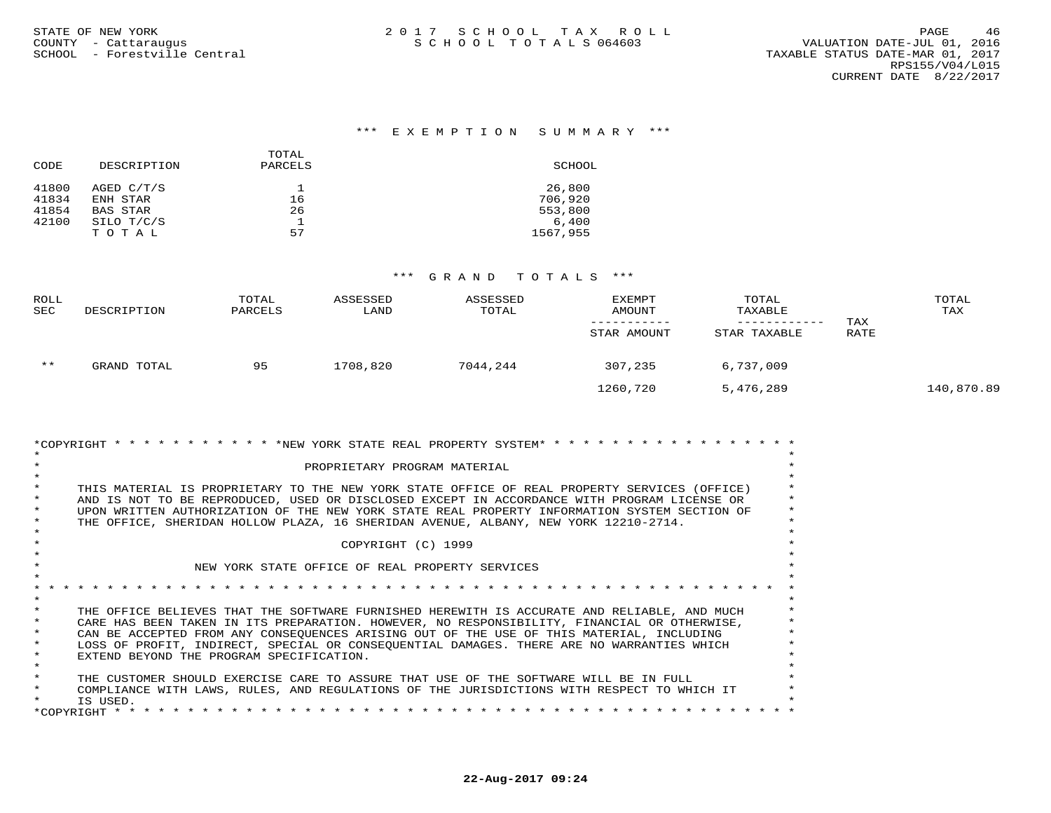STATE OF NEW YORK
COUNTY - Cattaraugus
SCHOOL - Forestville Central

2 0 1 7 S C H O O L T A X R O L L
S C H O O L T O T A L S 064603

VALUATION DATE-JUL 01, 2016
TAXABLE STATUS DATE-MAR 01, 2017
RPS155/V04/L015
CURRENT DATE 8/22/2017

### \*\*\* E X E M P T I O N S U M M A R Y \*\*\*

| CODE | DESCRIPTION | TOTAL PARCELS | SCHOOL |
|---|---|---|---|
| 41800 | AGED C/T/S | 1 | 26,800 |
| 41834 | ENH STAR | 16 | 706,920 |
| 41854 | BAS STAR | 26 | 553,800 |
| 42100 | SILO T/C/S | 1 | 6,400 |
| | T O T A L | 57 | 1567,955 |

### \*\*\* G R A N D T O T A L S \*\*\*

| ROLL SEC | DESCRIPTION | TOTAL PARCELS | ASSESSED LAND | ASSESSED TOTAL | EXEMPT AMOUNT / STAR AMOUNT | TOTAL TAXABLE / STAR TAXABLE | TAX RATE | TOTAL TAX |
|---|---|---|---|---|---|---|---|---|
| ** | GRAND TOTAL | 95 | 1708,820 | 7044,244 | 307,235 | 6,737,009 | | |
| | | | | | 1260,720 | 5,476,289 | | 140,870.89 |

*COPYRIGHT * * * * * * * * * * * * *NEW YORK STATE REAL PROPERTY SYSTEM* * * * * * * * * * * * * * * * * *

PROPRIETARY PROGRAM MATERIAL

THIS MATERIAL IS PROPRIETARY TO THE NEW YORK STATE OFFICE OF REAL PROPERTY SERVICES (OFFICE) AND IS NOT TO BE REPRODUCED, USED OR DISCLOSED EXCEPT IN ACCORDANCE WITH PROGRAM LICENSE OR UPON WRITTEN AUTHORIZATION OF THE NEW YORK STATE REAL PROPERTY INFORMATION SYSTEM SECTION OF THE OFFICE, SHERIDAN HOLLOW PLAZA, 16 SHERIDAN AVENUE, ALBANY, NEW YORK 12210-2714.

COPYRIGHT (C) 1999

NEW YORK STATE OFFICE OF REAL PROPERTY SERVICES

THE OFFICE BELIEVES THAT THE SOFTWARE FURNISHED HEREWITH IS ACCURATE AND RELIABLE, AND MUCH CARE HAS BEEN TAKEN IN ITS PREPARATION. HOWEVER, NO RESPONSIBILITY, FINANCIAL OR OTHERWISE, CAN BE ACCEPTED FROM ANY CONSEQUENCES ARISING OUT OF THE USE OF THIS MATERIAL, INCLUDING LOSS OF PROFIT, INDIRECT, SPECIAL OR CONSEQUENTIAL DAMAGES. THERE ARE NO WARRANTIES WHICH EXTEND BEYOND THE PROGRAM SPECIFICATION.

THE CUSTOMER SHOULD EXERCISE CARE TO ASSURE THAT USE OF THE SOFTWARE WILL BE IN FULL COMPLIANCE WITH LAWS, RULES, AND REGULATIONS OF THE JURISDICTIONS WITH RESPECT TO WHICH IT IS USED.

*COPYRIGHT * * * * * * * * * * * * * * * * * * * * * * * * * * * * * * * * * * * * * * * * * * * * * * *

22-Aug-2017 09:24